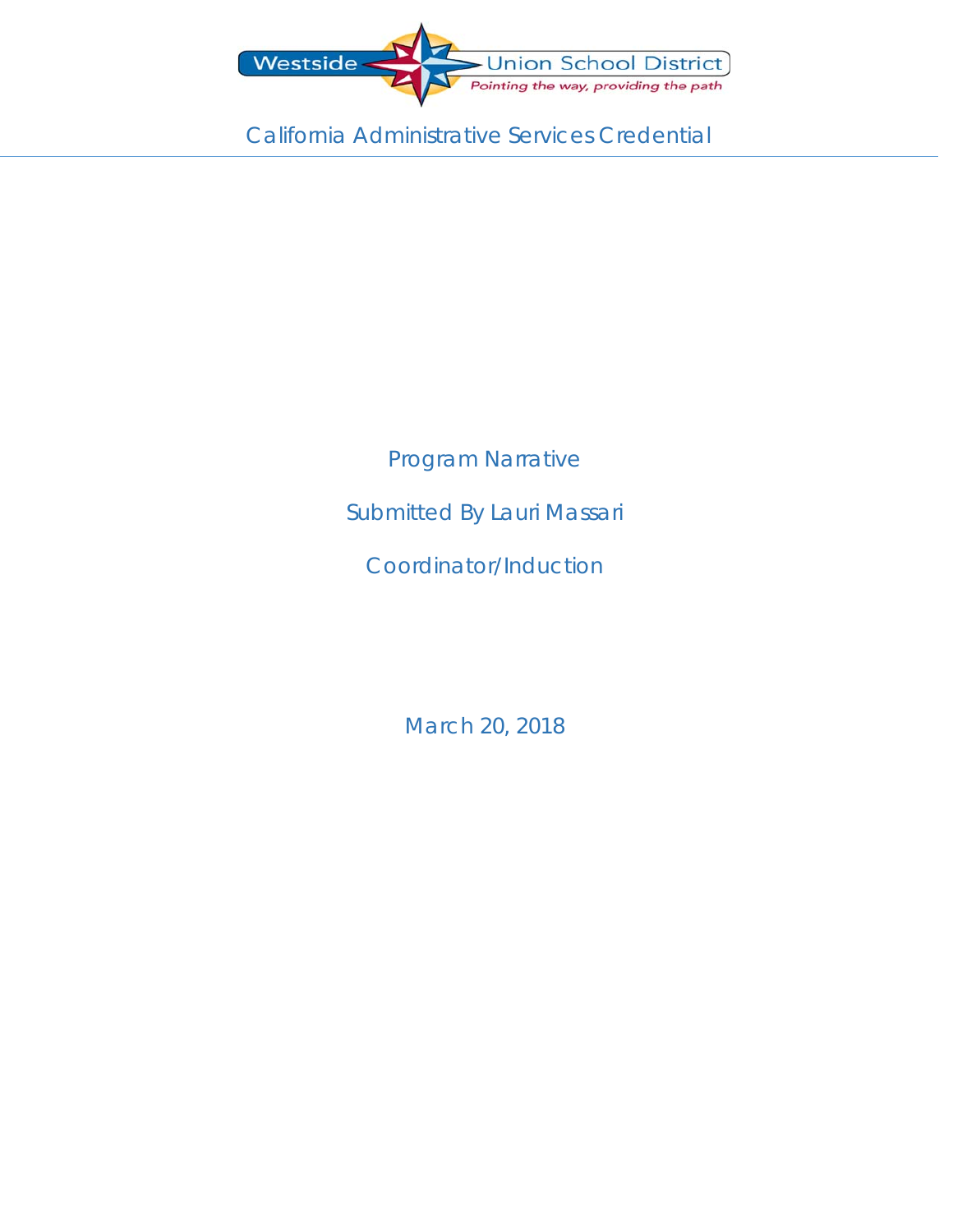Westside Union School District

*Pointing the way, providing the path*

# California Administrative Services Credential

Program Narrative

Submitted By Lauri Massari

Coordinator/Induction

March 20, 2018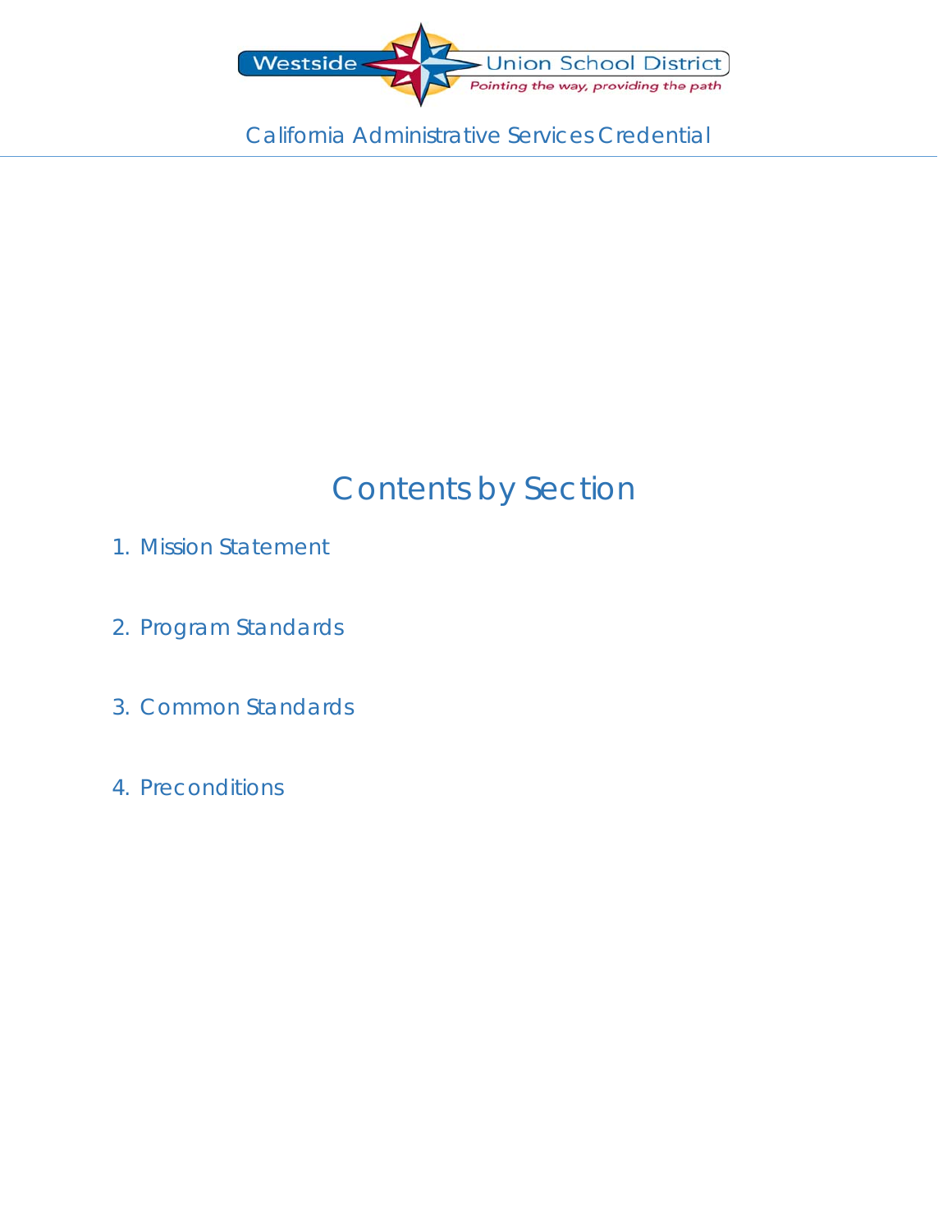Westside Union School District

*Pointing the way, providing the path*

California Administrative Services Credential

# Contents by Section

1. Mission Statement
2. Program Standards
3. Common Standards
4. Preconditions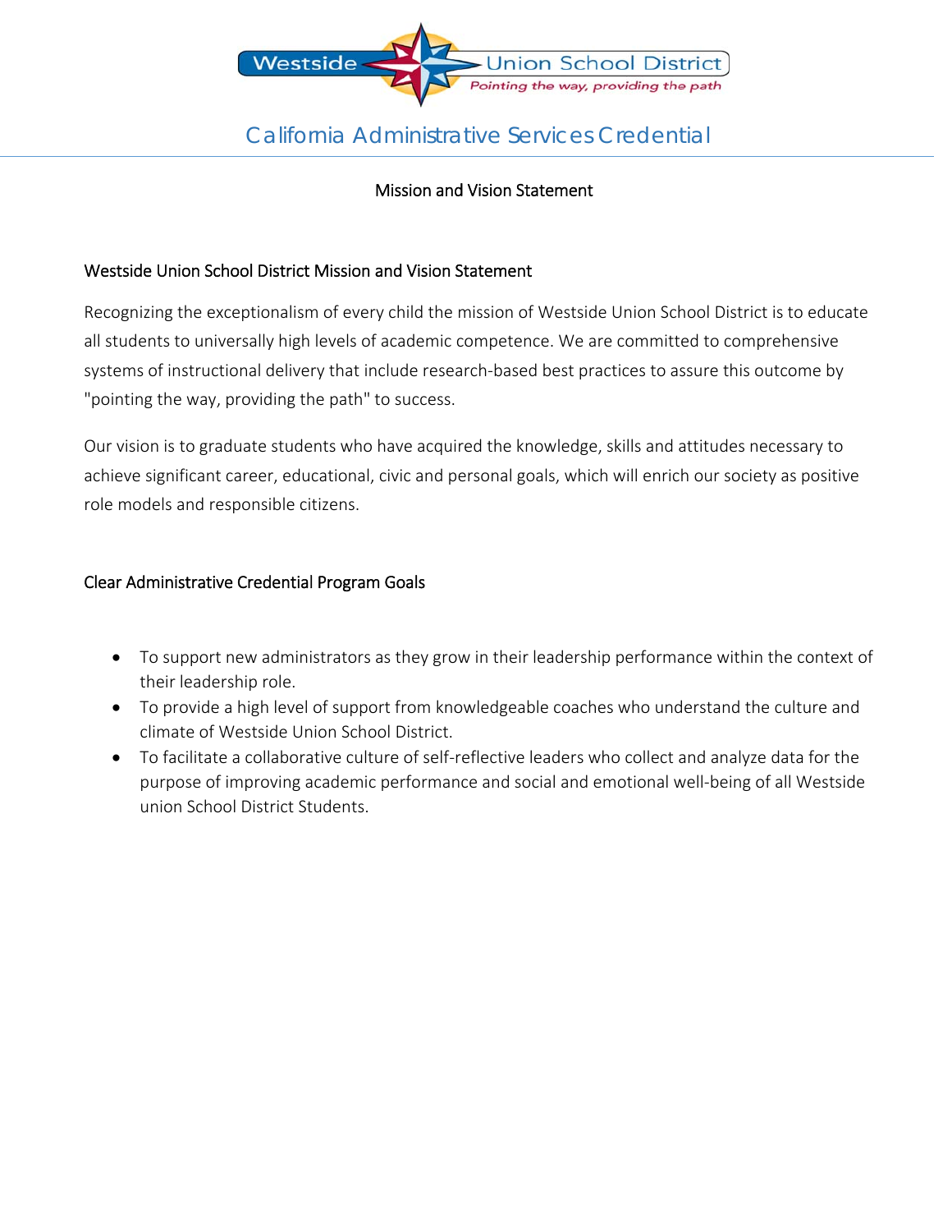Westside Union School District

*Pointing the way, providing the path*

# California Administrative Services Credential

## Mission and Vision Statement

### Westside Union School District Mission and Vision Statement

Recognizing the exceptionalism of every child the mission of Westside Union School District is to educate all students to universally high levels of academic competence. We are committed to comprehensive systems of instructional delivery that include research-based best practices to assure this outcome by "pointing the way, providing the path" to success.

Our vision is to graduate students who have acquired the knowledge, skills and attitudes necessary to achieve significant career, educational, civic and personal goals, which will enrich our society as positive role models and responsible citizens.

### Clear Administrative Credential Program Goals

- To support new administrators as they grow in their leadership performance within the context of their leadership role.
- To provide a high level of support from knowledgeable coaches who understand the culture and climate of Westside Union School District.
- To facilitate a collaborative culture of self-reflective leaders who collect and analyze data for the purpose of improving academic performance and social and emotional well-being of all Westside union School District Students.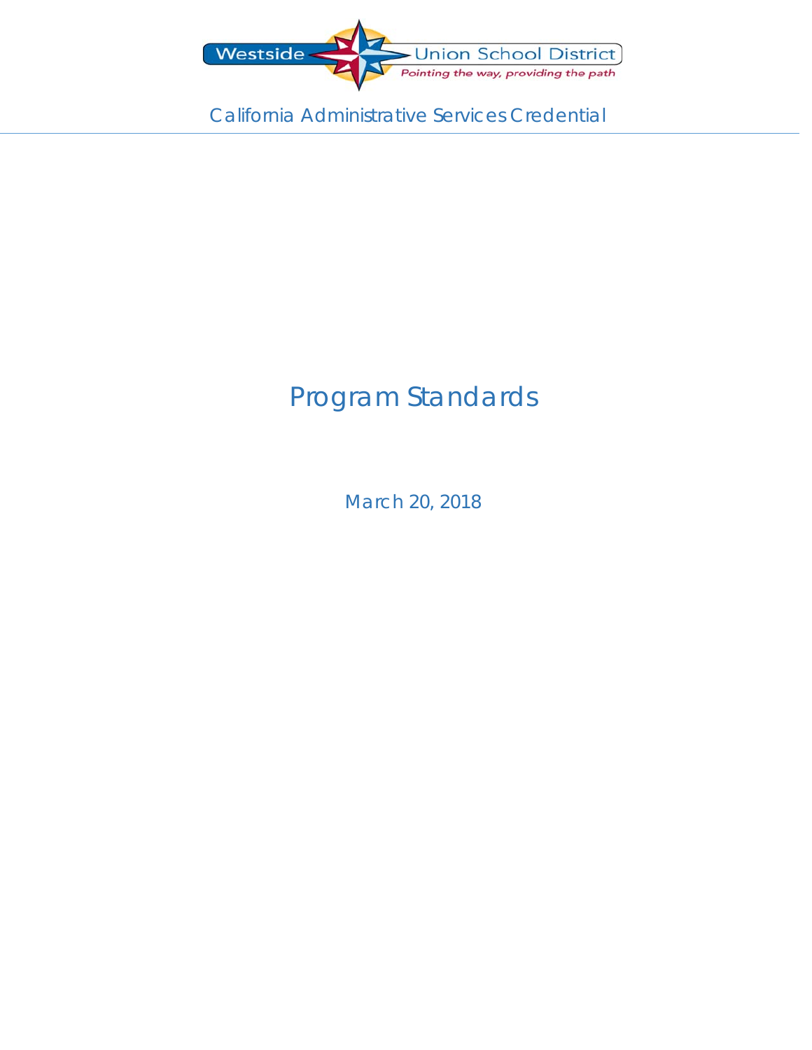Westside Union School District
Pointing the way, providing the path

California Administrative Services Credential

# Program Standards

March 20, 2018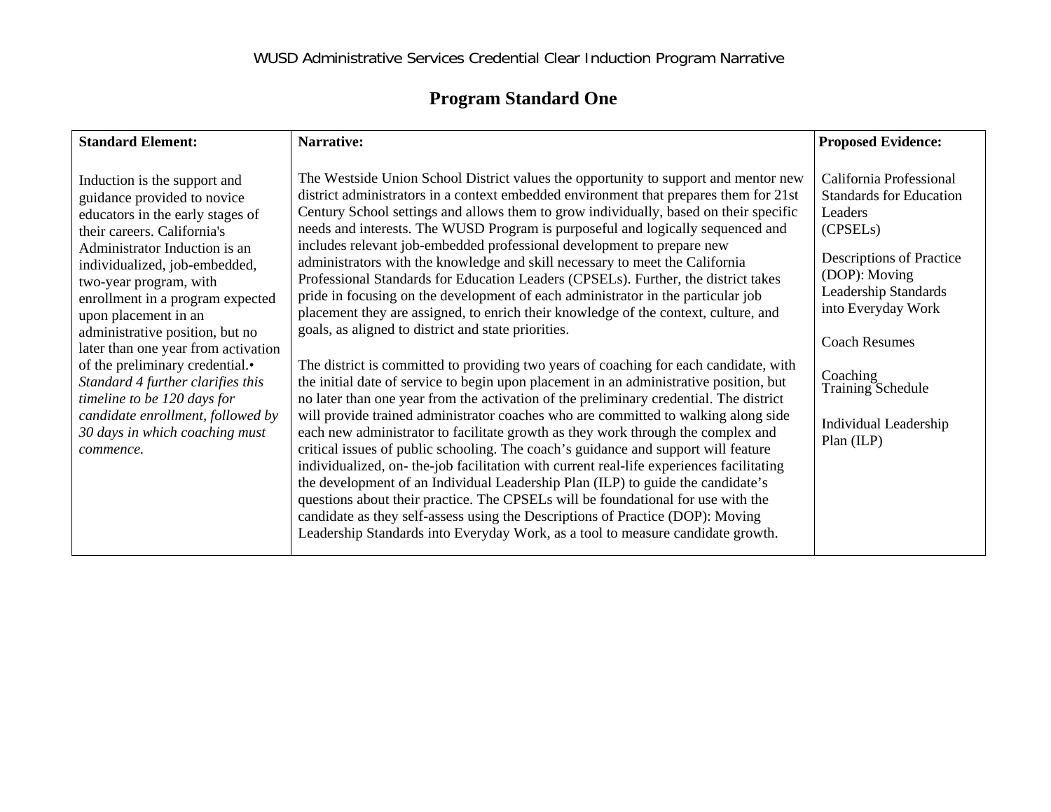# Program Standard One

| **Standard Element:** | **Narrative:** | **Proposed Evidence:** |
|---|---|---|
| Induction is the support and guidance provided to novice educators in the early stages of their careers. California's Administrator Induction is an individualized, job-embedded, two-year program, with enrollment in a program expected upon placement in an administrative position, but no later than one year from activation of the preliminary credential.• *Standard 4 further clarifies this timeline to be 120 days for candidate enrollment, followed by 30 days in which coaching must commence.* | The Westside Union School District values the opportunity to support and mentor new district administrators in a context embedded environment that prepares them for 21st Century School settings and allows them to grow individually, based on their specific needs and interests. The WUSD Program is purposeful and logically sequenced and includes relevant job-embedded professional development to prepare new administrators with the knowledge and skill necessary to meet the California Professional Standards for Education Leaders (CPSELs). Further, the district takes pride in focusing on the development of each administrator in the particular job placement they are assigned, to enrich their knowledge of the context, culture, and goals, as aligned to district and state priorities.<br><br>The district is committed to providing two years of coaching for each candidate, with the initial date of service to begin upon placement in an administrative position, but no later than one year from the activation of the preliminary credential. The district will provide trained administrator coaches who are committed to walking along side each new administrator to facilitate growth as they work through the complex and critical issues of public schooling. The coach's guidance and support will feature individualized, on- the-job facilitation with current real-life experiences facilitating the development of an Individual Leadership Plan (ILP) to guide the candidate's questions about their practice. The CPSELs will be foundational for use with the candidate as they self-assess using the Descriptions of Practice (DOP): Moving Leadership Standards into Everyday Work, as a tool to measure candidate growth. | California Professional Standards for Education Leaders (CPSELs)<br><br>Descriptions of Practice (DOP): Moving Leadership Standards into Everyday Work<br><br>Coach Resumes<br><br>Coaching Training Schedule<br><br>Individual Leadership Plan (ILP) |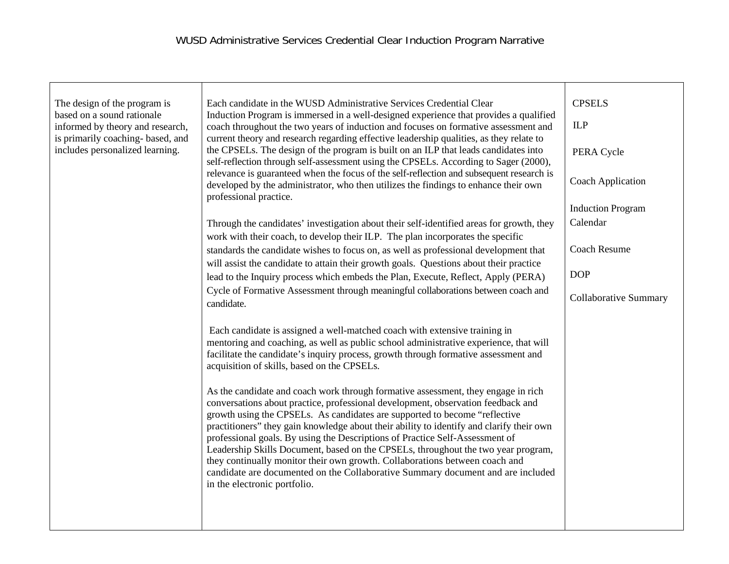WUSD Administrative Services Credential Clear Induction Program Narrative

| | | |
|---|---|---|
| The design of the program is based on a sound rationale informed by theory and research, is primarily coaching- based, and includes personalized learning. | Each candidate in the WUSD Administrative Services Credential Clear Induction Program is immersed in a well-designed experience that provides a qualified coach throughout the two years of induction and focuses on formative assessment and current theory and research regarding effective leadership qualities, as they relate to the CPSELs. The design of the program is built on an ILP that leads candidates into self-reflection through self-assessment using the CPSELs. According to Sager (2000), relevance is guaranteed when the focus of the self-reflection and subsequent research is developed by the administrator, who then utilizes the findings to enhance their own professional practice.<br><br>Through the candidates' investigation about their self-identified areas for growth, they work with their coach, to develop their ILP. The plan incorporates the specific standards the candidate wishes to focus on, as well as professional development that will assist the candidate to attain their growth goals. Questions about their practice lead to the Inquiry process which embeds the Plan, Execute, Reflect, Apply (PERA) Cycle of Formative Assessment through meaningful collaborations between coach and candidate.<br><br>Each candidate is assigned a well-matched coach with extensive training in mentoring and coaching, as well as public school administrative experience, that will facilitate the candidate's inquiry process, growth through formative assessment and acquisition of skills, based on the CPSELs.<br><br>As the candidate and coach work through formative assessment, they engage in rich conversations about practice, professional development, observation feedback and growth using the CPSELs. As candidates are supported to become "reflective practitioners" they gain knowledge about their ability to identify and clarify their own professional goals. By using the Descriptions of Practice Self-Assessment of Leadership Skills Document, based on the CPSELs, throughout the two year program, they continually monitor their own growth. Collaborations between coach and candidate are documented on the Collaborative Summary document and are included in the electronic portfolio. | CPSELS<br><br>ILP<br><br>PERA Cycle<br><br>Coach Application<br><br>Induction Program Calendar<br><br>Coach Resume<br><br>DOP<br><br>Collaborative Summary |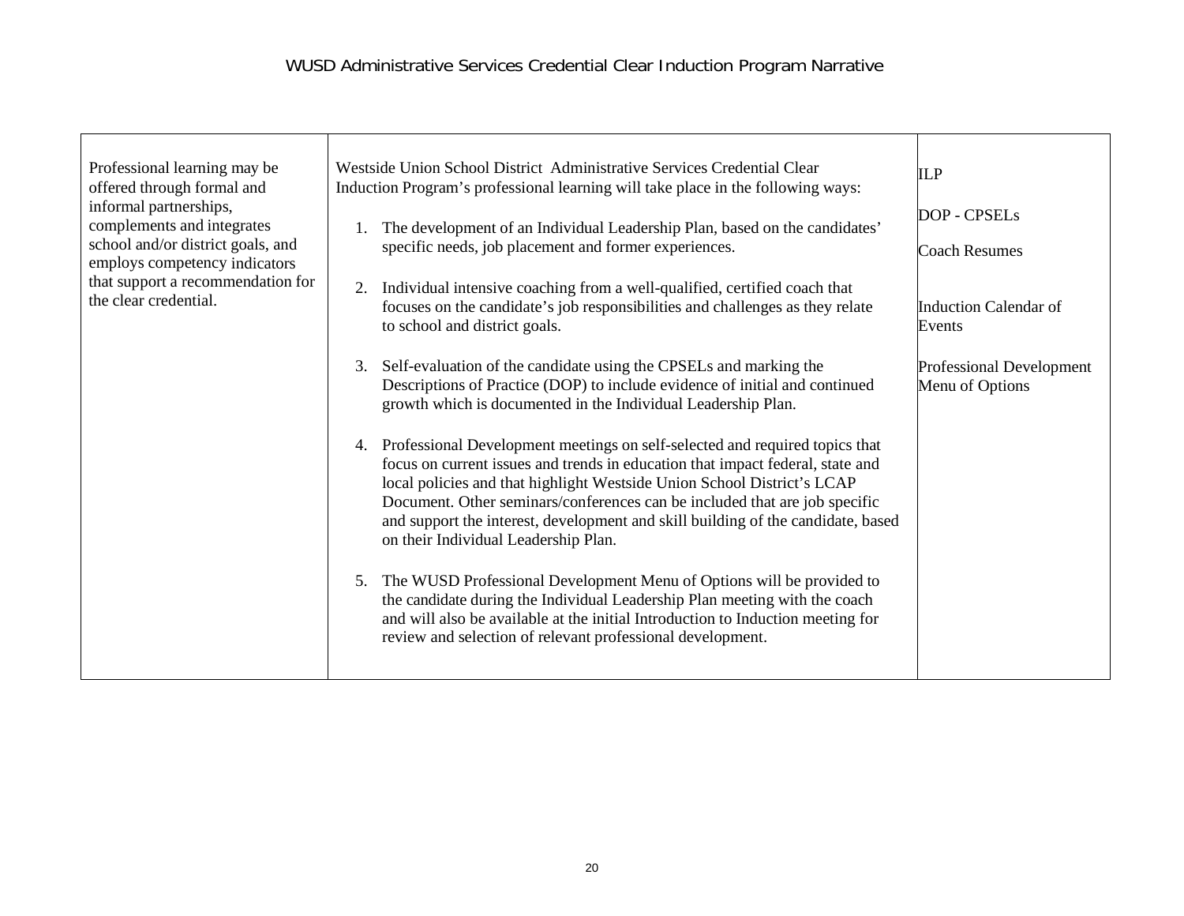| Professional learning may be offered through formal and informal partnerships, complements and integrates school and/or district goals, and employs competency indicators that support a recommendation for the clear credential. | Westside Union School District Administrative Services Credential Clear Induction Program's professional learning will take place in the following ways:<br><br>1. The development of an Individual Leadership Plan, based on the candidates' specific needs, job placement and former experiences.<br><br>2. Individual intensive coaching from a well-qualified, certified coach that focuses on the candidate's job responsibilities and challenges as they relate to school and district goals.<br><br>3. Self-evaluation of the candidate using the CPSELs and marking the Descriptions of Practice (DOP) to include evidence of initial and continued growth which is documented in the Individual Leadership Plan.<br><br>4. Professional Development meetings on self-selected and required topics that focus on current issues and trends in education that impact federal, state and local policies and that highlight Westside Union School District's LCAP Document. Other seminars/conferences can be included that are job specific and support the interest, development and skill building of the candidate, based on their Individual Leadership Plan.<br><br>5. The WUSD Professional Development Menu of Options will be provided to the candidate during the Individual Leadership Plan meeting with the coach and will also be available at the initial Introduction to Induction meeting for review and selection of relevant professional development. | ILP<br><br>DOP - CPSELs<br><br>Coach Resumes<br><br>Induction Calendar of Events<br><br>Professional Development Menu of Options |
|---|---|---|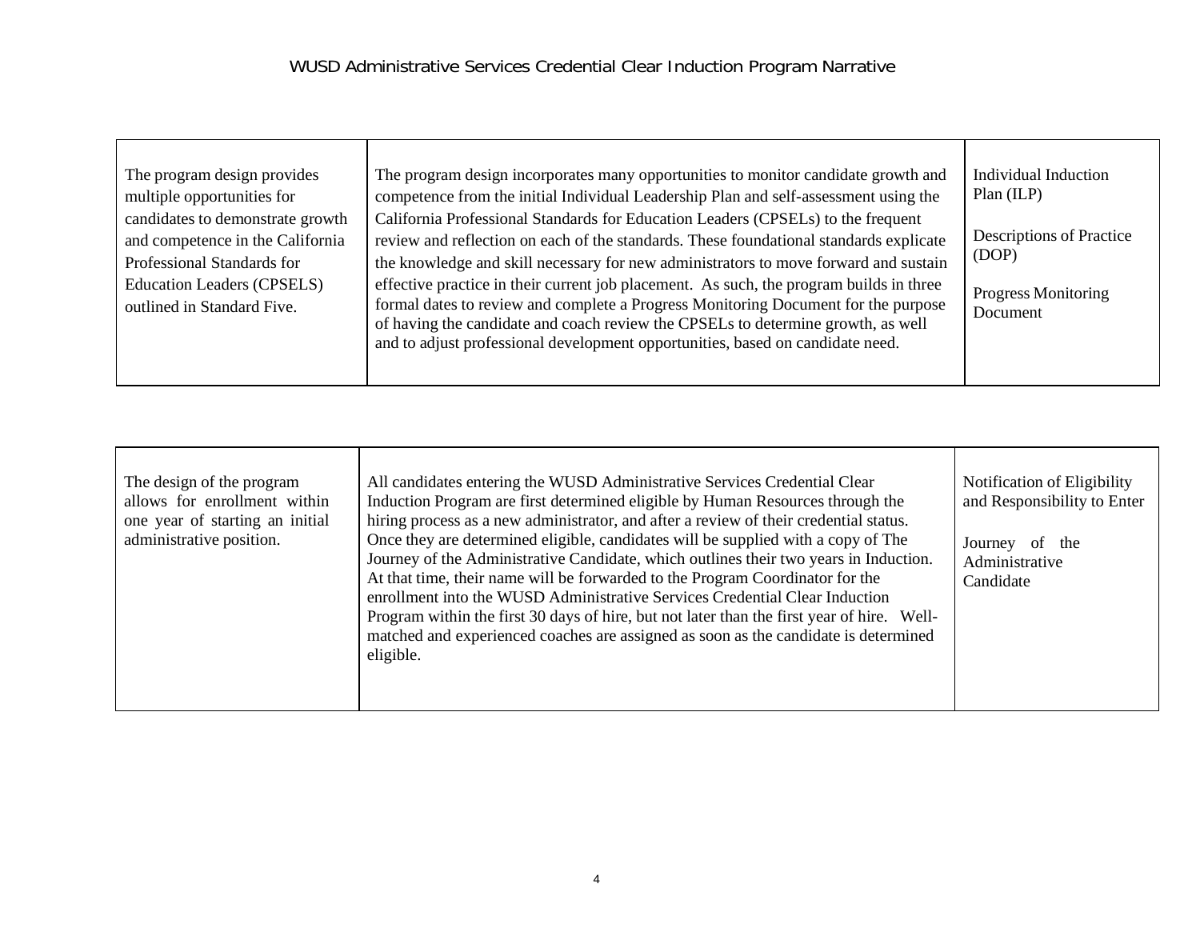| | | |
|---|---|---|
| The program design provides multiple opportunities for candidates to demonstrate growth and competence in the California Professional Standards for Education Leaders (CPSELS) outlined in Standard Five. | The program design incorporates many opportunities to monitor candidate growth and competence from the initial Individual Leadership Plan and self-assessment using the California Professional Standards for Education Leaders (CPSELs) to the frequent review and reflection on each of the standards. These foundational standards explicate the knowledge and skill necessary for new administrators to move forward and sustain effective practice in their current job placement. As such, the program builds in three formal dates to review and complete a Progress Monitoring Document for the purpose of having the candidate and coach review the CPSELs to determine growth, as well and to adjust professional development opportunities, based on candidate need. | Individual Induction Plan (ILP)<br><br>Descriptions of Practice (DOP)<br><br>Progress Monitoring Document |

| | | |
|---|---|---|
| The design of the program allows for enrollment within one year of starting an initial administrative position. | All candidates entering the WUSD Administrative Services Credential Clear Induction Program are first determined eligible by Human Resources through the hiring process as a new administrator, and after a review of their credential status. Once they are determined eligible, candidates will be supplied with a copy of The Journey of the Administrative Candidate, which outlines their two years in Induction. At that time, their name will be forwarded to the Program Coordinator for the enrollment into the WUSD Administrative Services Credential Clear Induction Program within the first 30 days of hire, but not later than the first year of hire. Well-matched and experienced coaches are assigned as soon as the candidate is determined eligible. | Notification of Eligibility and Responsibility to Enter<br><br>Journey of the Administrative Candidate |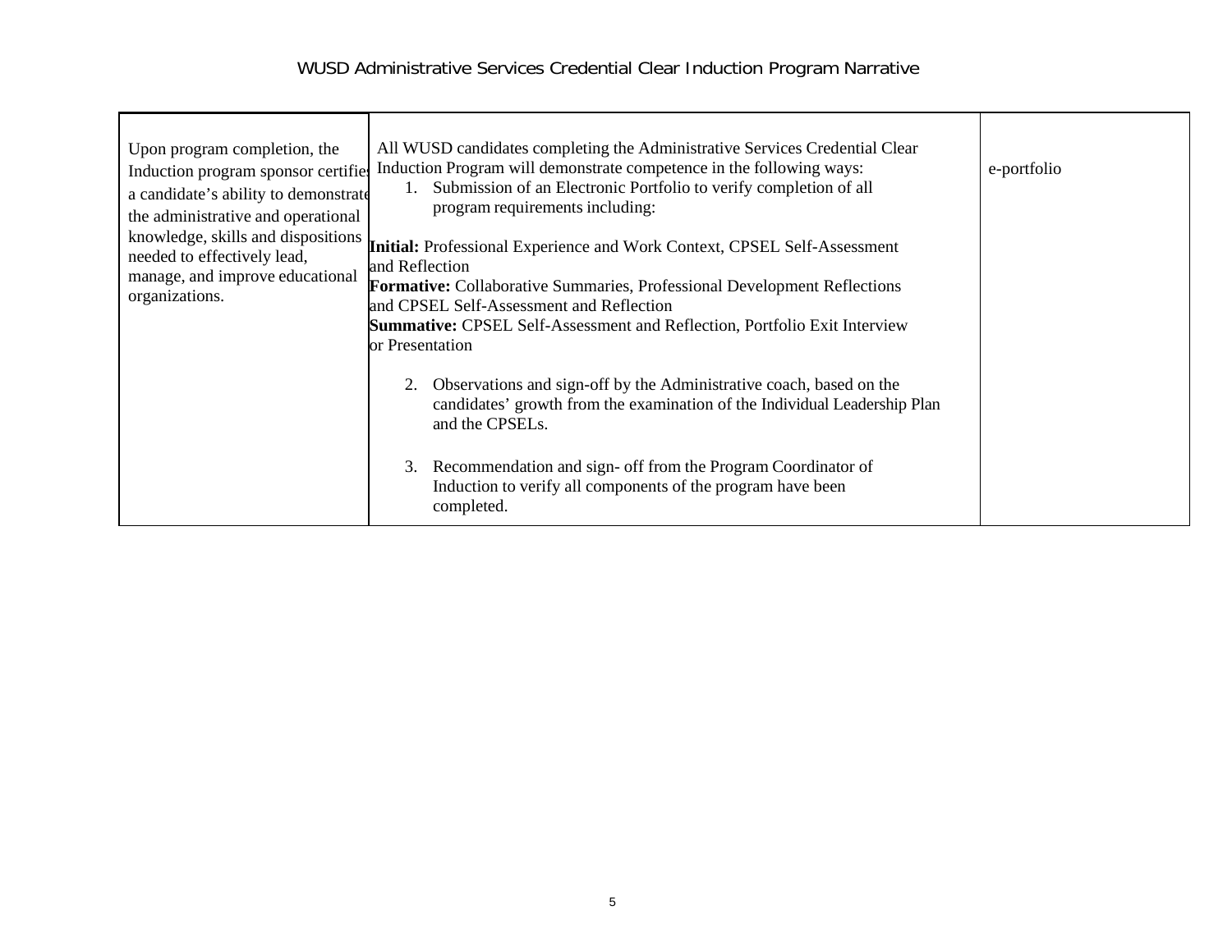| | | |
|---|---|---|
| Upon program completion, the Induction program sponsor certifies a candidate's ability to demonstrate the administrative and operational knowledge, skills and dispositions needed to effectively lead, manage, and improve educational organizations. | All WUSD candidates completing the Administrative Services Credential Clear Induction Program will demonstrate competence in the following ways:<br>1. Submission of an Electronic Portfolio to verify completion of all program requirements including:<br><br>**Initial:** Professional Experience and Work Context, CPSEL Self-Assessment and Reflection<br>**Formative:** Collaborative Summaries, Professional Development Reflections and CPSEL Self-Assessment and Reflection<br>**Summative:** CPSEL Self-Assessment and Reflection, Portfolio Exit Interview or Presentation<br><br>2. Observations and sign-off by the Administrative coach, based on the candidates' growth from the examination of the Individual Leadership Plan and the CPSELs.<br><br>3. Recommendation and sign- off from the Program Coordinator of Induction to verify all components of the program have been completed. | e-portfolio |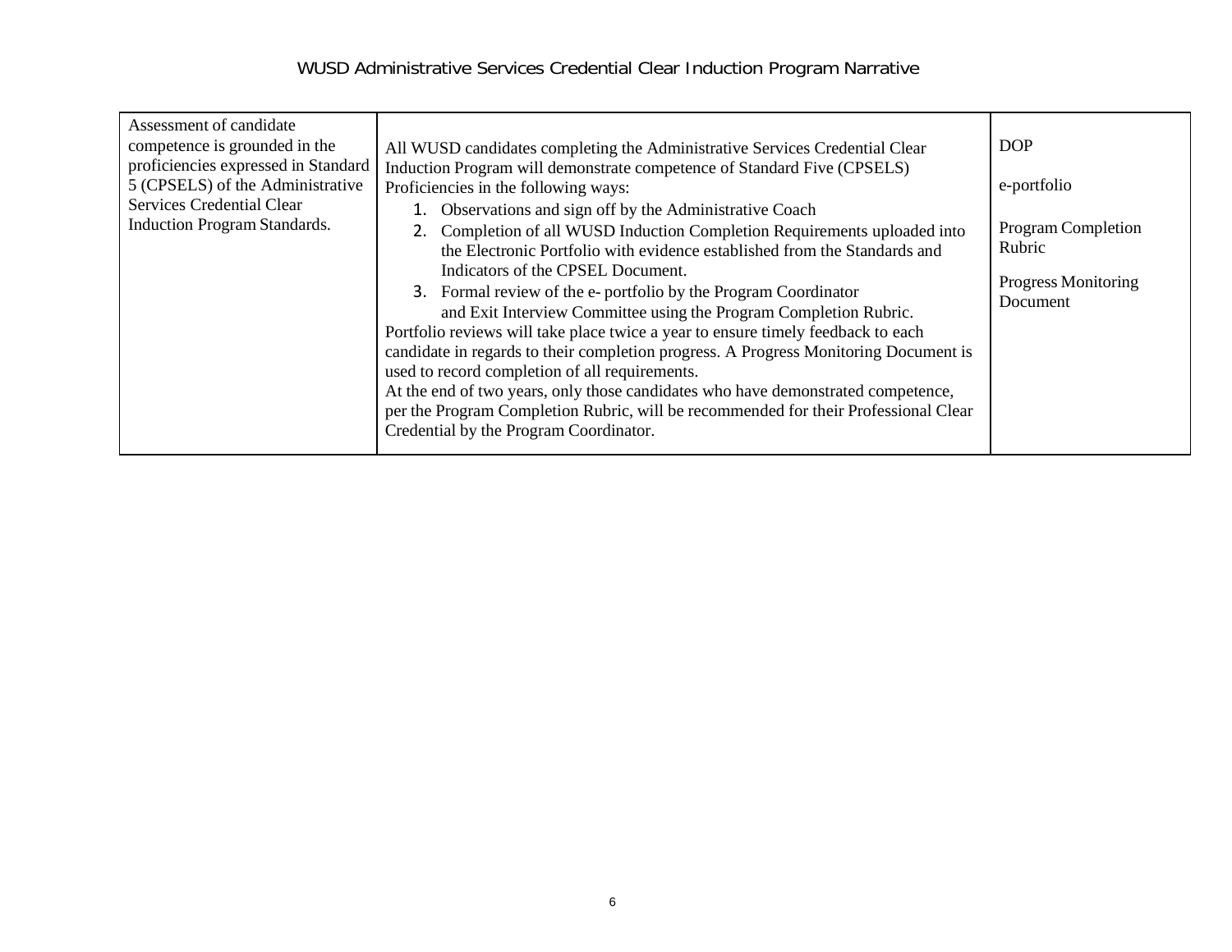| | | |
|---|---|---|
| Assessment of candidate competence is grounded in the proficiencies expressed in Standard 5 (CPSELS) of the Administrative Services Credential Clear Induction Program Standards. | All WUSD candidates completing the Administrative Services Credential Clear Induction Program will demonstrate competence of Standard Five (CPSELS) Proficiencies in the following ways:<br>1. Observations and sign off by the Administrative Coach<br>2. Completion of all WUSD Induction Completion Requirements uploaded into the Electronic Portfolio with evidence established from the Standards and Indicators of the CPSEL Document.<br>3. Formal review of the e- portfolio by the Program Coordinator and Exit Interview Committee using the Program Completion Rubric.<br>Portfolio reviews will take place twice a year to ensure timely feedback to each candidate in regards to their completion progress. A Progress Monitoring Document is used to record completion of all requirements.<br>At the end of two years, only those candidates who have demonstrated competence, per the Program Completion Rubric, will be recommended for their Professional Clear Credential by the Program Coordinator. | DOP<br><br>e-portfolio<br><br>Program Completion Rubric<br><br>Progress Monitoring Document |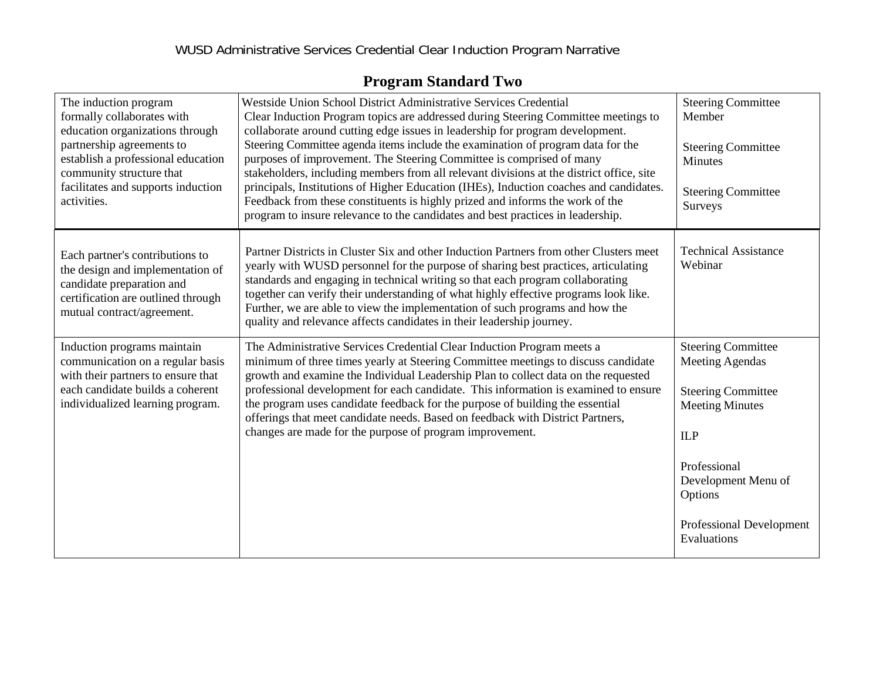## Program Standard Two

| | | |
|---|---|---|
| The induction program formally collaborates with education organizations through partnership agreements to establish a professional education community structure that facilitates and supports induction activities. | Westside Union School District Administrative Services Credential Clear Induction Program topics are addressed during Steering Committee meetings to collaborate around cutting edge issues in leadership for program development. Steering Committee agenda items include the examination of program data for the purposes of improvement. The Steering Committee is comprised of many stakeholders, including members from all relevant divisions at the district office, site principals, Institutions of Higher Education (IHEs), Induction coaches and candidates. Feedback from these constituents is highly prized and informs the work of the program to insure relevance to the candidates and best practices in leadership. | Steering Committee Member<br><br>Steering Committee Minutes<br><br>Steering Committee Surveys |
| Each partner's contributions to the design and implementation of candidate preparation and certification are outlined through mutual contract/agreement. | Partner Districts in Cluster Six and other Induction Partners from other Clusters meet yearly with WUSD personnel for the purpose of sharing best practices, articulating standards and engaging in technical writing so that each program collaborating together can verify their understanding of what highly effective programs look like. Further, we are able to view the implementation of such programs and how the quality and relevance affects candidates in their leadership journey. | Technical Assistance Webinar |
| Induction programs maintain communication on a regular basis with their partners to ensure that each candidate builds a coherent individualized learning program. | The Administrative Services Credential Clear Induction Program meets a minimum of three times yearly at Steering Committee meetings to discuss candidate growth and examine the Individual Leadership Plan to collect data on the requested professional development for each candidate. This information is examined to ensure the program uses candidate feedback for the purpose of building the essential offerings that meet candidate needs. Based on feedback with District Partners, changes are made for the purpose of program improvement. | Steering Committee Meeting Agendas<br><br>Steering Committee Meeting Minutes<br><br>ILP<br><br>Professional Development Menu of Options<br><br>Professional Development Evaluations |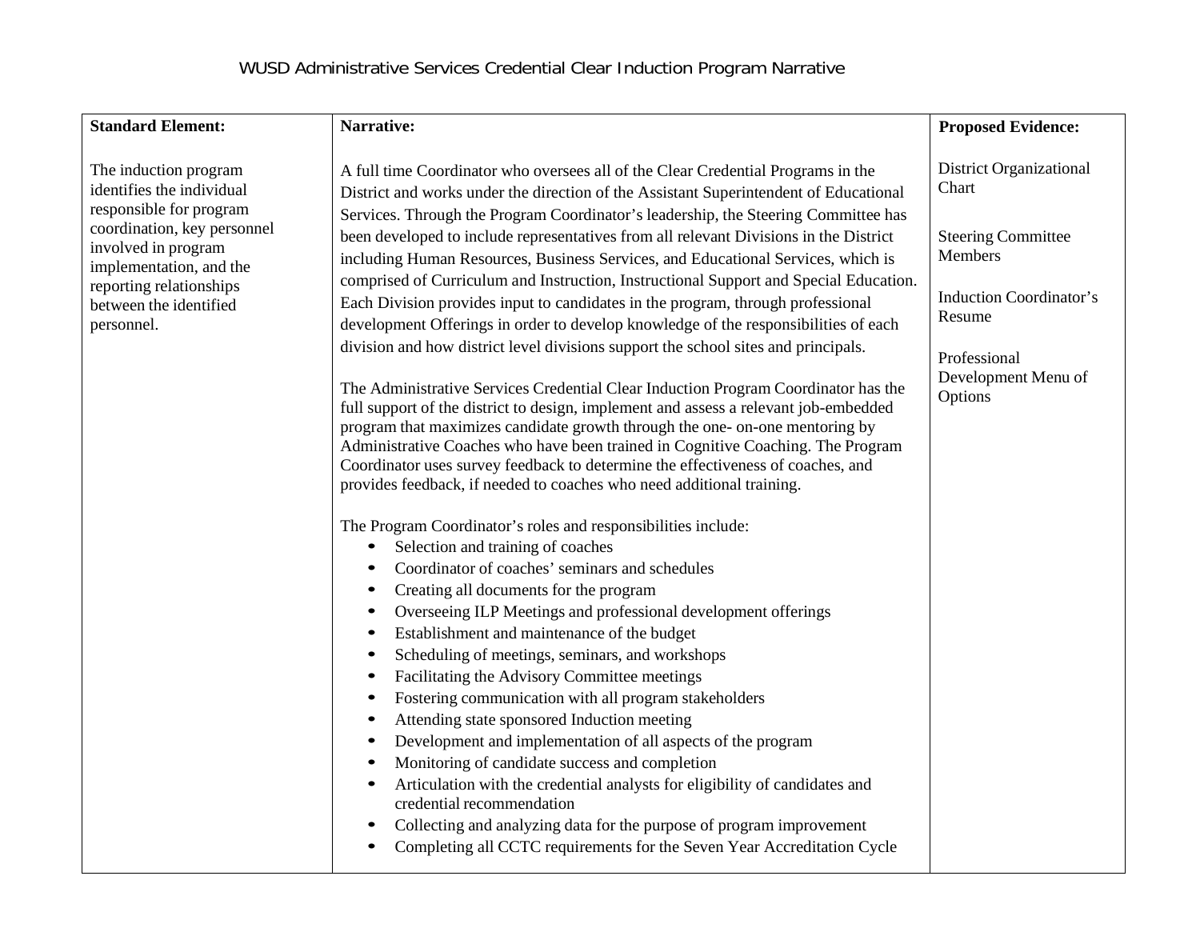WUSD Administrative Services Credential Clear Induction Program Narrative

| Standard Element: | Narrative: | Proposed Evidence: |
|---|---|---|
| The induction program identifies the individual responsible for program coordination, key personnel involved in program implementation, and the reporting relationships between the identified personnel. | A full time Coordinator who oversees all of the Clear Credential Programs in the District and works under the direction of the Assistant Superintendent of Educational Services. Through the Program Coordinator's leadership, the Steering Committee has been developed to include representatives from all relevant Divisions in the District including Human Resources, Business Services, and Educational Services, which is comprised of Curriculum and Instruction, Instructional Support and Special Education. Each Division provides input to candidates in the program, through professional development Offerings in order to develop knowledge of the responsibilities of each division and how district level divisions support the school sites and principals.<br><br>The Administrative Services Credential Clear Induction Program Coordinator has the full support of the district to design, implement and assess a relevant job-embedded program that maximizes candidate growth through the one- on-one mentoring by Administrative Coaches who have been trained in Cognitive Coaching. The Program Coordinator uses survey feedback to determine the effectiveness of coaches, and provides feedback, if needed to coaches who need additional training.<br><br>The Program Coordinator's roles and responsibilities include:<br>• Selection and training of coaches<br>• Coordinator of coaches' seminars and schedules<br>• Creating all documents for the program<br>• Overseeing ILP Meetings and professional development offerings<br>• Establishment and maintenance of the budget<br>• Scheduling of meetings, seminars, and workshops<br>• Facilitating the Advisory Committee meetings<br>• Fostering communication with all program stakeholders<br>• Attending state sponsored Induction meeting<br>• Development and implementation of all aspects of the program<br>• Monitoring of candidate success and completion<br>• Articulation with the credential analysts for eligibility of candidates and credential recommendation<br>• Collecting and analyzing data for the purpose of program improvement<br>• Completing all CCTC requirements for the Seven Year Accreditation Cycle | District Organizational Chart<br><br>Steering Committee Members<br><br>Induction Coordinator's Resume<br><br>Professional Development Menu of Options |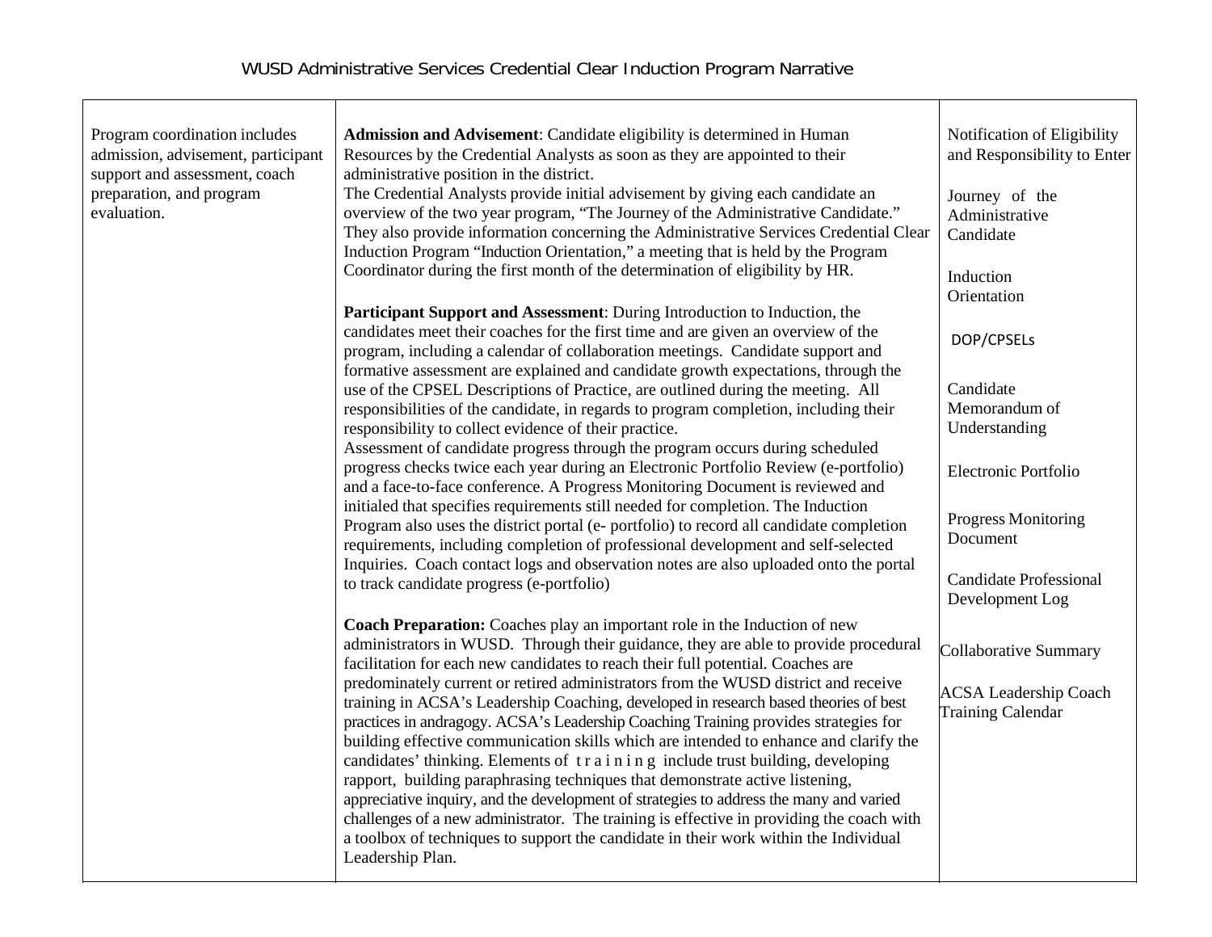| Program coordination includes admission, advisement, participant support and assessment, coach preparation, and program evaluation. | **Admission and Advisement**: Candidate eligibility is determined in Human Resources by the Credential Analysts as soon as they are appointed to their administrative position in the district.<br>The Credential Analysts provide initial advisement by giving each candidate an overview of the two year program, "The Journey of the Administrative Candidate." They also provide information concerning the Administrative Services Credential Clear Induction Program "Induction Orientation," a meeting that is held by the Program Coordinator during the first month of the determination of eligibility by HR.<br><br>**Participant Support and Assessment**: During Introduction to Induction, the candidates meet their coaches for the first time and are given an overview of the program, including a calendar of collaboration meetings. Candidate support and formative assessment are explained and candidate growth expectations, through the use of the CPSEL Descriptions of Practice, are outlined during the meeting. All responsibilities of the candidate, in regards to program completion, including their responsibility to collect evidence of their practice.<br>Assessment of candidate progress through the program occurs during scheduled progress checks twice each year during an Electronic Portfolio Review (e-portfolio) and a face-to-face conference. A Progress Monitoring Document is reviewed and initialed that specifies requirements still needed for completion. The Induction Program also uses the district portal (e- portfolio) to record all candidate completion requirements, including completion of professional development and self-selected Inquiries. Coach contact logs and observation notes are also uploaded onto the portal to track candidate progress (e-portfolio)<br><br>**Coach Preparation:** Coaches play an important role in the Induction of new administrators in WUSD. Through their guidance, they are able to provide procedural facilitation for each new candidates to reach their full potential. Coaches are predominately current or retired administrators from the WUSD district and receive training in ACSA's Leadership Coaching, developed in research based theories of best practices in andragogy. ACSA's Leadership Coaching Training provides strategies for building effective communication skills which are intended to enhance and clarify the candidates' thinking. Elements of training include trust building, developing rapport, building paraphrasing techniques that demonstrate active listening, appreciative inquiry, and the development of strategies to address the many and varied challenges of a new administrator. The training is effective in providing the coach with a toolbox of techniques to support the candidate in their work within the Individual Leadership Plan. | Notification of Eligibility and Responsibility to Enter<br><br>Journey of the Administrative Candidate<br><br>Induction Orientation<br><br>DOP/CPSELs<br><br>Candidate Memorandum of Understanding<br><br>Electronic Portfolio<br><br>Progress Monitoring Document<br><br>Candidate Professional Development Log<br><br>Collaborative Summary<br><br>ACSA Leadership Coach Training Calendar |
|---|---|---|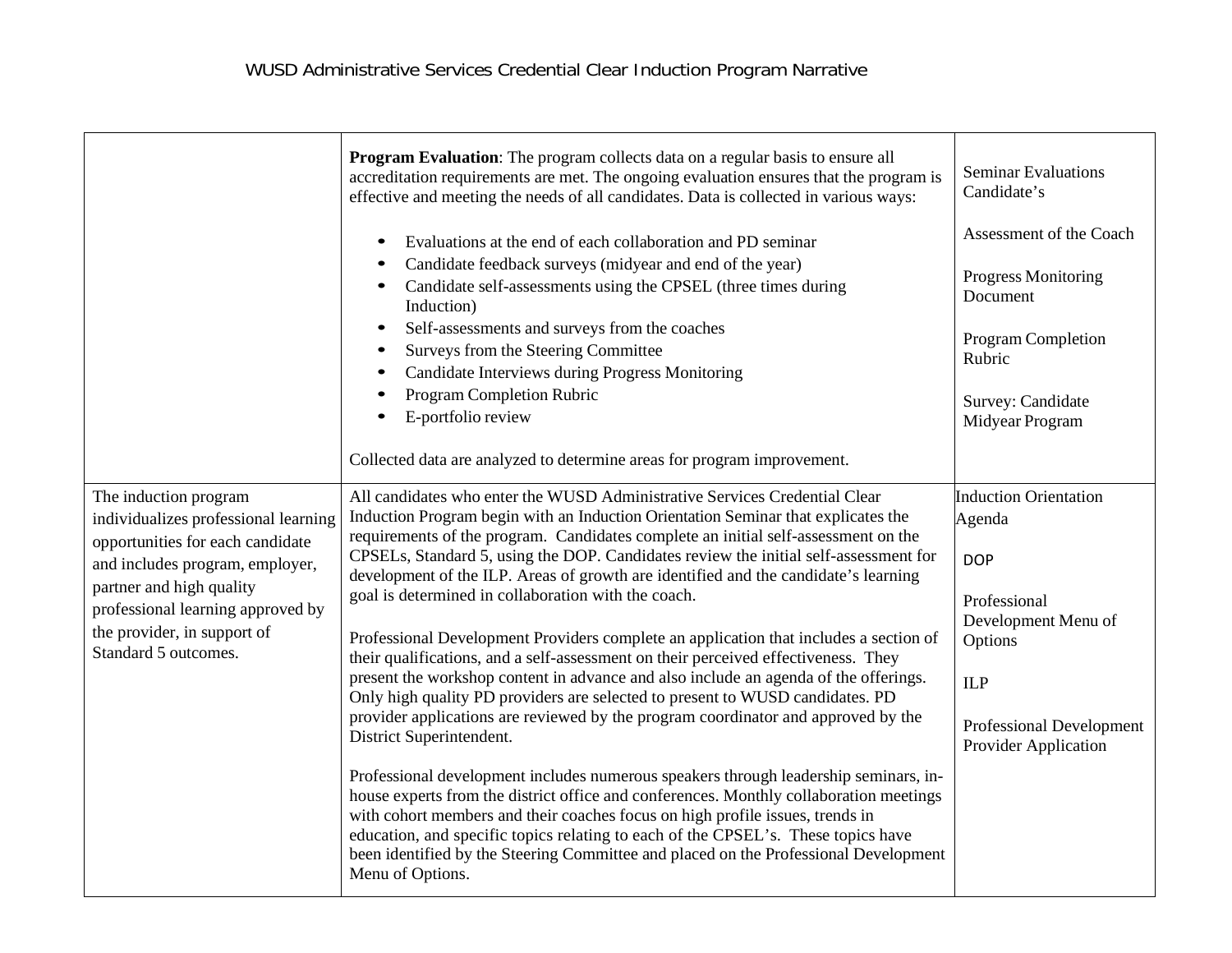| | | |
|---|---|---|
| | **Program Evaluation**: The program collects data on a regular basis to ensure all accreditation requirements are met. The ongoing evaluation ensures that the program is effective and meeting the needs of all candidates. Data is collected in various ways:<br><br>• Evaluations at the end of each collaboration and PD seminar<br>• Candidate feedback surveys (midyear and end of the year)<br>• Candidate self-assessments using the CPSEL (three times during Induction)<br>• Self-assessments and surveys from the coaches<br>• Surveys from the Steering Committee<br>• Candidate Interviews during Progress Monitoring<br>• Program Completion Rubric<br>• E-portfolio review<br><br>Collected data are analyzed to determine areas for program improvement. | Seminar Evaluations Candidate's<br><br>Assessment of the Coach<br><br>Progress Monitoring Document<br><br>Program Completion Rubric<br><br>Survey: Candidate Midyear Program |
| The induction program individualizes professional learning opportunities for each candidate and includes program, employer, partner and high quality professional learning approved by the provider, in support of Standard 5 outcomes. | All candidates who enter the WUSD Administrative Services Credential Clear Induction Program begin with an Induction Orientation Seminar that explicates the requirements of the program. Candidates complete an initial self-assessment on the CPSELs, Standard 5, using the DOP. Candidates review the initial self-assessment for development of the ILP. Areas of growth are identified and the candidate's learning goal is determined in collaboration with the coach.<br><br>Professional Development Providers complete an application that includes a section of their qualifications, and a self-assessment on their perceived effectiveness. They present the workshop content in advance and also include an agenda of the offerings. Only high quality PD providers are selected to present to WUSD candidates. PD provider applications are reviewed by the program coordinator and approved by the District Superintendent.<br><br>Professional development includes numerous speakers through leadership seminars, in-house experts from the district office and conferences. Monthly collaboration meetings with cohort members and their coaches focus on high profile issues, trends in education, and specific topics relating to each of the CPSEL's. These topics have been identified by the Steering Committee and placed on the Professional Development Menu of Options. | Induction Orientation Agenda<br><br>DOP<br><br>Professional Development Menu of Options<br><br>ILP<br><br>Professional Development Provider Application |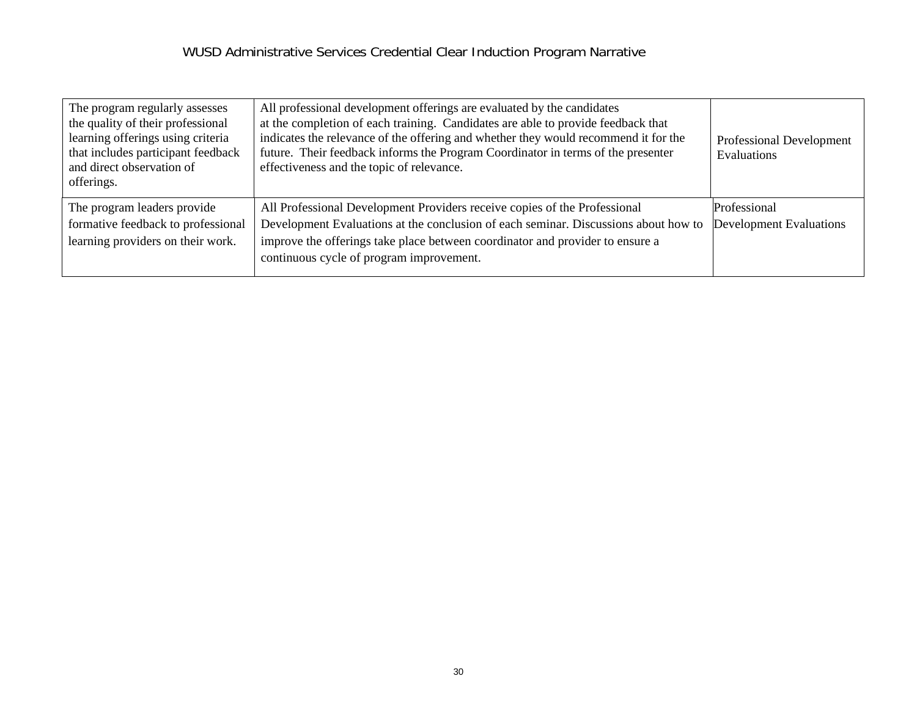| | | |
|---|---|---|
| The program regularly assesses the quality of their professional learning offerings using criteria that includes participant feedback and direct observation of offerings. | All professional development offerings are evaluated by the candidates at the completion of each training. Candidates are able to provide feedback that indicates the relevance of the offering and whether they would recommend it for the future. Their feedback informs the Program Coordinator in terms of the presenter effectiveness and the topic of relevance. | Professional Development Evaluations |
| The program leaders provide formative feedback to professional learning providers on their work. | All Professional Development Providers receive copies of the Professional Development Evaluations at the conclusion of each seminar. Discussions about how to improve the offerings take place between coordinator and provider to ensure a continuous cycle of program improvement. | Professional Development Evaluations |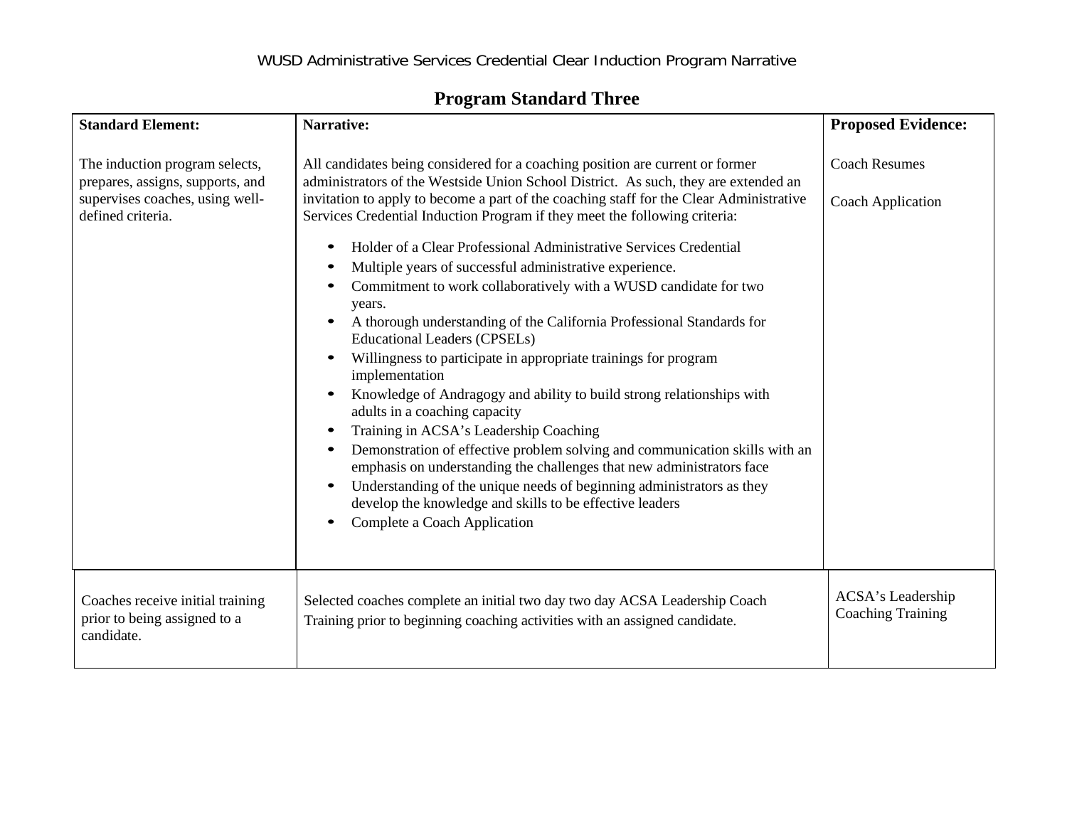## Program Standard Three

| Standard Element: | Narrative: | Proposed Evidence: |
|---|---|---|
| The induction program selects, prepares, assigns, supports, and supervises coaches, using well-defined criteria. | All candidates being considered for a coaching position are current or former administrators of the Westside Union School District. As such, they are extended an invitation to apply to become a part of the coaching staff for the Clear Administrative Services Credential Induction Program if they meet the following criteria:<br>• Holder of a Clear Professional Administrative Services Credential<br>• Multiple years of successful administrative experience.<br>• Commitment to work collaboratively with a WUSD candidate for two years.<br>• A thorough understanding of the California Professional Standards for Educational Leaders (CPSELs)<br>• Willingness to participate in appropriate trainings for program implementation<br>• Knowledge of Andragogy and ability to build strong relationships with adults in a coaching capacity<br>• Training in ACSA's Leadership Coaching<br>• Demonstration of effective problem solving and communication skills with an emphasis on understanding the challenges that new administrators face<br>• Understanding of the unique needs of beginning administrators as they develop the knowledge and skills to be effective leaders<br>• Complete a Coach Application | Coach Resumes<br><br>Coach Application |
| Coaches receive initial training prior to being assigned to a candidate. | Selected coaches complete an initial two day two day ACSA Leadership Coach Training prior to beginning coaching activities with an assigned candidate. | ACSA's Leadership Coaching Training |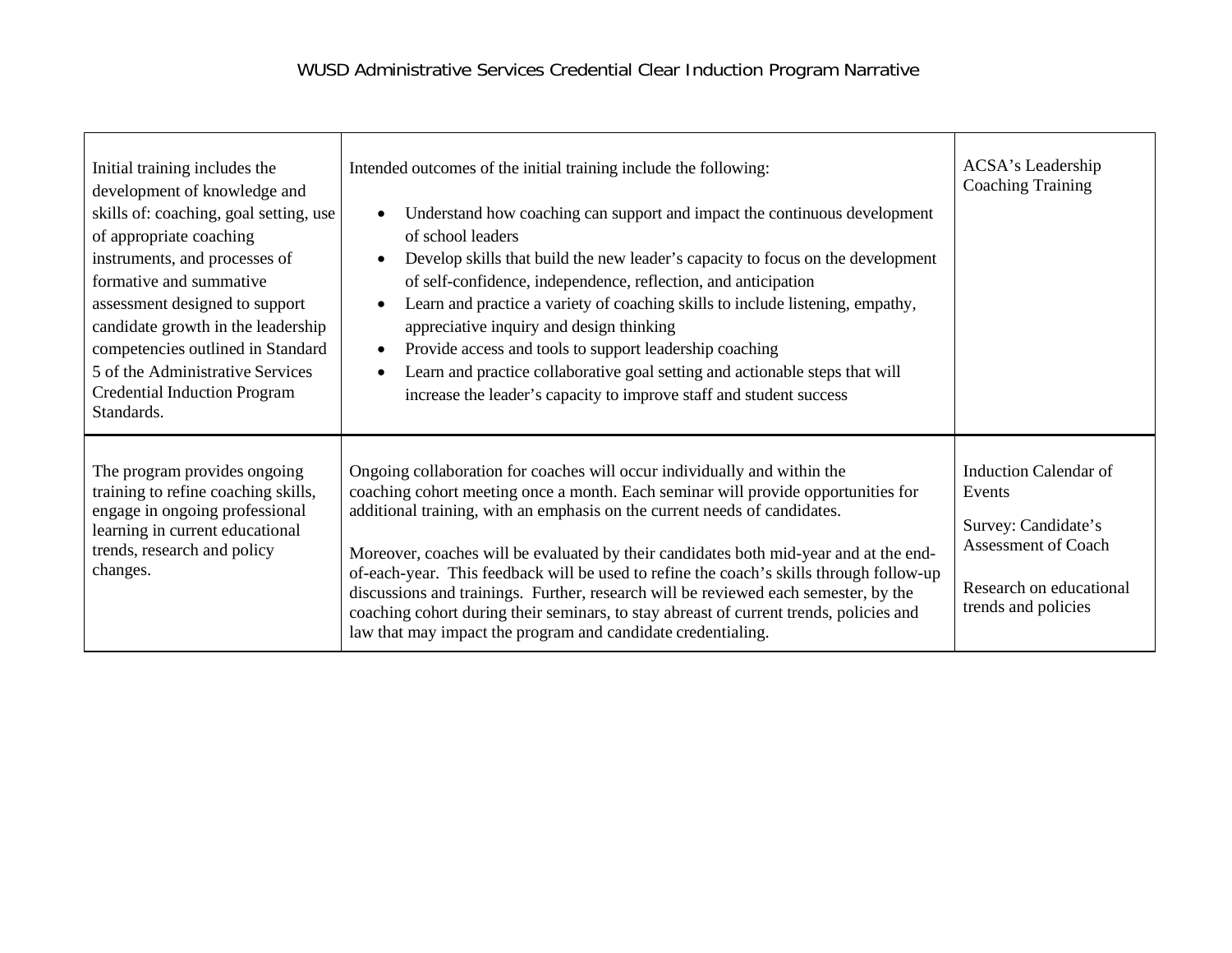| | | |
|---|---|---|
| Initial training includes the development of knowledge and skills of: coaching, goal setting, use of appropriate coaching instruments, and processes of formative and summative assessment designed to support candidate growth in the leadership competencies outlined in Standard 5 of the Administrative Services Credential Induction Program Standards. | Intended outcomes of the initial training include the following:<br><br>• Understand how coaching can support and impact the continuous development of school leaders<br>• Develop skills that build the new leader's capacity to focus on the development of self-confidence, independence, reflection, and anticipation<br>• Learn and practice a variety of coaching skills to include listening, empathy, appreciative inquiry and design thinking<br>• Provide access and tools to support leadership coaching<br>• Learn and practice collaborative goal setting and actionable steps that will increase the leader's capacity to improve staff and student success | ACSA's Leadership Coaching Training |
| The program provides ongoing training to refine coaching skills, engage in ongoing professional learning in current educational trends, research and policy changes. | Ongoing collaboration for coaches will occur individually and within the coaching cohort meeting once a month. Each seminar will provide opportunities for additional training, with an emphasis on the current needs of candidates.<br><br>Moreover, coaches will be evaluated by their candidates both mid-year and at the end-of-each-year. This feedback will be used to refine the coach's skills through follow-up discussions and trainings. Further, research will be reviewed each semester, by the coaching cohort during their seminars, to stay abreast of current trends, policies and law that may impact the program and candidate credentialing. | Induction Calendar of Events<br><br>Survey: Candidate's Assessment of Coach<br><br>Research on educational trends and policies |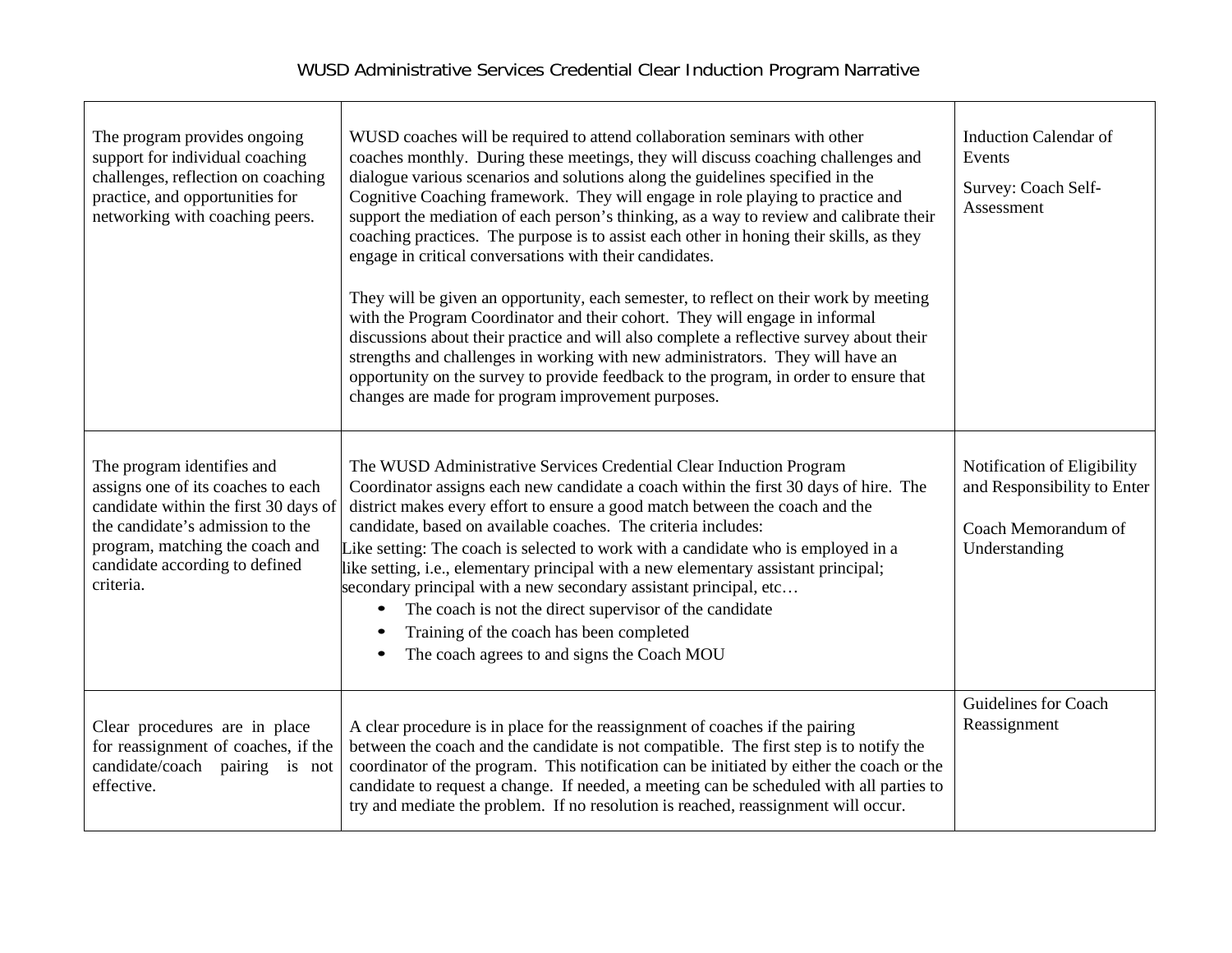| | | |
|---|---|---|
| The program provides ongoing support for individual coaching challenges, reflection on coaching practice, and opportunities for networking with coaching peers. | WUSD coaches will be required to attend collaboration seminars with other coaches monthly. During these meetings, they will discuss coaching challenges and dialogue various scenarios and solutions along the guidelines specified in the Cognitive Coaching framework. They will engage in role playing to practice and support the mediation of each person's thinking, as a way to review and calibrate their coaching practices. The purpose is to assist each other in honing their skills, as they engage in critical conversations with their candidates.<br><br>They will be given an opportunity, each semester, to reflect on their work by meeting with the Program Coordinator and their cohort. They will engage in informal discussions about their practice and will also complete a reflective survey about their strengths and challenges in working with new administrators. They will have an opportunity on the survey to provide feedback to the program, in order to ensure that changes are made for program improvement purposes. | Induction Calendar of Events<br><br>Survey: Coach Self-Assessment |
| The program identifies and assigns one of its coaches to each candidate within the first 30 days of the candidate's admission to the program, matching the coach and candidate according to defined criteria. | The WUSD Administrative Services Credential Clear Induction Program Coordinator assigns each new candidate a coach within the first 30 days of hire. The district makes every effort to ensure a good match between the coach and the candidate, based on available coaches. The criteria includes:<br>Like setting: The coach is selected to work with a candidate who is employed in a like setting, i.e., elementary principal with a new elementary assistant principal; secondary principal with a new secondary assistant principal, etc…<br>• The coach is not the direct supervisor of the candidate<br>• Training of the coach has been completed<br>• The coach agrees to and signs the Coach MOU | Notification of Eligibility and Responsibility to Enter<br><br>Coach Memorandum of Understanding |
| Clear procedures are in place for reassignment of coaches, if the candidate/coach pairing is not effective. | A clear procedure is in place for the reassignment of coaches if the pairing between the coach and the candidate is not compatible. The first step is to notify the coordinator of the program. This notification can be initiated by either the coach or the candidate to request a change. If needed, a meeting can be scheduled with all parties to try and mediate the problem. If no resolution is reached, reassignment will occur. | Guidelines for Coach Reassignment |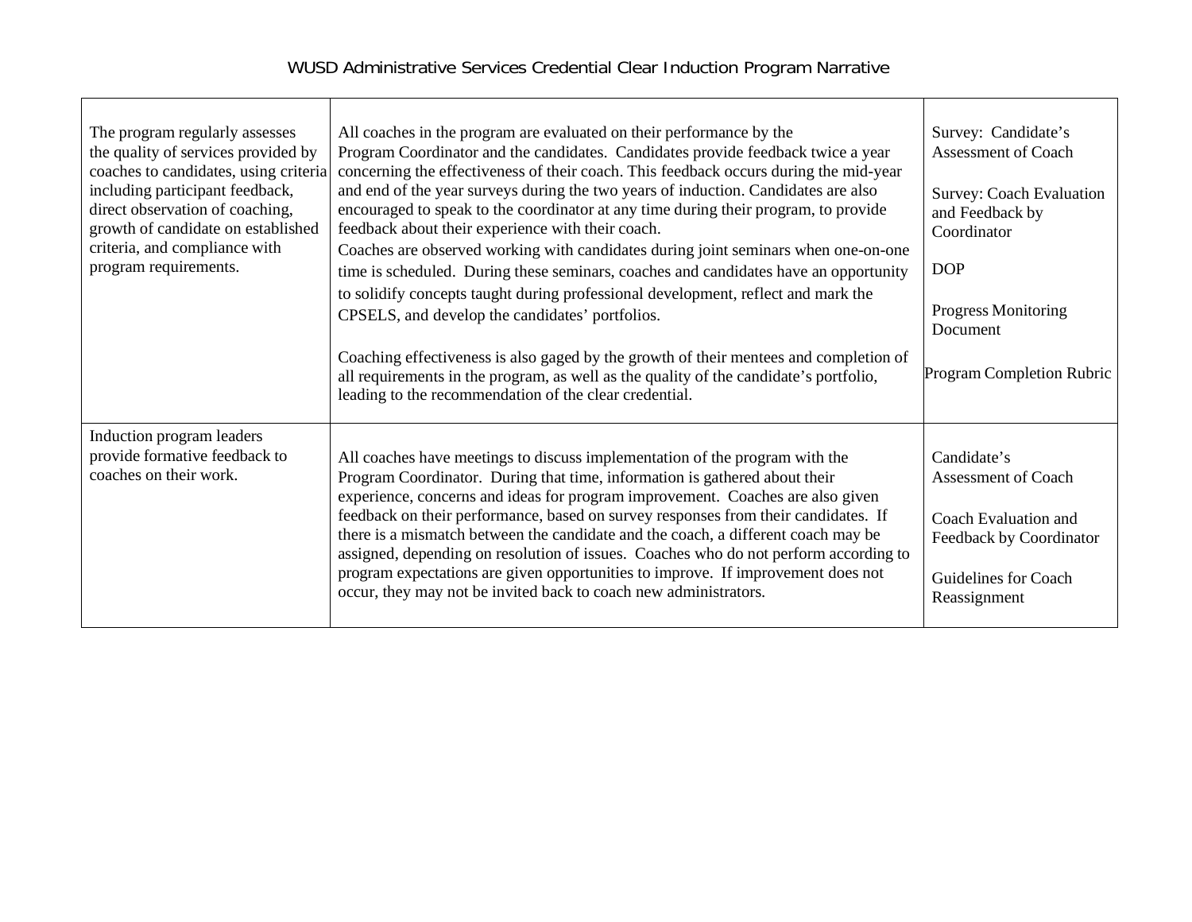WUSD Administrative Services Credential Clear Induction Program Narrative

| | | |
|---|---|---|
| The program regularly assesses the quality of services provided by coaches to candidates, using criteria including participant feedback, direct observation of coaching, growth of candidate on established criteria, and compliance with program requirements. | All coaches in the program are evaluated on their performance by the Program Coordinator and the candidates. Candidates provide feedback twice a year concerning the effectiveness of their coach. This feedback occurs during the mid-year and end of the year surveys during the two years of induction. Candidates are also encouraged to speak to the coordinator at any time during their program, to provide feedback about their experience with their coach.<br>Coaches are observed working with candidates during joint seminars when one-on-one time is scheduled. During these seminars, coaches and candidates have an opportunity to solidify concepts taught during professional development, reflect and mark the CPSELS, and develop the candidates' portfolios.<br><br>Coaching effectiveness is also gaged by the growth of their mentees and completion of all requirements in the program, as well as the quality of the candidate's portfolio, leading to the recommendation of the clear credential. | Survey: Candidate's Assessment of Coach<br><br>Survey: Coach Evaluation and Feedback by Coordinator<br><br>DOP<br><br>Progress Monitoring Document<br><br>Program Completion Rubric |
| Induction program leaders provide formative feedback to coaches on their work. | All coaches have meetings to discuss implementation of the program with the Program Coordinator. During that time, information is gathered about their experience, concerns and ideas for program improvement. Coaches are also given feedback on their performance, based on survey responses from their candidates. If there is a mismatch between the candidate and the coach, a different coach may be assigned, depending on resolution of issues. Coaches who do not perform according to program expectations are given opportunities to improve. If improvement does not occur, they may not be invited back to coach new administrators. | Candidate's Assessment of Coach<br><br>Coach Evaluation and Feedback by Coordinator<br><br>Guidelines for Coach Reassignment |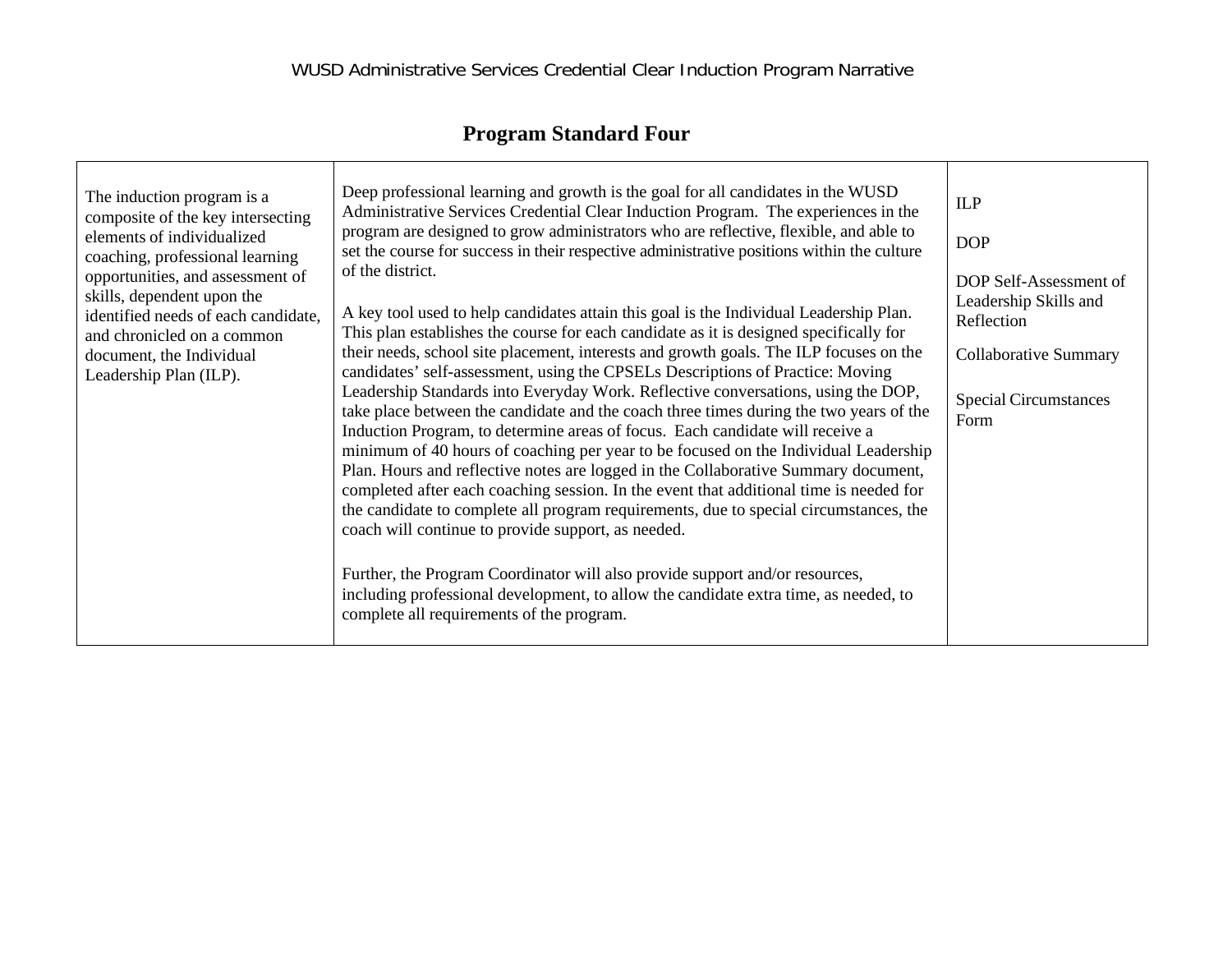## Program Standard Four

| The induction program is a composite of the key intersecting elements of individualized coaching, professional learning opportunities, and assessment of skills, dependent upon the identified needs of each candidate, and chronicled on a common document, the Individual Leadership Plan (ILP). | Deep professional learning and growth is the goal for all candidates in the WUSD Administrative Services Credential Clear Induction Program. The experiences in the program are designed to grow administrators who are reflective, flexible, and able to set the course for success in their respective administrative positions within the culture of the district.<br><br>A key tool used to help candidates attain this goal is the Individual Leadership Plan. This plan establishes the course for each candidate as it is designed specifically for their needs, school site placement, interests and growth goals. The ILP focuses on the candidates' self-assessment, using the CPSELs Descriptions of Practice: Moving Leadership Standards into Everyday Work. Reflective conversations, using the DOP, take place between the candidate and the coach three times during the two years of the Induction Program, to determine areas of focus. Each candidate will receive a minimum of 40 hours of coaching per year to be focused on the Individual Leadership Plan. Hours and reflective notes are logged in the Collaborative Summary document, completed after each coaching session. In the event that additional time is needed for the candidate to complete all program requirements, due to special circumstances, the coach will continue to provide support, as needed.<br><br>Further, the Program Coordinator will also provide support and/or resources, including professional development, to allow the candidate extra time, as needed, to complete all requirements of the program. | ILP<br><br>DOP<br><br>DOP Self-Assessment of Leadership Skills and Reflection<br><br>Collaborative Summary<br><br>Special Circumstances Form |
|---|---|---|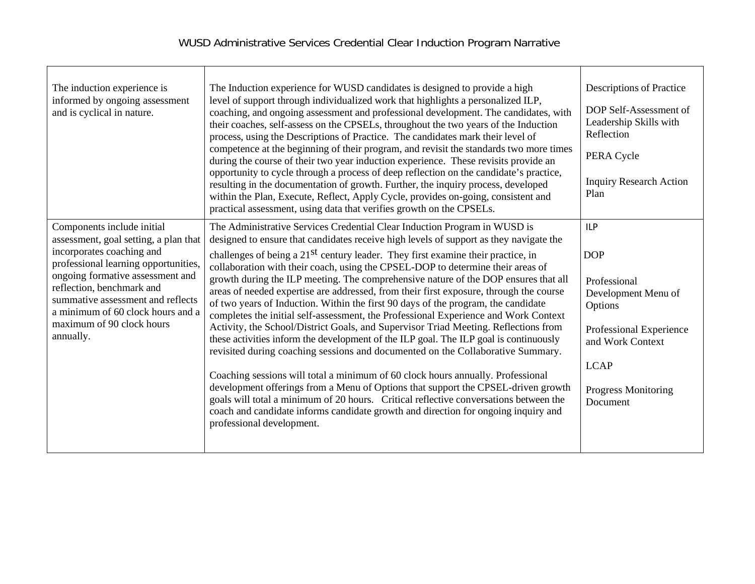| | | |
|---|---|---|
| The induction experience is informed by ongoing assessment and is cyclical in nature. | The Induction experience for WUSD candidates is designed to provide a high level of support through individualized work that highlights a personalized ILP, coaching, and ongoing assessment and professional development. The candidates, with their coaches, self-assess on the CPSELs, throughout the two years of the Induction process, using the Descriptions of Practice. The candidates mark their level of competence at the beginning of their program, and revisit the standards two more times during the course of their two year induction experience. These revisits provide an opportunity to cycle through a process of deep reflection on the candidate's practice, resulting in the documentation of growth. Further, the inquiry process, developed within the Plan, Execute, Reflect, Apply Cycle, provides on-going, consistent and practical assessment, using data that verifies growth on the CPSELs. | Descriptions of Practice<br><br>DOP Self-Assessment of Leadership Skills with Reflection<br><br>PERA Cycle<br><br>Inquiry Research Action Plan |
| Components include initial assessment, goal setting, a plan that incorporates coaching and professional learning opportunities, ongoing formative assessment and reflection, benchmark and summative assessment and reflects a minimum of 60 clock hours and a maximum of 90 clock hours annually. | The Administrative Services Credential Clear Induction Program in WUSD is designed to ensure that candidates receive high levels of support as they navigate the challenges of being a 21st century leader. They first examine their practice, in collaboration with their coach, using the CPSEL-DOP to determine their areas of growth during the ILP meeting. The comprehensive nature of the DOP ensures that all areas of needed expertise are addressed, from their first exposure, through the course of two years of Induction. Within the first 90 days of the program, the candidate completes the initial self-assessment, the Professional Experience and Work Context Activity, the School/District Goals, and Supervisor Triad Meeting. Reflections from these activities inform the development of the ILP goal. The ILP goal is continuously revisited during coaching sessions and documented on the Collaborative Summary.<br><br>Coaching sessions will total a minimum of 60 clock hours annually. Professional development offerings from a Menu of Options that support the CPSEL-driven growth goals will total a minimum of 20 hours. Critical reflective conversations between the coach and candidate informs candidate growth and direction for ongoing inquiry and professional development. | ILP<br><br>DOP<br><br>Professional Development Menu of Options<br><br>Professional Experience and Work Context<br><br>LCAP<br><br>Progress Monitoring Document |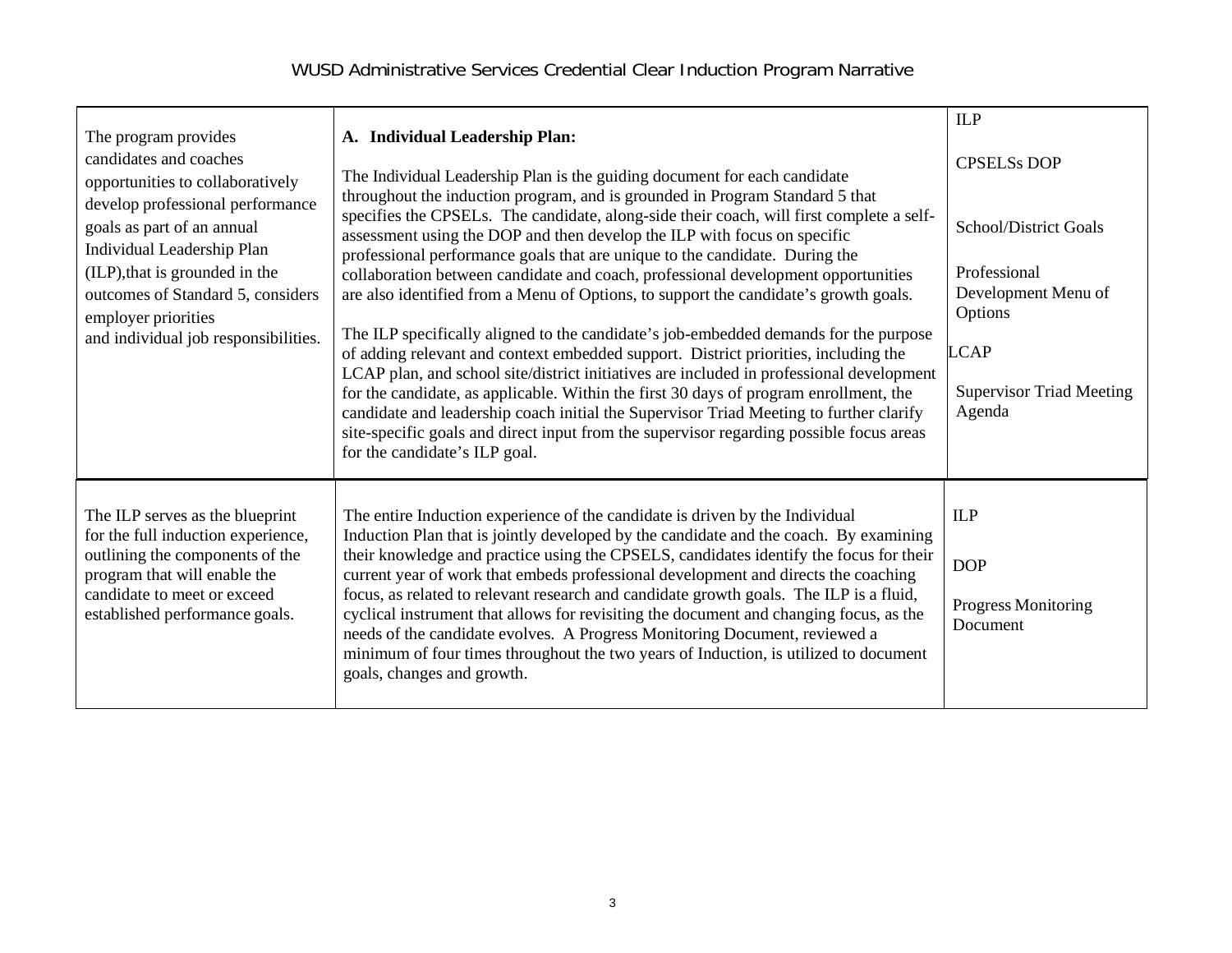| The program provides candidates and coaches opportunities to collaboratively develop professional performance goals as part of an annual Individual Leadership Plan (ILP),that is grounded in the outcomes of Standard 5, considers employer priorities and individual job responsibilities. | **A. Individual Leadership Plan:**<br><br>The Individual Leadership Plan is the guiding document for each candidate throughout the induction program, and is grounded in Program Standard 5 that specifies the CPSELs. The candidate, along-side their coach, will first complete a self-assessment using the DOP and then develop the ILP with focus on specific professional performance goals that are unique to the candidate. During the collaboration between candidate and coach, professional development opportunities are also identified from a Menu of Options, to support the candidate's growth goals.<br><br>The ILP specifically aligned to the candidate's job-embedded demands for the purpose of adding relevant and context embedded support. District priorities, including the LCAP plan, and school site/district initiatives are included in professional development for the candidate, as applicable. Within the first 30 days of program enrollment, the candidate and leadership coach initial the Supervisor Triad Meeting to further clarify site-specific goals and direct input from the supervisor regarding possible focus areas for the candidate's ILP goal. | ILP<br><br>CPSELSs DOP<br><br>School/District Goals<br><br>Professional Development Menu of Options<br><br>LCAP<br><br>Supervisor Triad Meeting Agenda |
|---|---|---|
| The ILP serves as the blueprint for the full induction experience, outlining the components of the program that will enable the candidate to meet or exceed established performance goals. | The entire Induction experience of the candidate is driven by the Individual Induction Plan that is jointly developed by the candidate and the coach. By examining their knowledge and practice using the CPSELS, candidates identify the focus for their current year of work that embeds professional development and directs the coaching focus, as related to relevant research and candidate growth goals. The ILP is a fluid, cyclical instrument that allows for revisiting the document and changing focus, as the needs of the candidate evolves. A Progress Monitoring Document, reviewed a minimum of four times throughout the two years of Induction, is utilized to document goals, changes and growth. | ILP<br><br>DOP<br><br>Progress Monitoring Document |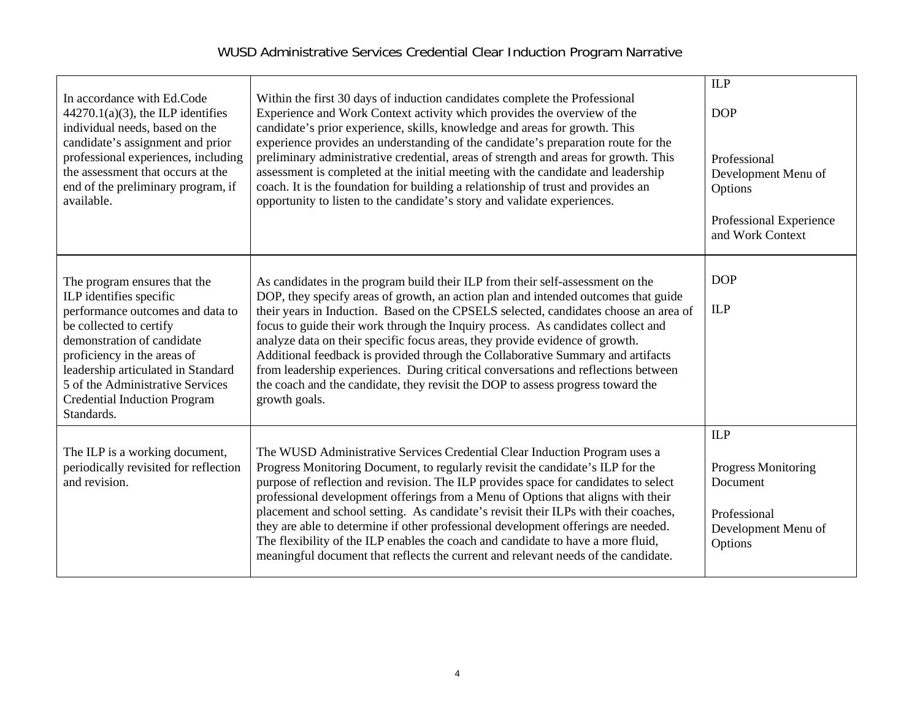| | | |
|---|---|---|
| In accordance with Ed.Code 44270.1(a)(3), the ILP identifies individual needs, based on the candidate's assignment and prior professional experiences, including the assessment that occurs at the end of the preliminary program, if available. | Within the first 30 days of induction candidates complete the Professional Experience and Work Context activity which provides the overview of the candidate's prior experience, skills, knowledge and areas for growth. This experience provides an understanding of the candidate's preparation route for the preliminary administrative credential, areas of strength and areas for growth. This assessment is completed at the initial meeting with the candidate and leadership coach. It is the foundation for building a relationship of trust and provides an opportunity to listen to the candidate's story and validate experiences. | ILP<br><br>DOP<br><br>Professional Development Menu of Options<br><br>Professional Experience and Work Context |
| The program ensures that the ILP identifies specific performance outcomes and data to be collected to certify demonstration of candidate proficiency in the areas of leadership articulated in Standard 5 of the Administrative Services Credential Induction Program Standards. | As candidates in the program build their ILP from their self-assessment on the DOP, they specify areas of growth, an action plan and intended outcomes that guide their years in Induction. Based on the CPSELS selected, candidates choose an area of focus to guide their work through the Inquiry process. As candidates collect and analyze data on their specific focus areas, they provide evidence of growth. Additional feedback is provided through the Collaborative Summary and artifacts from leadership experiences. During critical conversations and reflections between the coach and the candidate, they revisit the DOP to assess progress toward the growth goals. | DOP<br><br>ILP |
| The ILP is a working document, periodically revisited for reflection and revision. | The WUSD Administrative Services Credential Clear Induction Program uses a Progress Monitoring Document, to regularly revisit the candidate's ILP for the purpose of reflection and revision. The ILP provides space for candidates to select professional development offerings from a Menu of Options that aligns with their placement and school setting. As candidate's revisit their ILPs with their coaches, they are able to determine if other professional development offerings are needed. The flexibility of the ILP enables the coach and candidate to have a more fluid, meaningful document that reflects the current and relevant needs of the candidate. | ILP<br><br>Progress Monitoring Document<br><br>Professional Development Menu of Options |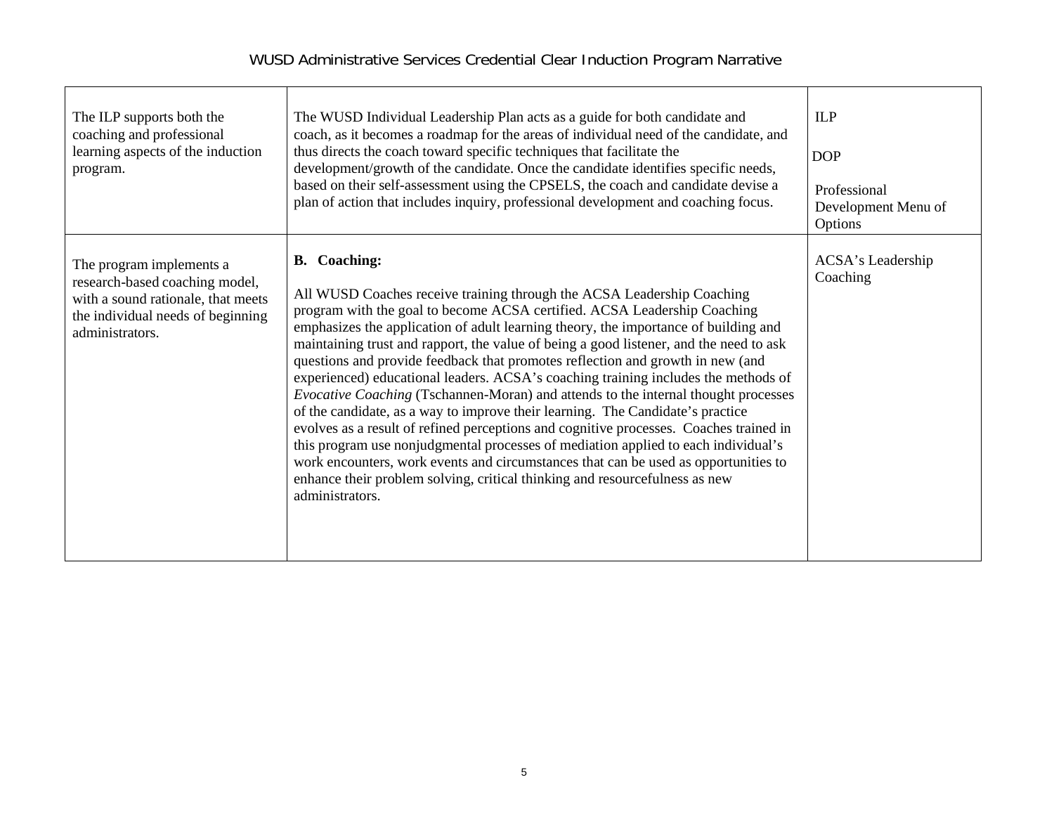| | | |
|---|---|---|
| The ILP supports both the coaching and professional learning aspects of the induction program. | The WUSD Individual Leadership Plan acts as a guide for both candidate and coach, as it becomes a roadmap for the areas of individual need of the candidate, and thus directs the coach toward specific techniques that facilitate the development/growth of the candidate. Once the candidate identifies specific needs, based on their self-assessment using the CPSELS, the coach and candidate devise a plan of action that includes inquiry, professional development and coaching focus. | ILP<br><br>DOP<br><br>Professional Development Menu of Options |
| The program implements a research-based coaching model, with a sound rationale, that meets the individual needs of beginning administrators. | **B. Coaching:**<br><br>All WUSD Coaches receive training through the ACSA Leadership Coaching program with the goal to become ACSA certified. ACSA Leadership Coaching emphasizes the application of adult learning theory, the importance of building and maintaining trust and rapport, the value of being a good listener, and the need to ask questions and provide feedback that promotes reflection and growth in new (and experienced) educational leaders. ACSA's coaching training includes the methods of *Evocative Coaching* (Tschannen-Moran) and attends to the internal thought processes of the candidate, as a way to improve their learning. The Candidate's practice evolves as a result of refined perceptions and cognitive processes. Coaches trained in this program use nonjudgmental processes of mediation applied to each individual's work encounters, work events and circumstances that can be used as opportunities to enhance their problem solving, critical thinking and resourcefulness as new administrators. | ACSA's Leadership Coaching |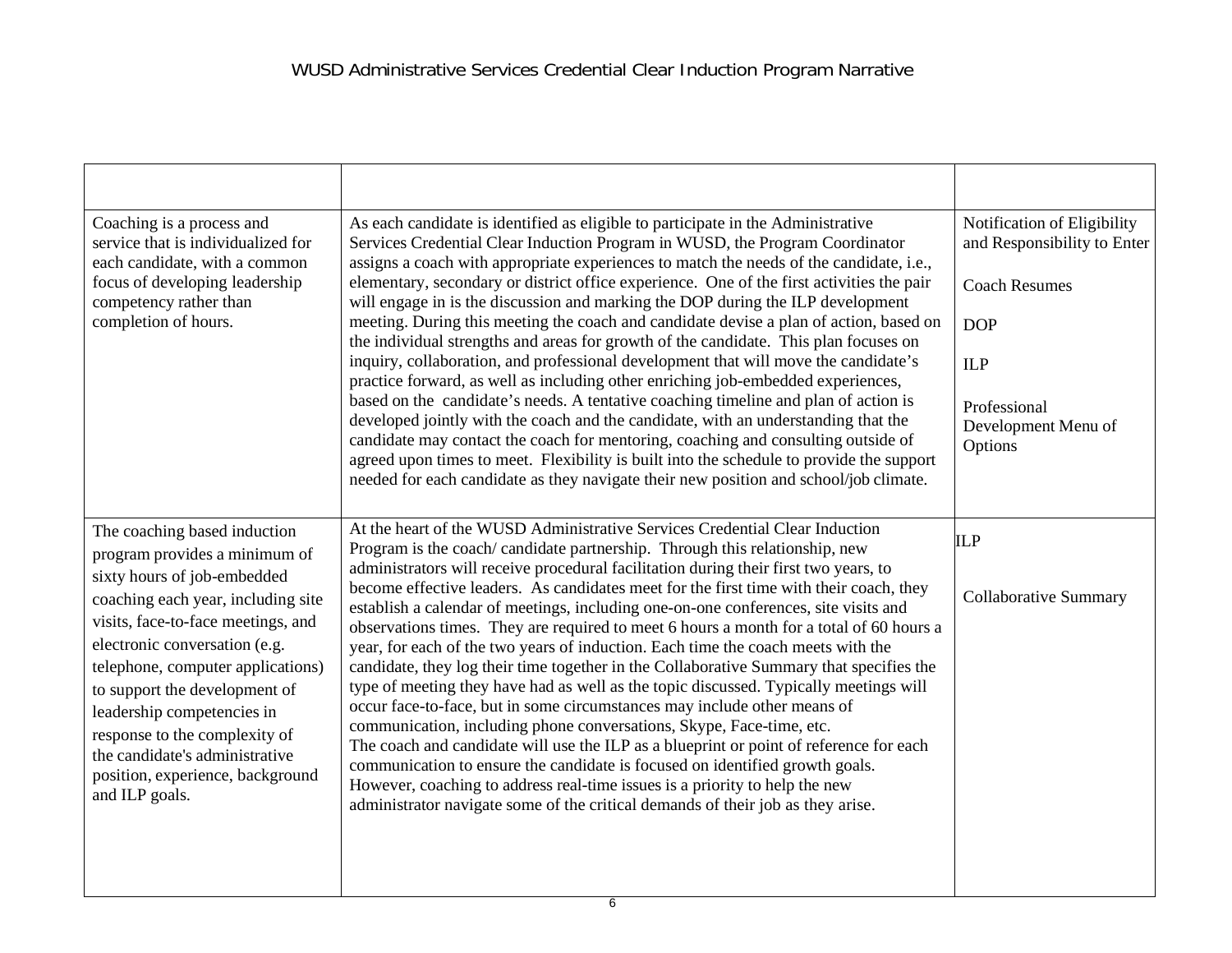| | | |
|---|---|---|
| Coaching is a process and service that is individualized for each candidate, with a common focus of developing leadership competency rather than completion of hours. | As each candidate is identified as eligible to participate in the Administrative Services Credential Clear Induction Program in WUSD, the Program Coordinator assigns a coach with appropriate experiences to match the needs of the candidate, i.e., elementary, secondary or district office experience. One of the first activities the pair will engage in is the discussion and marking the DOP during the ILP development meeting. During this meeting the coach and candidate devise a plan of action, based on the individual strengths and areas for growth of the candidate. This plan focuses on inquiry, collaboration, and professional development that will move the candidate's practice forward, as well as including other enriching job-embedded experiences, based on the candidate's needs. A tentative coaching timeline and plan of action is developed jointly with the coach and the candidate, with an understanding that the candidate may contact the coach for mentoring, coaching and consulting outside of agreed upon times to meet. Flexibility is built into the schedule to provide the support needed for each candidate as they navigate their new position and school/job climate. | Notification of Eligibility and Responsibility to Enter<br><br>Coach Resumes<br><br>DOP<br><br>ILP<br><br>Professional Development Menu of Options |
| The coaching based induction program provides a minimum of sixty hours of job-embedded coaching each year, including site visits, face-to-face meetings, and electronic conversation (e.g. telephone, computer applications) to support the development of leadership competencies in response to the complexity of the candidate's administrative position, experience, background and ILP goals. | At the heart of the WUSD Administrative Services Credential Clear Induction Program is the coach/ candidate partnership. Through this relationship, new administrators will receive procedural facilitation during their first two years, to become effective leaders. As candidates meet for the first time with their coach, they establish a calendar of meetings, including one-on-one conferences, site visits and observations times. They are required to meet 6 hours a month for a total of 60 hours a year, for each of the two years of induction. Each time the coach meets with the candidate, they log their time together in the Collaborative Summary that specifies the type of meeting they have had as well as the topic discussed. Typically meetings will occur face-to-face, but in some circumstances may include other means of communication, including phone conversations, Skype, Face-time, etc.<br>The coach and candidate will use the ILP as a blueprint or point of reference for each communication to ensure the candidate is focused on identified growth goals. However, coaching to address real-time issues is a priority to help the new administrator navigate some of the critical demands of their job as they arise. | ILP<br><br>Collaborative Summary |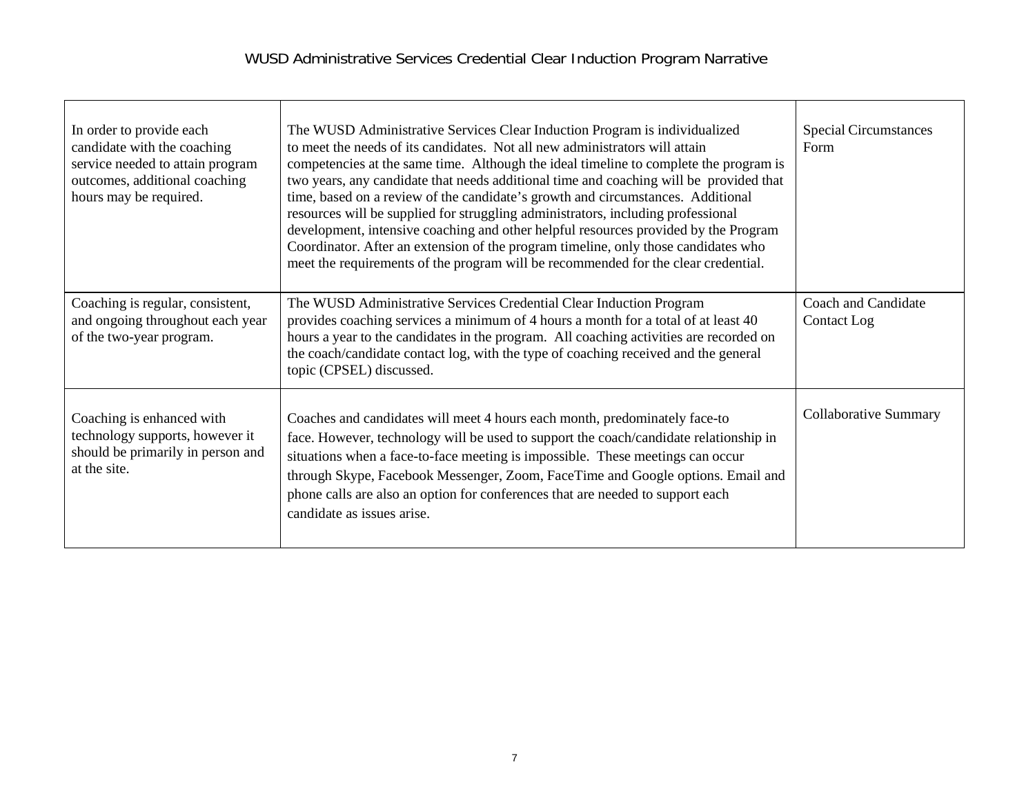| | | |
|---|---|---|
| In order to provide each candidate with the coaching service needed to attain program outcomes, additional coaching hours may be required. | The WUSD Administrative Services Clear Induction Program is individualized to meet the needs of its candidates. Not all new administrators will attain competencies at the same time. Although the ideal timeline to complete the program is two years, any candidate that needs additional time and coaching will be provided that time, based on a review of the candidate's growth and circumstances. Additional resources will be supplied for struggling administrators, including professional development, intensive coaching and other helpful resources provided by the Program Coordinator. After an extension of the program timeline, only those candidates who meet the requirements of the program will be recommended for the clear credential. | Special Circumstances Form |
| Coaching is regular, consistent, and ongoing throughout each year of the two-year program. | The WUSD Administrative Services Credential Clear Induction Program provides coaching services a minimum of 4 hours a month for a total of at least 40 hours a year to the candidates in the program. All coaching activities are recorded on the coach/candidate contact log, with the type of coaching received and the general topic (CPSEL) discussed. | Coach and Candidate Contact Log |
| Coaching is enhanced with technology supports, however it should be primarily in person and at the site. | Coaches and candidates will meet 4 hours each month, predominately face-to face. However, technology will be used to support the coach/candidate relationship in situations when a face-to-face meeting is impossible. These meetings can occur through Skype, Facebook Messenger, Zoom, FaceTime and Google options. Email and phone calls are also an option for conferences that are needed to support each candidate as issues arise. | Collaborative Summary |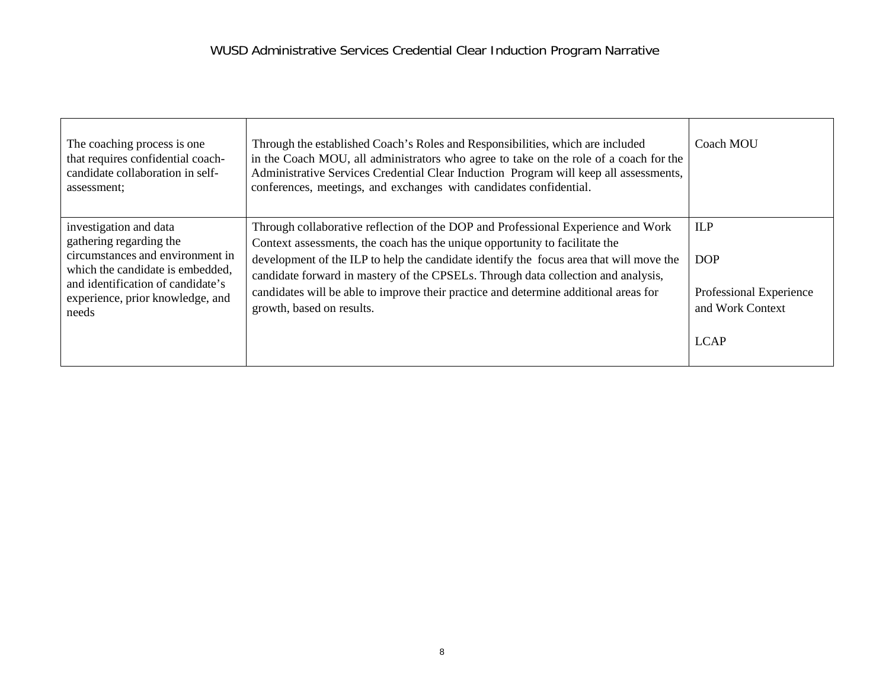| | | |
|---|---|---|
| The coaching process is one that requires confidential coach-candidate collaboration in self-assessment; | Through the established Coach's Roles and Responsibilities, which are included in the Coach MOU, all administrators who agree to take on the role of a coach for the Administrative Services Credential Clear Induction Program will keep all assessments, conferences, meetings, and exchanges with candidates confidential. | Coach MOU |
| investigation and data gathering regarding the circumstances and environment in which the candidate is embedded, and identification of candidate's experience, prior knowledge, and needs | Through collaborative reflection of the DOP and Professional Experience and Work Context assessments, the coach has the unique opportunity to facilitate the development of the ILP to help the candidate identify the focus area that will move the candidate forward in mastery of the CPSELs. Through data collection and analysis, candidates will be able to improve their practice and determine additional areas for growth, based on results. | ILP<br><br>DOP<br><br>Professional Experience and Work Context<br><br>LCAP |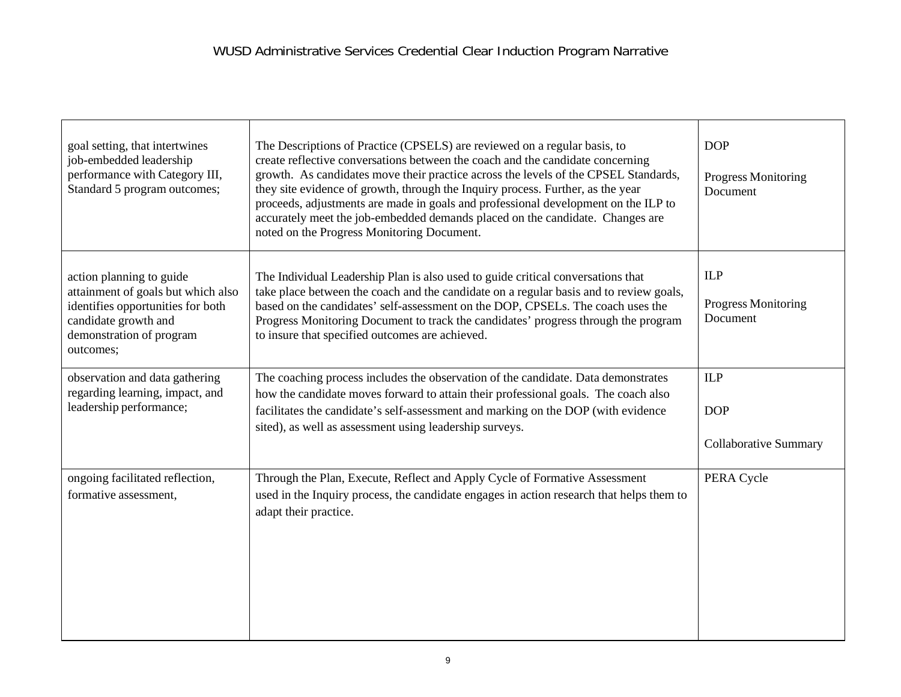| goal setting, that intertwines job-embedded leadership performance with Category III, Standard 5 program outcomes; | The Descriptions of Practice (CPSELS) are reviewed on a regular basis, to create reflective conversations between the coach and the candidate concerning growth. As candidates move their practice across the levels of the CPSEL Standards, they site evidence of growth, through the Inquiry process. Further, as the year proceeds, adjustments are made in goals and professional development on the ILP to accurately meet the job-embedded demands placed on the candidate. Changes are noted on the Progress Monitoring Document. | DOP<br><br>Progress Monitoring Document |
|---|---|---|
| action planning to guide attainment of goals but which also identifies opportunities for both candidate growth and demonstration of program outcomes; | The Individual Leadership Plan is also used to guide critical conversations that take place between the coach and the candidate on a regular basis and to review goals, based on the candidates' self-assessment on the DOP, CPSELs. The coach uses the Progress Monitoring Document to track the candidates' progress through the program to insure that specified outcomes are achieved. | ILP<br><br>Progress Monitoring Document |
| observation and data gathering regarding learning, impact, and leadership performance; | The coaching process includes the observation of the candidate. Data demonstrates how the candidate moves forward to attain their professional goals. The coach also facilitates the candidate's self-assessment and marking on the DOP (with evidence sited), as well as assessment using leadership surveys. | ILP<br><br>DOP<br><br>Collaborative Summary |
| ongoing facilitated reflection, formative assessment, | Through the Plan, Execute, Reflect and Apply Cycle of Formative Assessment used in the Inquiry process, the candidate engages in action research that helps them to adapt their practice. | PERA Cycle |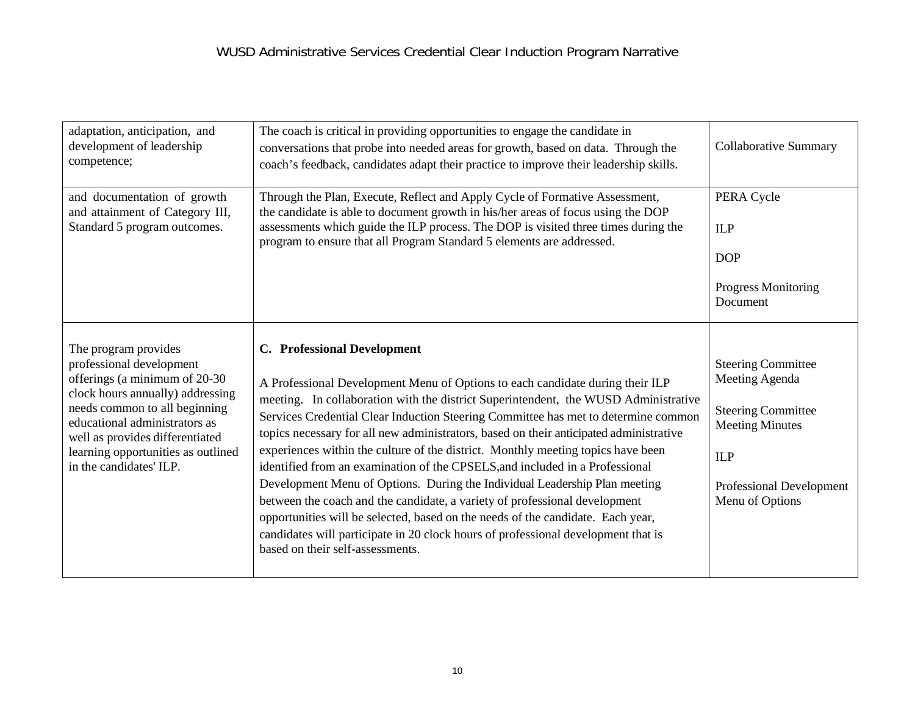| adaptation, anticipation, and development of leadership competence; | The coach is critical in providing opportunities to engage the candidate in conversations that probe into needed areas for growth, based on data. Through the coach's feedback, candidates adapt their practice to improve their leadership skills. | Collaborative Summary |
|---|---|---|
| and documentation of growth and attainment of Category III, Standard 5 program outcomes. | Through the Plan, Execute, Reflect and Apply Cycle of Formative Assessment, the candidate is able to document growth in his/her areas of focus using the DOP assessments which guide the ILP process. The DOP is visited three times during the program to ensure that all Program Standard 5 elements are addressed. | PERA Cycle<br><br>ILP<br><br>DOP<br><br>Progress Monitoring Document |
| The program provides professional development offerings (a minimum of 20-30 clock hours annually) addressing needs common to all beginning educational administrators as well as provides differentiated learning opportunities as outlined in the candidates' ILP. | **C. Professional Development**<br><br>A Professional Development Menu of Options to each candidate during their ILP meeting. In collaboration with the district Superintendent, the WUSD Administrative Services Credential Clear Induction Steering Committee has met to determine common topics necessary for all new administrators, based on their anticipated administrative experiences within the culture of the district. Monthly meeting topics have been identified from an examination of the CPSELS,and included in a Professional Development Menu of Options. During the Individual Leadership Plan meeting between the coach and the candidate, a variety of professional development opportunities will be selected, based on the needs of the candidate. Each year, candidates will participate in 20 clock hours of professional development that is based on their self-assessments. | Steering Committee Meeting Agenda<br><br>Steering Committee Meeting Minutes<br><br>ILP<br><br>Professional Development Menu of Options |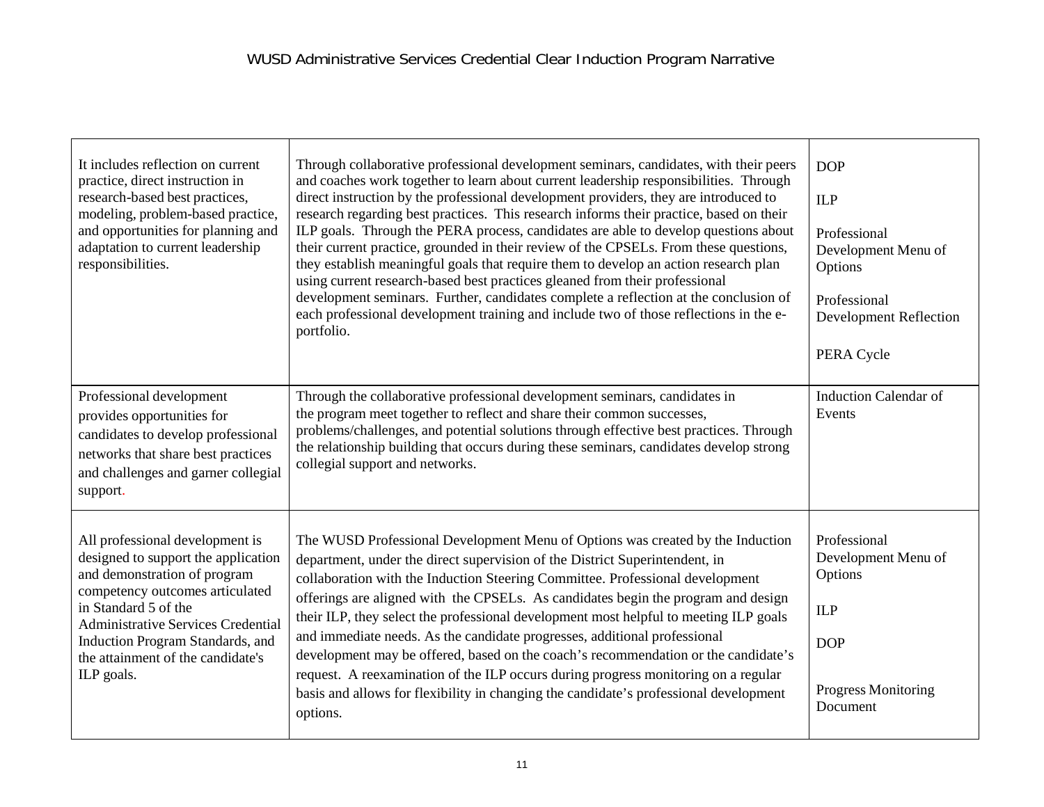| It includes reflection on current practice, direct instruction in research-based best practices, modeling, problem-based practice, and opportunities for planning and adaptation to current leadership responsibilities. | Through collaborative professional development seminars, candidates, with their peers and coaches work together to learn about current leadership responsibilities. Through direct instruction by the professional development providers, they are introduced to research regarding best practices. This research informs their practice, based on their ILP goals. Through the PERA process, candidates are able to develop questions about their current practice, grounded in their review of the CPSELs. From these questions, they establish meaningful goals that require them to develop an action research plan using current research-based best practices gleaned from their professional development seminars. Further, candidates complete a reflection at the conclusion of each professional development training and include two of those reflections in the e-portfolio. | DOP<br><br>ILP<br><br>Professional Development Menu of Options<br><br>Professional Development Reflection<br><br>PERA Cycle |
|---|---|---|
| Professional development provides opportunities for candidates to develop professional networks that share best practices and challenges and garner collegial support. | Through the collaborative professional development seminars, candidates in the program meet together to reflect and share their common successes, problems/challenges, and potential solutions through effective best practices. Through the relationship building that occurs during these seminars, candidates develop strong collegial support and networks. | Induction Calendar of Events |
| All professional development is designed to support the application and demonstration of program competency outcomes articulated in Standard 5 of the Administrative Services Credential Induction Program Standards, and the attainment of the candidate's ILP goals. | The WUSD Professional Development Menu of Options was created by the Induction department, under the direct supervision of the District Superintendent, in collaboration with the Induction Steering Committee. Professional development offerings are aligned with the CPSELs. As candidates begin the program and design their ILP, they select the professional development most helpful to meeting ILP goals and immediate needs. As the candidate progresses, additional professional development may be offered, based on the coach's recommendation or the candidate's request. A reexamination of the ILP occurs during progress monitoring on a regular basis and allows for flexibility in changing the candidate's professional development options. | Professional Development Menu of Options<br><br>ILP<br><br>DOP<br><br>Progress Monitoring Document |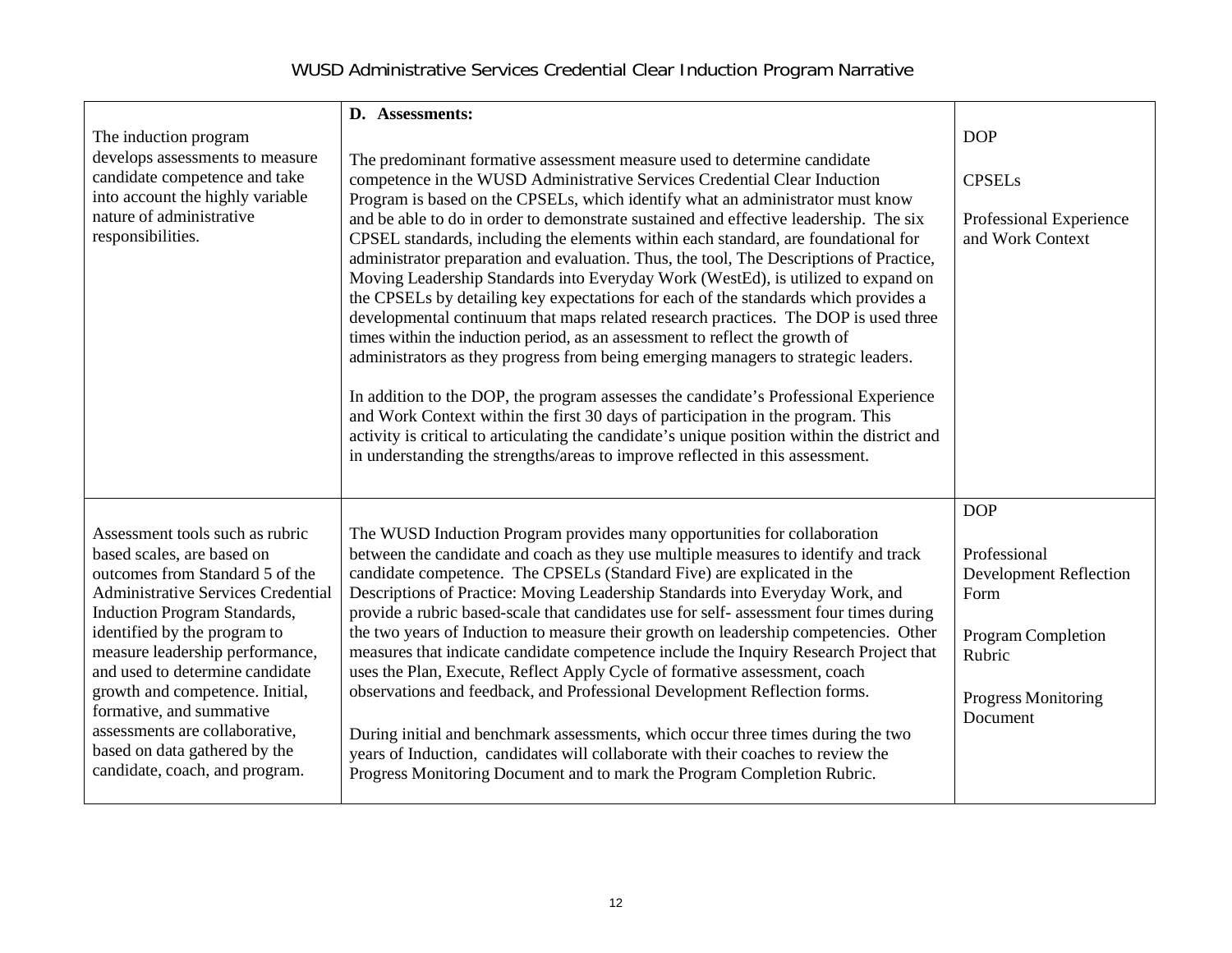| | | |
|---|---|---|
| The induction program develops assessments to measure candidate competence and take into account the highly variable nature of administrative responsibilities. | **D. Assessments:**<br><br>The predominant formative assessment measure used to determine candidate competence in the WUSD Administrative Services Credential Clear Induction Program is based on the CPSELs, which identify what an administrator must know and be able to do in order to demonstrate sustained and effective leadership. The six CPSEL standards, including the elements within each standard, are foundational for administrator preparation and evaluation. Thus, the tool, The Descriptions of Practice, Moving Leadership Standards into Everyday Work (WestEd), is utilized to expand on the CPSELs by detailing key expectations for each of the standards which provides a developmental continuum that maps related research practices. The DOP is used three times within the induction period, as an assessment to reflect the growth of administrators as they progress from being emerging managers to strategic leaders.<br><br>In addition to the DOP, the program assesses the candidate's Professional Experience and Work Context within the first 30 days of participation in the program. This activity is critical to articulating the candidate's unique position within the district and in understanding the strengths/areas to improve reflected in this assessment. | DOP<br><br>CPSELs<br><br>Professional Experience and Work Context |
| Assessment tools such as rubric based scales, are based on outcomes from Standard 5 of the Administrative Services Credential Induction Program Standards, identified by the program to measure leadership performance, and used to determine candidate growth and competence. Initial, formative, and summative assessments are collaborative, based on data gathered by the candidate, coach, and program. | The WUSD Induction Program provides many opportunities for collaboration between the candidate and coach as they use multiple measures to identify and track candidate competence. The CPSELs (Standard Five) are explicated in the Descriptions of Practice: Moving Leadership Standards into Everyday Work, and provide a rubric based-scale that candidates use for self- assessment four times during the two years of Induction to measure their growth on leadership competencies. Other measures that indicate candidate competence include the Inquiry Research Project that uses the Plan, Execute, Reflect Apply Cycle of formative assessment, coach observations and feedback, and Professional Development Reflection forms.<br><br>During initial and benchmark assessments, which occur three times during the two years of Induction, candidates will collaborate with their coaches to review the Progress Monitoring Document and to mark the Program Completion Rubric. | DOP<br><br>Professional Development Reflection Form<br><br>Program Completion Rubric<br><br>Progress Monitoring Document |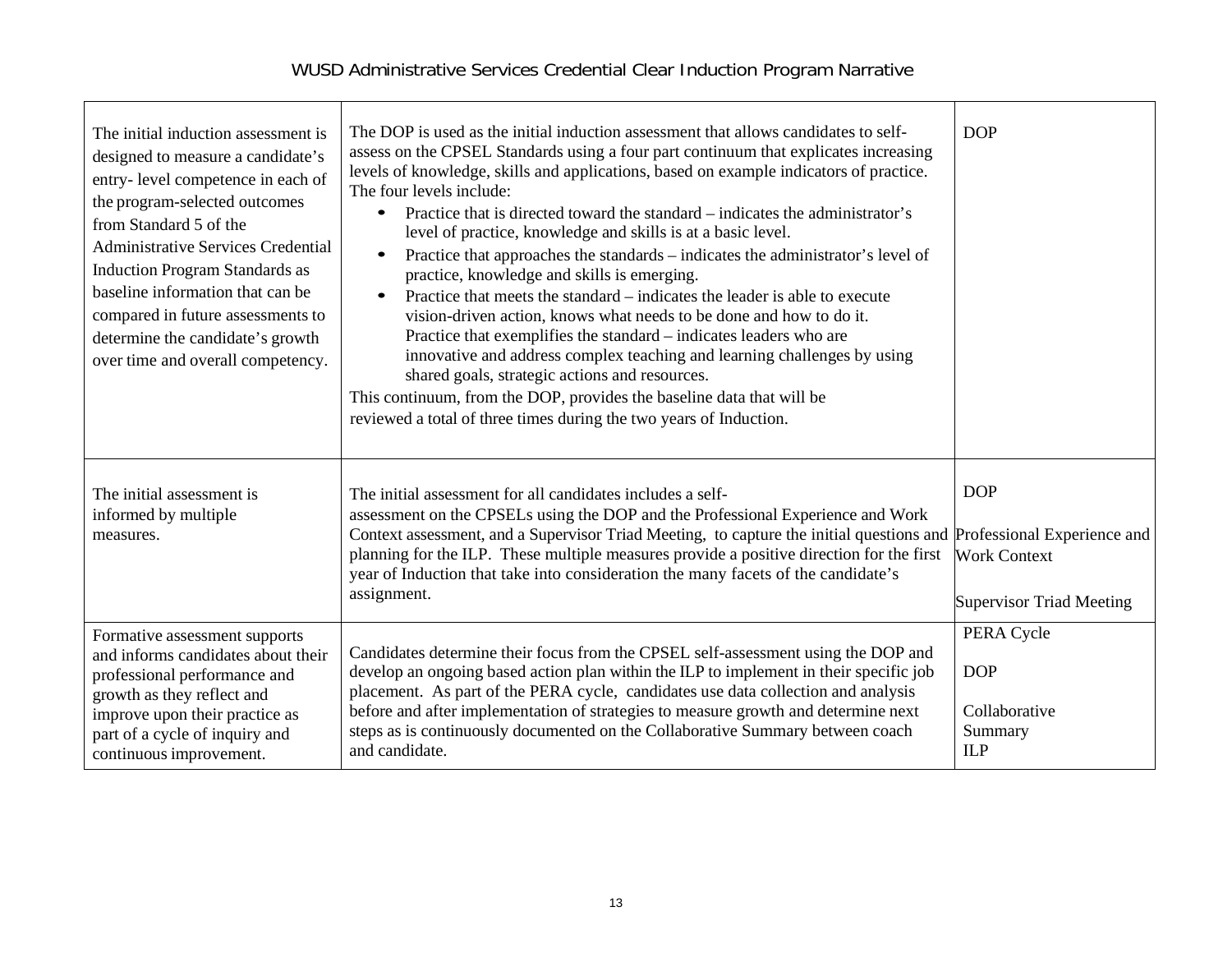| | | |
|---|---|---|
| The initial induction assessment is designed to measure a candidate's entry- level competence in each of the program-selected outcomes from Standard 5 of the Administrative Services Credential Induction Program Standards as baseline information that can be compared in future assessments to determine the candidate's growth over time and overall competency. | The DOP is used as the initial induction assessment that allows candidates to self-assess on the CPSEL Standards using a four part continuum that explicates increasing levels of knowledge, skills and applications, based on example indicators of practice. The four levels include:<br>• Practice that is directed toward the standard – indicates the administrator's level of practice, knowledge and skills is at a basic level.<br>• Practice that approaches the standards – indicates the administrator's level of practice, knowledge and skills is emerging.<br>• Practice that meets the standard – indicates the leader is able to execute vision-driven action, knows what needs to be done and how to do it. Practice that exemplifies the standard – indicates leaders who are innovative and address complex teaching and learning challenges by using shared goals, strategic actions and resources.<br>This continuum, from the DOP, provides the baseline data that will be reviewed a total of three times during the two years of Induction. | DOP |
| The initial assessment is informed by multiple measures. | The initial assessment for all candidates includes a self-assessment on the CPSELs using the DOP and the Professional Experience and Work Context assessment, and a Supervisor Triad Meeting, to capture the initial questions and planning for the ILP. These multiple measures provide a positive direction for the first year of Induction that take into consideration the many facets of the candidate's assignment. | DOP<br><br>Professional Experience and Work Context<br><br>Supervisor Triad Meeting |
| Formative assessment supports and informs candidates about their professional performance and growth as they reflect and improve upon their practice as part of a cycle of inquiry and continuous improvement. | Candidates determine their focus from the CPSEL self-assessment using the DOP and develop an ongoing based action plan within the ILP to implement in their specific job placement. As part of the PERA cycle, candidates use data collection and analysis before and after implementation of strategies to measure growth and determine next steps as is continuously documented on the Collaborative Summary between coach and candidate. | PERA Cycle<br><br>DOP<br><br>Collaborative Summary<br>ILP |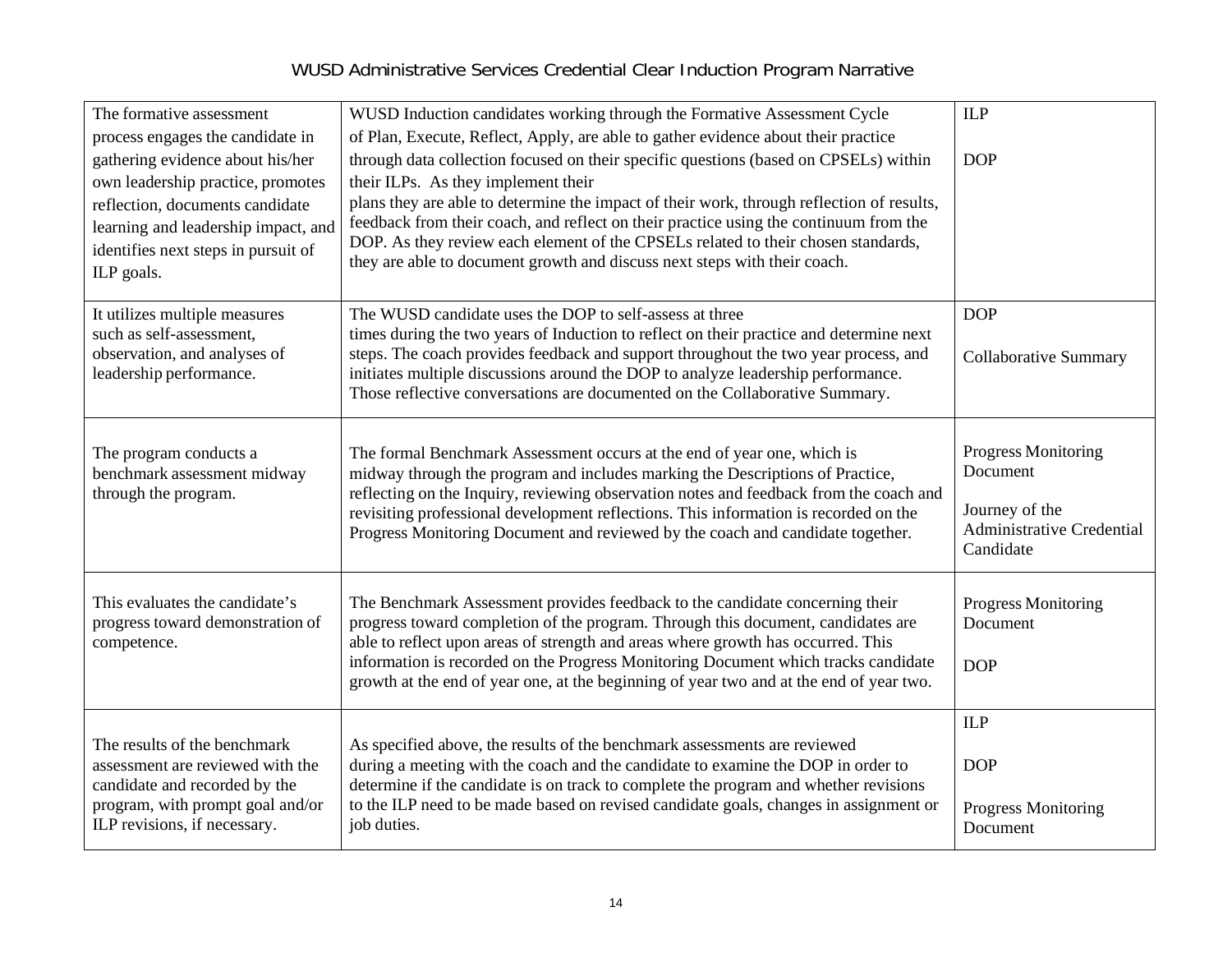| The formative assessment process engages the candidate in gathering evidence about his/her own leadership practice, promotes reflection, documents candidate learning and leadership impact, and identifies next steps in pursuit of ILP goals. | WUSD Induction candidates working through the Formative Assessment Cycle of Plan, Execute, Reflect, Apply, are able to gather evidence about their practice through data collection focused on their specific questions (based on CPSELs) within their ILPs. As they implement their plans they are able to determine the impact of their work, through reflection of results, feedback from their coach, and reflect on their practice using the continuum from the DOP. As they review each element of the CPSELs related to their chosen standards, they are able to document growth and discuss next steps with their coach. | ILP<br><br>DOP |
|---|---|---|
| It utilizes multiple measures such as self-assessment, observation, and analyses of leadership performance. | The WUSD candidate uses the DOP to self-assess at three times during the two years of Induction to reflect on their practice and determine next steps. The coach provides feedback and support throughout the two year process, and initiates multiple discussions around the DOP to analyze leadership performance. Those reflective conversations are documented on the Collaborative Summary. | DOP<br><br>Collaborative Summary |
| The program conducts a benchmark assessment midway through the program. | The formal Benchmark Assessment occurs at the end of year one, which is midway through the program and includes marking the Descriptions of Practice, reflecting on the Inquiry, reviewing observation notes and feedback from the coach and revisiting professional development reflections. This information is recorded on the Progress Monitoring Document and reviewed by the coach and candidate together. | Progress Monitoring Document<br><br>Journey of the Administrative Credential Candidate |
| This evaluates the candidate's progress toward demonstration of competence. | The Benchmark Assessment provides feedback to the candidate concerning their progress toward completion of the program. Through this document, candidates are able to reflect upon areas of strength and areas where growth has occurred. This information is recorded on the Progress Monitoring Document which tracks candidate growth at the end of year one, at the beginning of year two and at the end of year two. | Progress Monitoring Document<br><br>DOP |
| The results of the benchmark assessment are reviewed with the candidate and recorded by the program, with prompt goal and/or ILP revisions, if necessary. | As specified above, the results of the benchmark assessments are reviewed during a meeting with the coach and the candidate to examine the DOP in order to determine if the candidate is on track to complete the program and whether revisions to the ILP need to be made based on revised candidate goals, changes in assignment or job duties. | ILP<br><br>DOP<br><br>Progress Monitoring Document |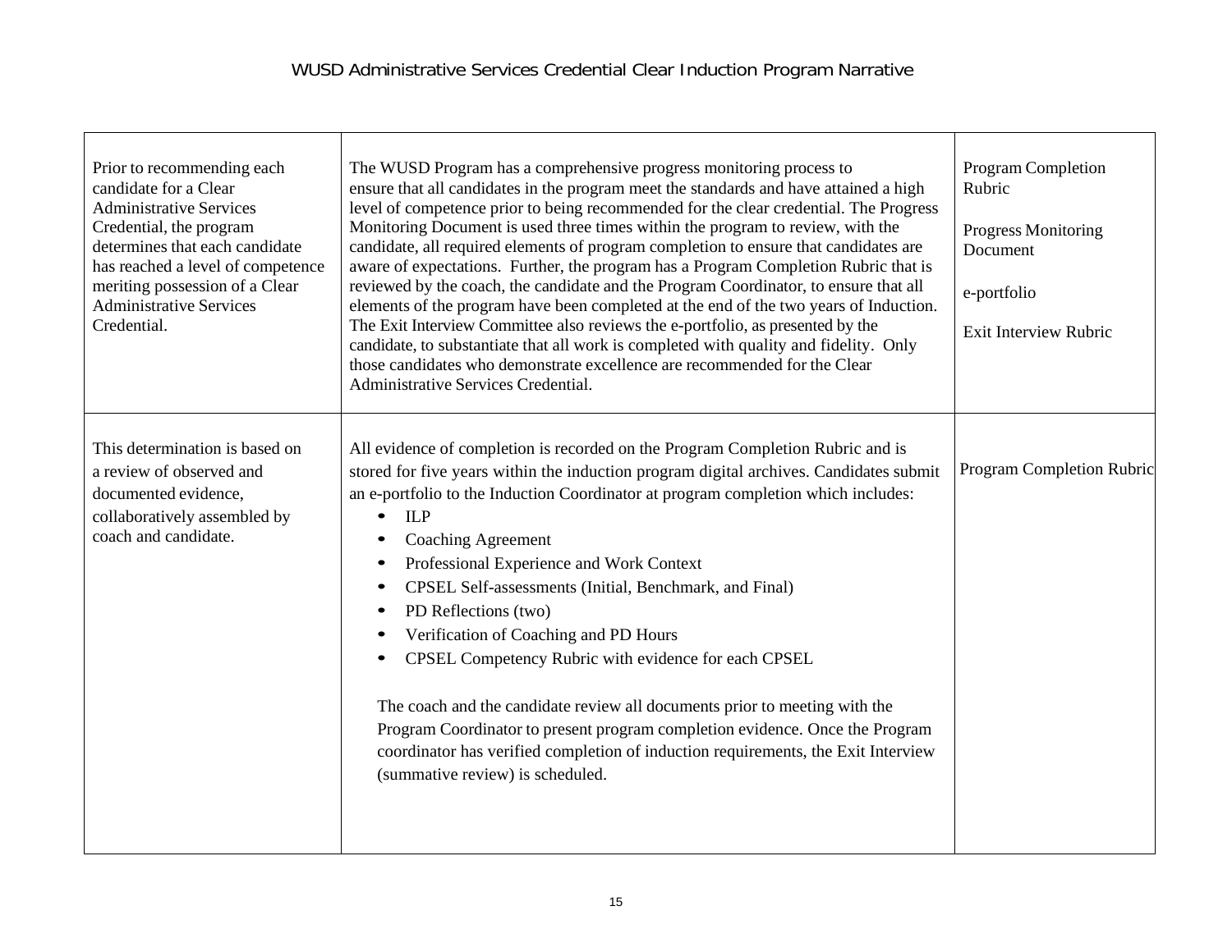| | | |
|---|---|---|
| Prior to recommending each candidate for a Clear Administrative Services Credential, the program determines that each candidate has reached a level of competence meriting possession of a Clear Administrative Services Credential. | The WUSD Program has a comprehensive progress monitoring process to ensure that all candidates in the program meet the standards and have attained a high level of competence prior to being recommended for the clear credential. The Progress Monitoring Document is used three times within the program to review, with the candidate, all required elements of program completion to ensure that candidates are aware of expectations. Further, the program has a Program Completion Rubric that is reviewed by the coach, the candidate and the Program Coordinator, to ensure that all elements of the program have been completed at the end of the two years of Induction. The Exit Interview Committee also reviews the e-portfolio, as presented by the candidate, to substantiate that all work is completed with quality and fidelity. Only those candidates who demonstrate excellence are recommended for the Clear Administrative Services Credential. | Program Completion Rubric<br><br>Progress Monitoring Document<br><br>e-portfolio<br><br>Exit Interview Rubric |
| This determination is based on a review of observed and documented evidence, collaboratively assembled by coach and candidate. | All evidence of completion is recorded on the Program Completion Rubric and is stored for five years within the induction program digital archives. Candidates submit an e-portfolio to the Induction Coordinator at program completion which includes:<br>• ILP<br>• Coaching Agreement<br>• Professional Experience and Work Context<br>• CPSEL Self-assessments (Initial, Benchmark, and Final)<br>• PD Reflections (two)<br>• Verification of Coaching and PD Hours<br>• CPSEL Competency Rubric with evidence for each CPSEL<br><br>The coach and the candidate review all documents prior to meeting with the Program Coordinator to present program completion evidence. Once the Program coordinator has verified completion of induction requirements, the Exit Interview (summative review) is scheduled. | Program Completion Rubric |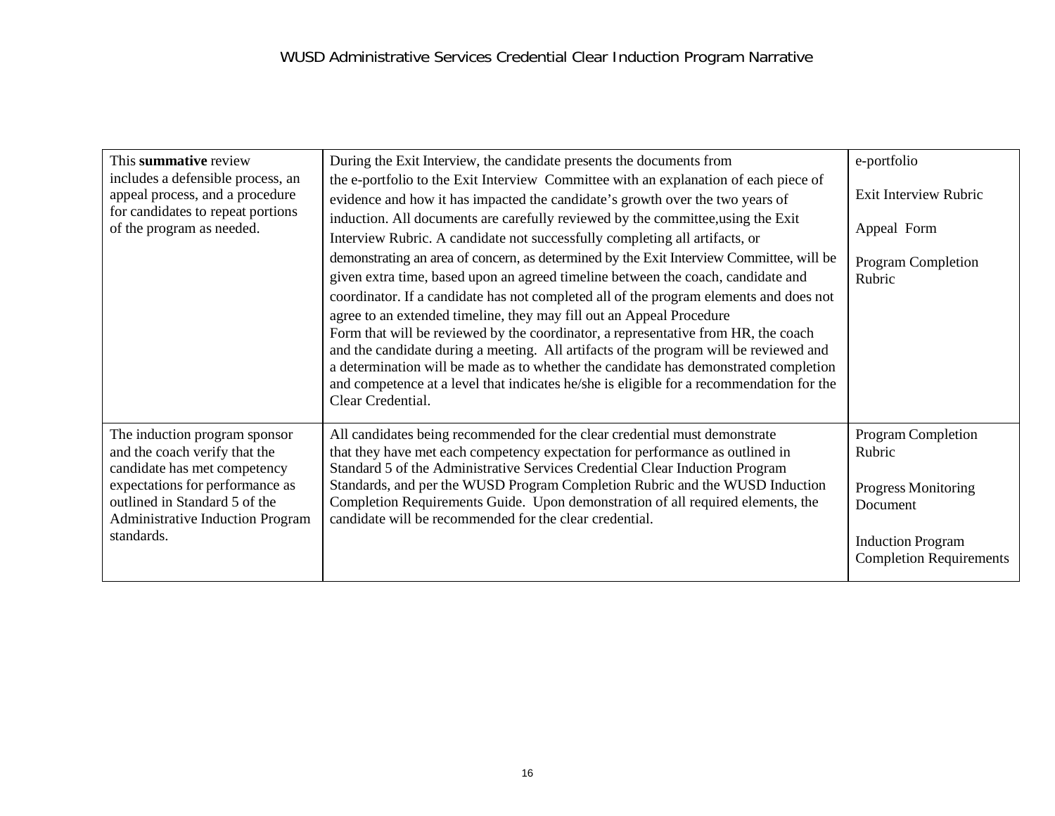| This **summative** review includes a defensible process, an appeal process, and a procedure for candidates to repeat portions of the program as needed. | During the Exit Interview, the candidate presents the documents from the e-portfolio to the Exit Interview Committee with an explanation of each piece of evidence and how it has impacted the candidate's growth over the two years of induction. All documents are carefully reviewed by the committee,using the Exit Interview Rubric. A candidate not successfully completing all artifacts, or demonstrating an area of concern, as determined by the Exit Interview Committee, will be given extra time, based upon an agreed timeline between the coach, candidate and coordinator. If a candidate has not completed all of the program elements and does not agree to an extended timeline, they may fill out an Appeal Procedure Form that will be reviewed by the coordinator, a representative from HR, the coach and the candidate during a meeting. All artifacts of the program will be reviewed and a determination will be made as to whether the candidate has demonstrated completion and competence at a level that indicates he/she is eligible for a recommendation for the Clear Credential. | e-portfolio<br><br>Exit Interview Rubric<br><br>Appeal Form<br><br>Program Completion Rubric |
|---|---|---|
| The induction program sponsor and the coach verify that the candidate has met competency expectations for performance as outlined in Standard 5 of the Administrative Induction Program standards. | All candidates being recommended for the clear credential must demonstrate that they have met each competency expectation for performance as outlined in Standard 5 of the Administrative Services Credential Clear Induction Program Standards, and per the WUSD Program Completion Rubric and the WUSD Induction Completion Requirements Guide. Upon demonstration of all required elements, the candidate will be recommended for the clear credential. | Program Completion Rubric<br><br>Progress Monitoring Document<br><br>Induction Program Completion Requirements |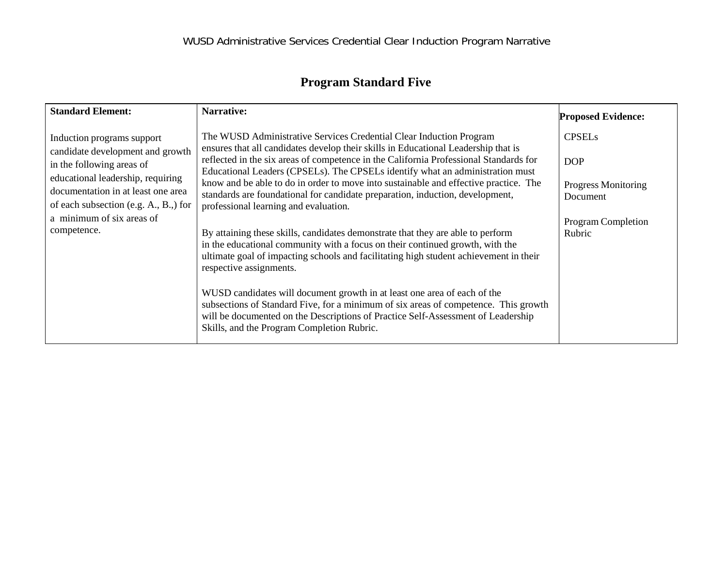# Program Standard Five

| Standard Element: | Narrative: | Proposed Evidence: |
|---|---|---|
| Induction programs support candidate development and growth in the following areas of educational leadership, requiring documentation in at least one area of each subsection (e.g. A., B.,) for a minimum of six areas of competence. | The WUSD Administrative Services Credential Clear Induction Program ensures that all candidates develop their skills in Educational Leadership that is reflected in the six areas of competence in the California Professional Standards for Educational Leaders (CPSELs). The CPSELs identify what an administration must know and be able to do in order to move into sustainable and effective practice. The standards are foundational for candidate preparation, induction, development, professional learning and evaluation.<br><br>By attaining these skills, candidates demonstrate that they are able to perform in the educational community with a focus on their continued growth, with the ultimate goal of impacting schools and facilitating high student achievement in their respective assignments.<br><br>WUSD candidates will document growth in at least one area of each of the subsections of Standard Five, for a minimum of six areas of competence. This growth will be documented on the Descriptions of Practice Self-Assessment of Leadership Skills, and the Program Completion Rubric. | CPSELs<br><br>DOP<br><br>Progress Monitoring Document<br><br>Program Completion Rubric |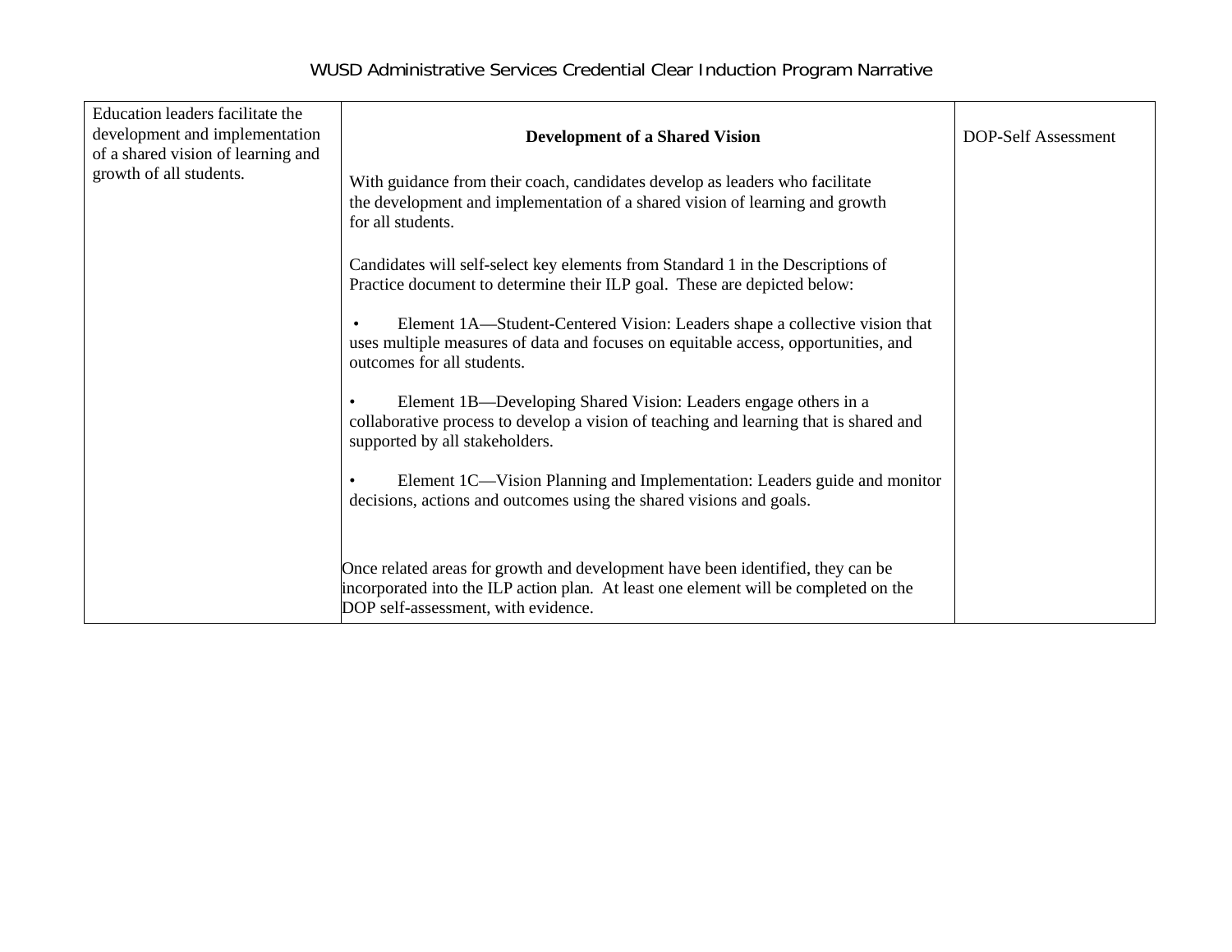| Education leaders facilitate the development and implementation of a shared vision of learning and growth of all students. | **Development of a Shared Vision**<br><br>With guidance from their coach, candidates develop as leaders who facilitate the development and implementation of a shared vision of learning and growth for all students.<br><br>Candidates will self-select key elements from Standard 1 in the Descriptions of Practice document to determine their ILP goal. These are depicted below:<br><br>• Element 1A—Student-Centered Vision: Leaders shape a collective vision that uses multiple measures of data and focuses on equitable access, opportunities, and outcomes for all students.<br><br>• Element 1B—Developing Shared Vision: Leaders engage others in a collaborative process to develop a vision of teaching and learning that is shared and supported by all stakeholders.<br><br>• Element 1C—Vision Planning and Implementation: Leaders guide and monitor decisions, actions and outcomes using the shared visions and goals.<br><br>Once related areas for growth and development have been identified, they can be incorporated into the ILP action plan. At least one element will be completed on the DOP self-assessment, with evidence. | DOP-Self Assessment |
|---|---|---|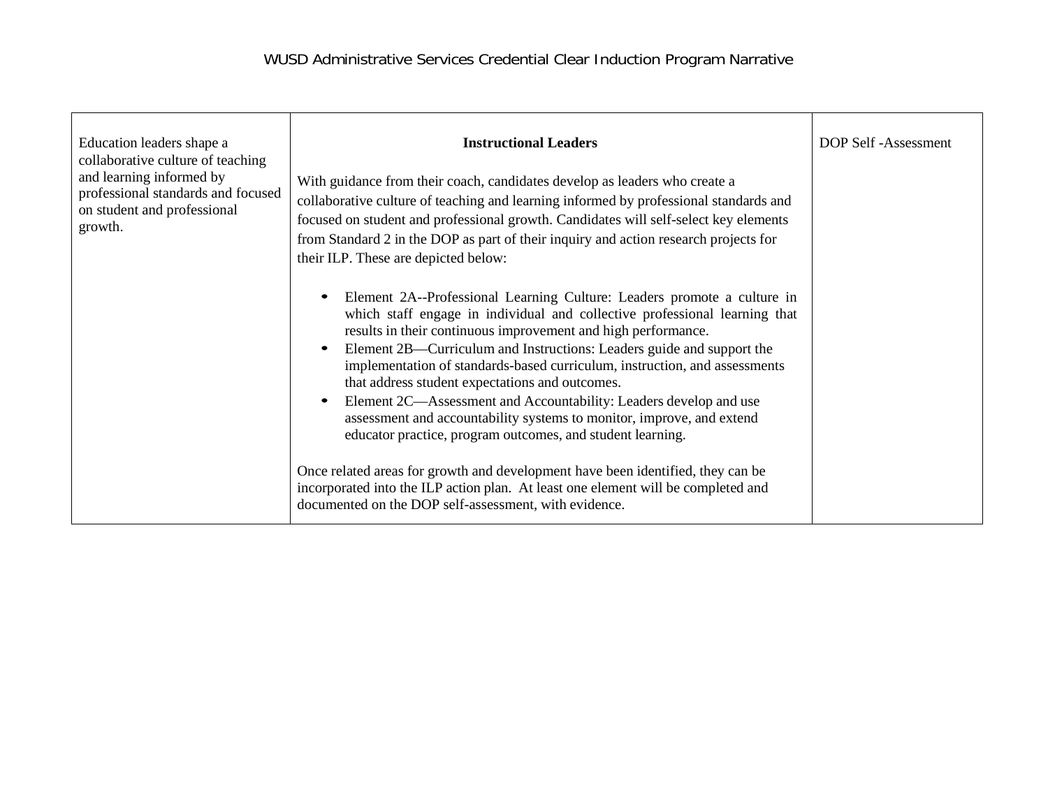| | | |
|---|---|---|
| Education leaders shape a collaborative culture of teaching and learning informed by professional standards and focused on student and professional growth. | **Instructional Leaders**<br><br>With guidance from their coach, candidates develop as leaders who create a collaborative culture of teaching and learning informed by professional standards and focused on student and professional growth. Candidates will self-select key elements from Standard 2 in the DOP as part of their inquiry and action research projects for their ILP. These are depicted below:<br><br>• Element 2A--Professional Learning Culture: Leaders promote a culture in which staff engage in individual and collective professional learning that results in their continuous improvement and high performance.<br>• Element 2B—Curriculum and Instructions: Leaders guide and support the implementation of standards-based curriculum, instruction, and assessments that address student expectations and outcomes.<br>• Element 2C—Assessment and Accountability: Leaders develop and use assessment and accountability systems to monitor, improve, and extend educator practice, program outcomes, and student learning.<br><br>Once related areas for growth and development have been identified, they can be incorporated into the ILP action plan. At least one element will be completed and documented on the DOP self-assessment, with evidence. | DOP Self -Assessment |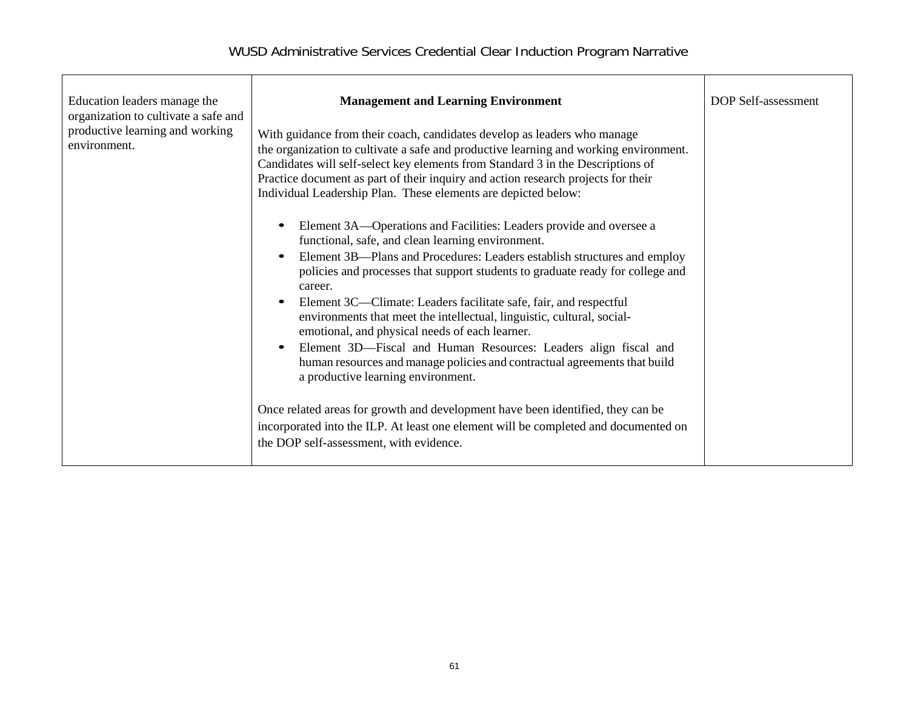| Education leaders manage the organization to cultivate a safe and productive learning and working environment. | **Management and Learning Environment**<br><br>With guidance from their coach, candidates develop as leaders who manage the organization to cultivate a safe and productive learning and working environment. Candidates will self-select key elements from Standard 3 in the Descriptions of Practice document as part of their inquiry and action research projects for their Individual Leadership Plan. These elements are depicted below:<br><br>• Element 3A—Operations and Facilities: Leaders provide and oversee a functional, safe, and clean learning environment.<br>• Element 3B—Plans and Procedures: Leaders establish structures and employ policies and processes that support students to graduate ready for college and career.<br>• Element 3C—Climate: Leaders facilitate safe, fair, and respectful environments that meet the intellectual, linguistic, cultural, social-emotional, and physical needs of each learner.<br>• Element 3D—Fiscal and Human Resources: Leaders align fiscal and human resources and manage policies and contractual agreements that build a productive learning environment.<br><br>Once related areas for growth and development have been identified, they can be incorporated into the ILP. At least one element will be completed and documented on the DOP self-assessment, with evidence. | DOP Self-assessment |
|---|---|---|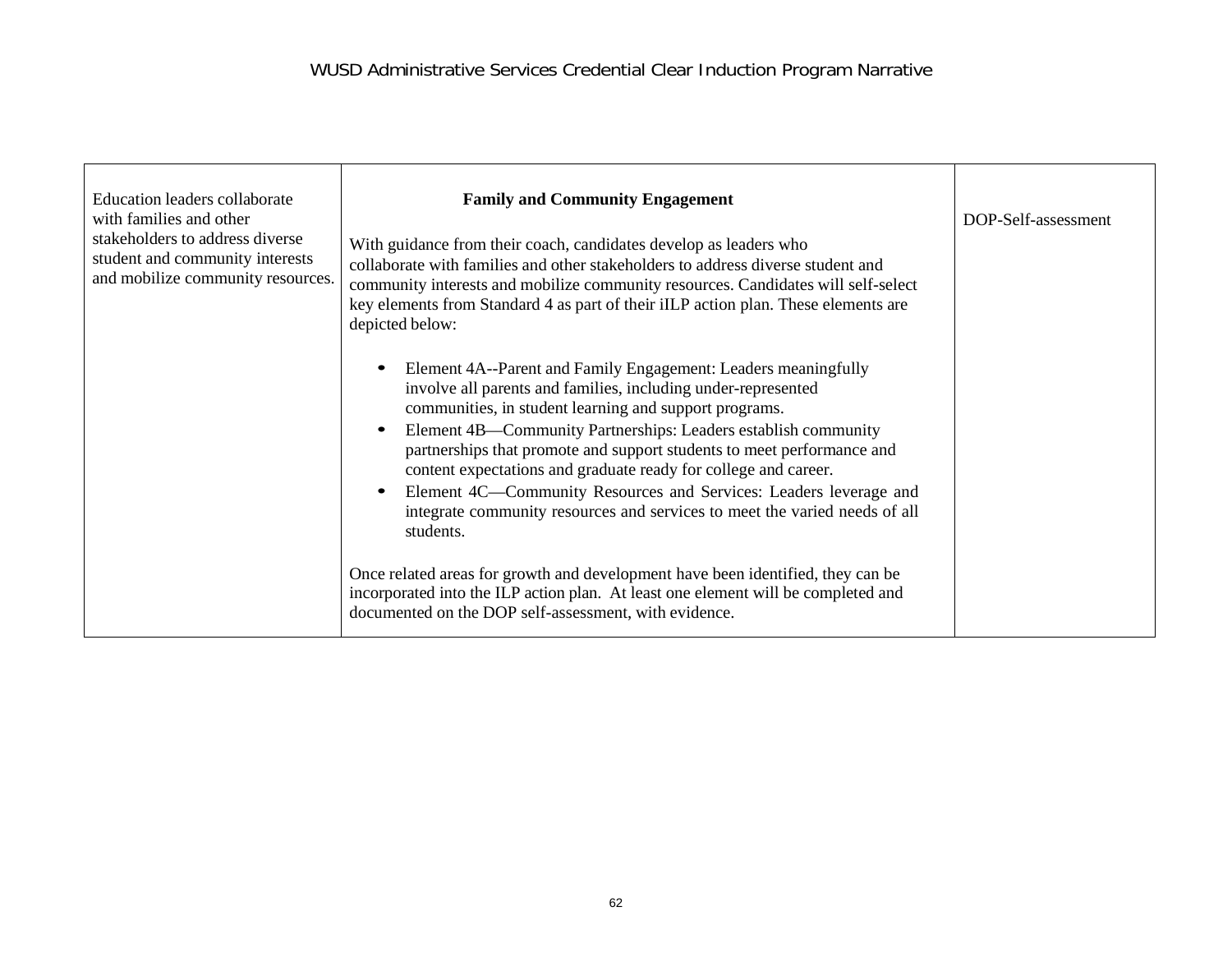| Education leaders collaborate with families and other stakeholders to address diverse student and community interests and mobilize community resources. | **Family and Community Engagement**<br><br>With guidance from their coach, candidates develop as leaders who collaborate with families and other stakeholders to address diverse student and community interests and mobilize community resources. Candidates will self-select key elements from Standard 4 as part of their iILP action plan. These elements are depicted below:<br><br>• Element 4A--Parent and Family Engagement: Leaders meaningfully involve all parents and families, including under-represented communities, in student learning and support programs.<br>• Element 4B—Community Partnerships: Leaders establish community partnerships that promote and support students to meet performance and content expectations and graduate ready for college and career.<br>• Element 4C—Community Resources and Services: Leaders leverage and integrate community resources and services to meet the varied needs of all students.<br><br>Once related areas for growth and development have been identified, they can be incorporated into the ILP action plan. At least one element will be completed and documented on the DOP self-assessment, with evidence. | DOP-Self-assessment |
|---|---|---|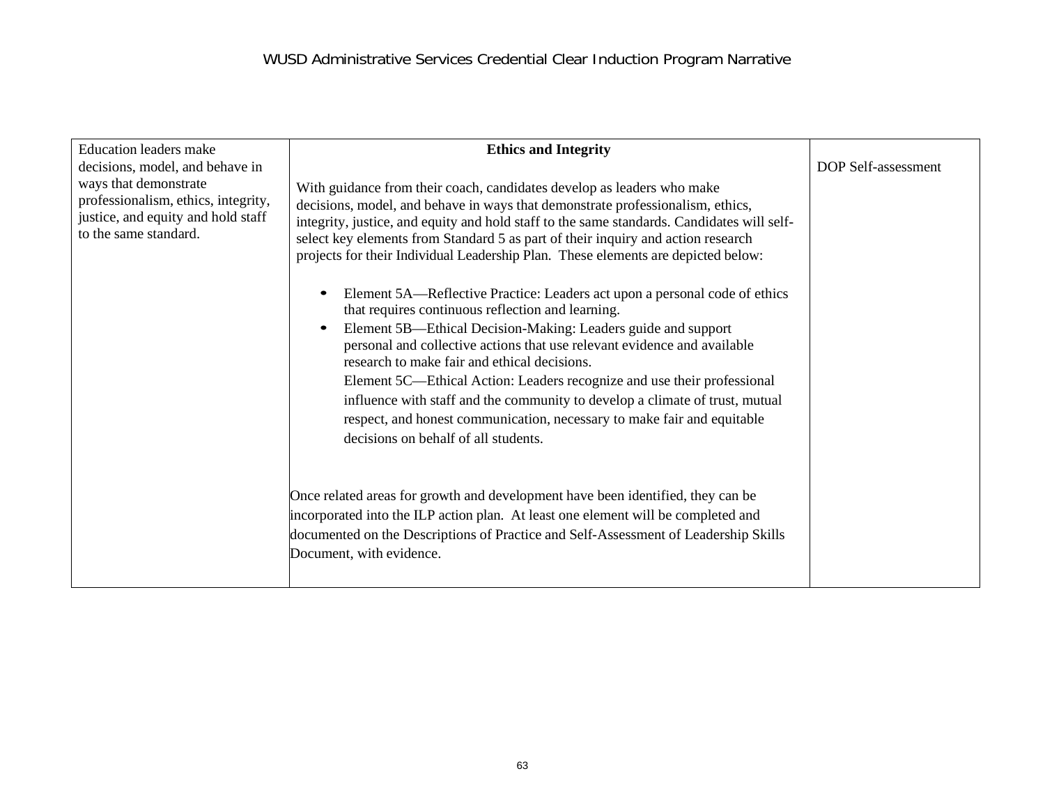| Education leaders make decisions, model, and behave in ways that demonstrate professionalism, ethics, integrity, justice, and equity and hold staff to the same standard. | **Ethics and Integrity**<br><br>With guidance from their coach, candidates develop as leaders who make decisions, model, and behave in ways that demonstrate professionalism, ethics, integrity, justice, and equity and hold staff to the same standards. Candidates will self-select key elements from Standard 5 as part of their inquiry and action research projects for their Individual Leadership Plan. These elements are depicted below:<br><br>• Element 5A—Reflective Practice: Leaders act upon a personal code of ethics that requires continuous reflection and learning.<br>• Element 5B—Ethical Decision-Making: Leaders guide and support personal and collective actions that use relevant evidence and available research to make fair and ethical decisions.<br>Element 5C—Ethical Action: Leaders recognize and use their professional influence with staff and the community to develop a climate of trust, mutual respect, and honest communication, necessary to make fair and equitable decisions on behalf of all students.<br><br>Once related areas for growth and development have been identified, they can be incorporated into the ILP action plan. At least one element will be completed and documented on the Descriptions of Practice and Self-Assessment of Leadership Skills Document, with evidence. | DOP Self-assessment |
|---|---|---|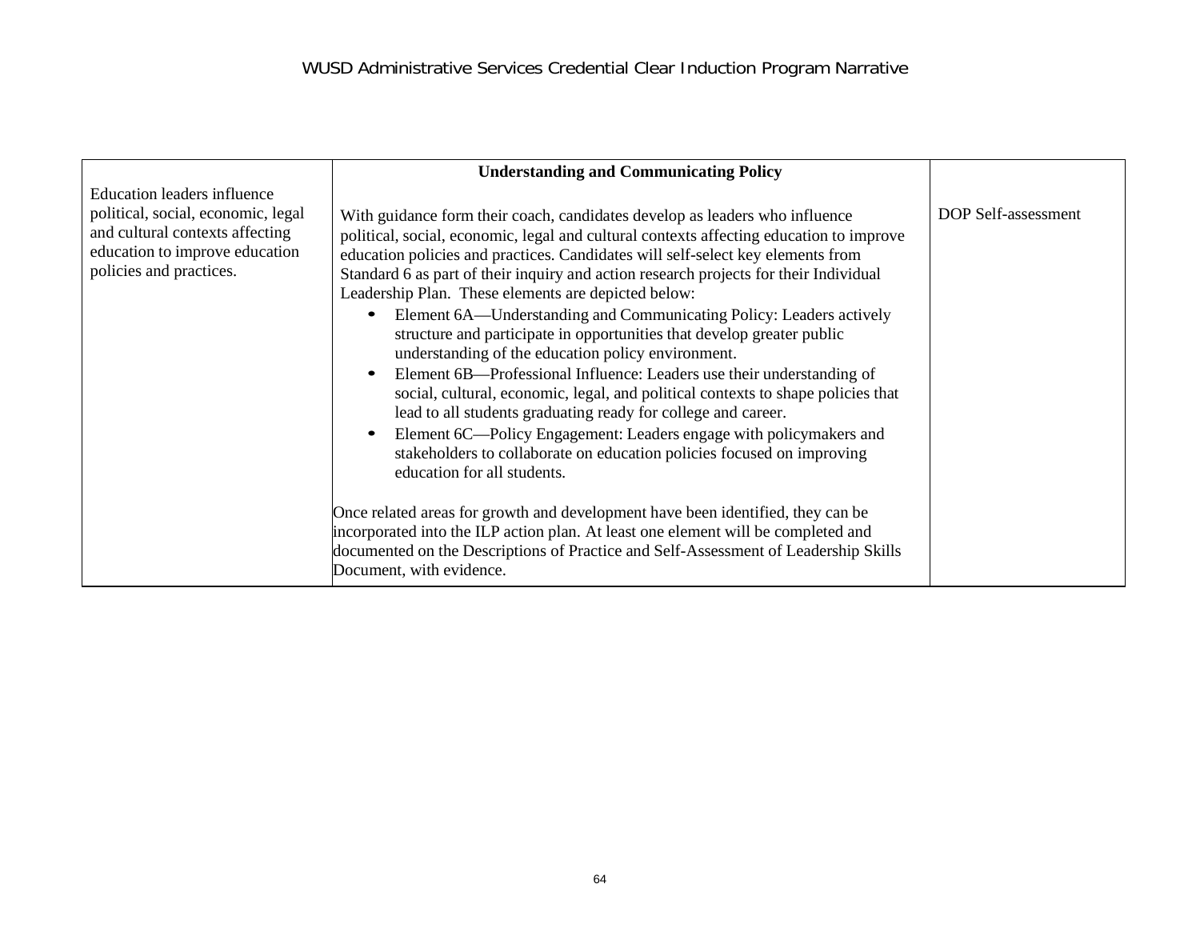| | **Understanding and Communicating Policy** | |
|---|---|---|
| Education leaders influence political, social, economic, legal and cultural contexts affecting education to improve education policies and practices. | With guidance form their coach, candidates develop as leaders who influence political, social, economic, legal and cultural contexts affecting education to improve education policies and practices. Candidates will self-select key elements from Standard 6 as part of their inquiry and action research projects for their Individual Leadership Plan. These elements are depicted below:<br>• Element 6A—Understanding and Communicating Policy: Leaders actively structure and participate in opportunities that develop greater public understanding of the education policy environment.<br>• Element 6B—Professional Influence: Leaders use their understanding of social, cultural, economic, legal, and political contexts to shape policies that lead to all students graduating ready for college and career.<br>• Element 6C—Policy Engagement: Leaders engage with policymakers and stakeholders to collaborate on education policies focused on improving education for all students.<br><br>Once related areas for growth and development have been identified, they can be incorporated into the ILP action plan. At least one element will be completed and documented on the Descriptions of Practice and Self-Assessment of Leadership Skills Document, with evidence. | DOP Self-assessment |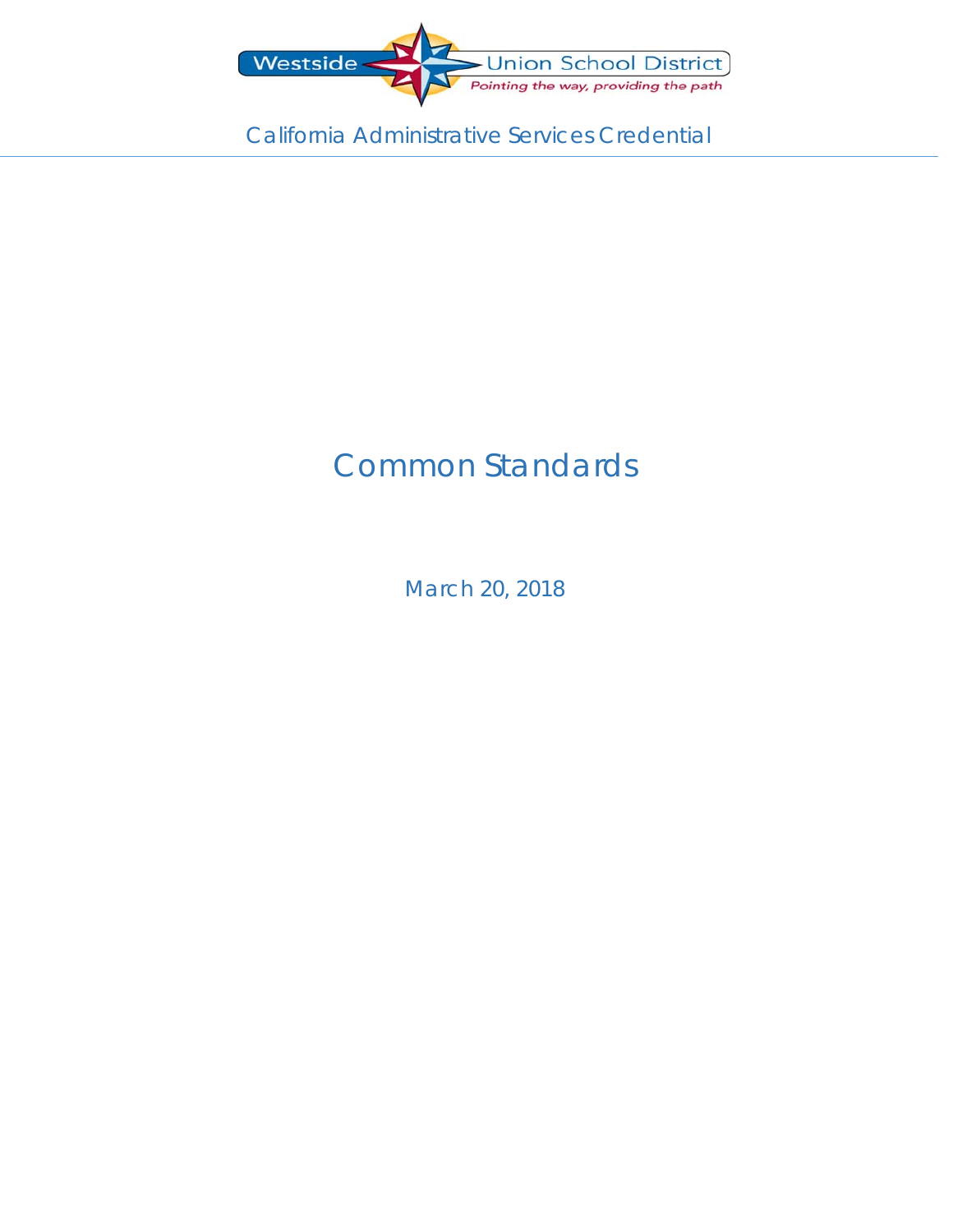Westside Union School District

*Pointing the way, providing the path*

California Administrative Services Credential

# Common Standards

March 20, 2018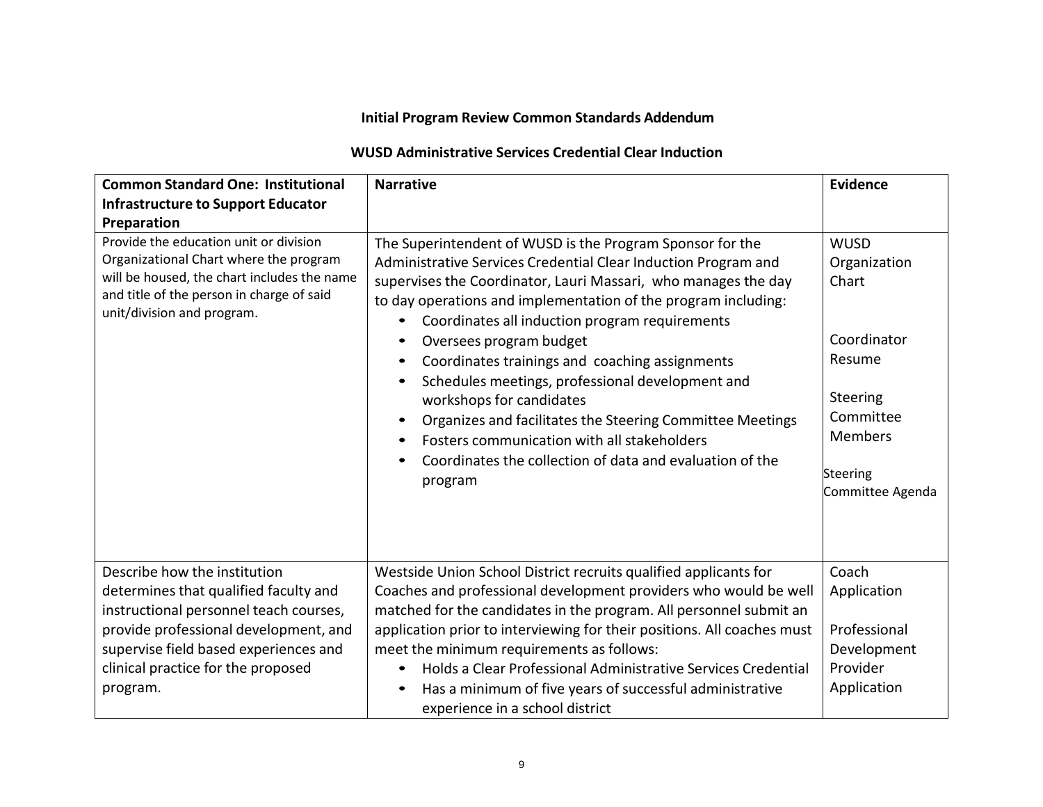**Initial Program Review Common Standards Addendum**

**WUSD Administrative Services Credential Clear Induction**

| **Common Standard One: Institutional Infrastructure to Support Educator Preparation** | **Narrative** | **Evidence** |
|---|---|---|
| Provide the education unit or division Organizational Chart where the program will be housed, the chart includes the name and title of the person in charge of said unit/division and program. | The Superintendent of WUSD is the Program Sponsor for the Administrative Services Credential Clear Induction Program and supervises the Coordinator, Lauri Massari, who manages the day to day operations and implementation of the program including:<br>• Coordinates all induction program requirements<br>• Oversees program budget<br>• Coordinates trainings and coaching assignments<br>• Schedules meetings, professional development and workshops for candidates<br>• Organizes and facilitates the Steering Committee Meetings<br>• Fosters communication with all stakeholders<br>• Coordinates the collection of data and evaluation of the program | WUSD Organization Chart<br><br>Coordinator Resume<br><br>Steering Committee Members<br><br>Steering Committee Agenda |
| Describe how the institution determines that qualified faculty and instructional personnel teach courses, provide professional development, and supervise field based experiences and clinical practice for the proposed program. | Westside Union School District recruits qualified applicants for Coaches and professional development providers who would be well matched for the candidates in the program. All personnel submit an application prior to interviewing for their positions. All coaches must meet the minimum requirements as follows:<br>• Holds a Clear Professional Administrative Services Credential<br>• Has a minimum of five years of successful administrative experience in a school district | Coach Application<br><br>Professional Development Provider Application |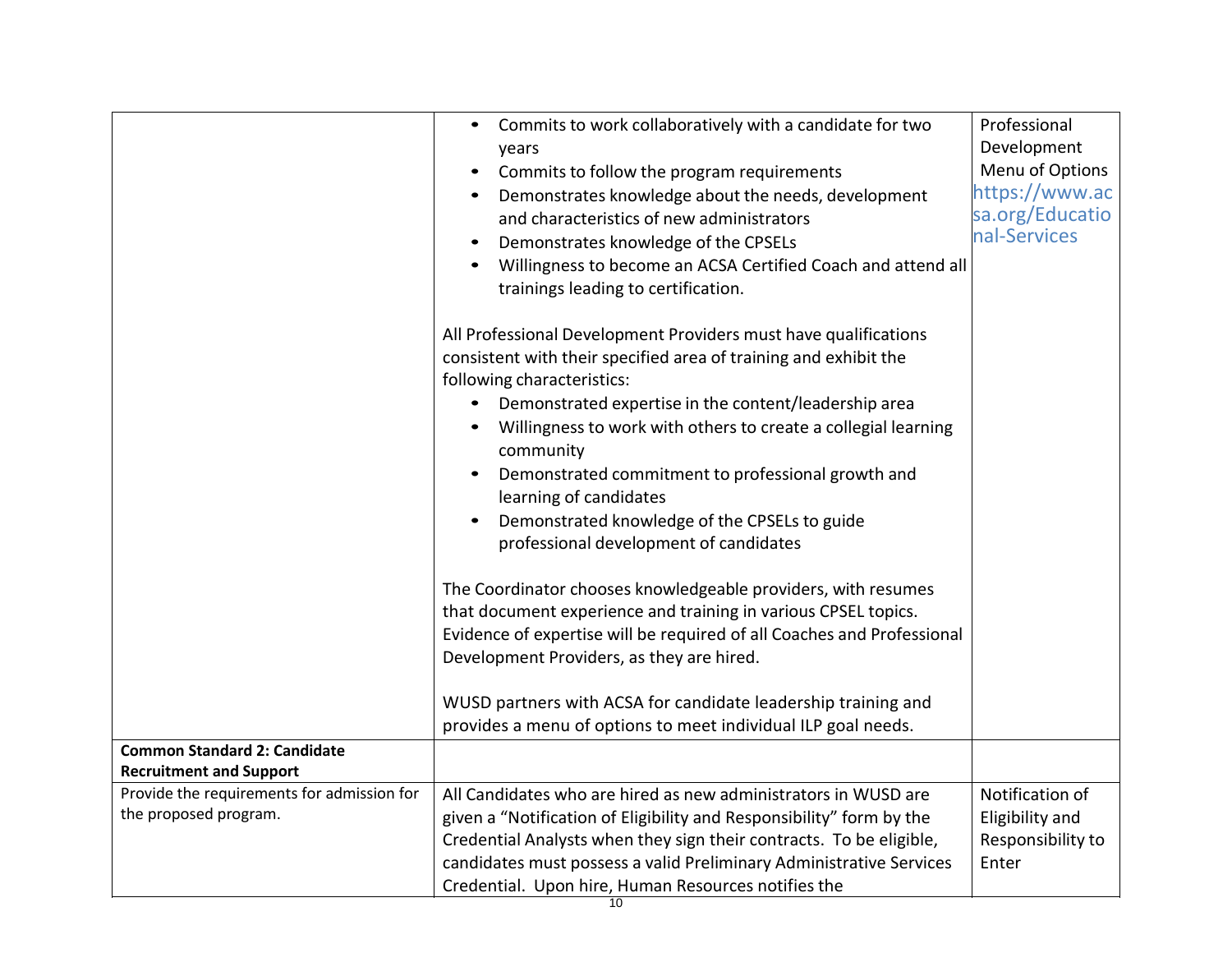| | | |
|---|---|---|
| | • Commits to work collaboratively with a candidate for two years<br>• Commits to follow the program requirements<br>• Demonstrates knowledge about the needs, development and characteristics of new administrators<br>• Demonstrates knowledge of the CPSELs<br>• Willingness to become an ACSA Certified Coach and attend all trainings leading to certification.<br><br>All Professional Development Providers must have qualifications consistent with their specified area of training and exhibit the following characteristics:<br>• Demonstrated expertise in the content/leadership area<br>• Willingness to work with others to create a collegial learning community<br>• Demonstrated commitment to professional growth and learning of candidates<br>• Demonstrated knowledge of the CPSELs to guide professional development of candidates<br><br>The Coordinator chooses knowledgeable providers, with resumes that document experience and training in various CPSEL topics. Evidence of expertise will be required of all Coaches and Professional Development Providers, as they are hired.<br><br>WUSD partners with ACSA for candidate leadership training and provides a menu of options to meet individual ILP goal needs. | Professional Development Menu of Options https://www.acsa.org/Educational-Services |
| **Common Standard 2: Candidate Recruitment and Support** | | |
| Provide the requirements for admission for the proposed program. | All Candidates who are hired as new administrators in WUSD are given a "Notification of Eligibility and Responsibility" form by the Credential Analysts when they sign their contracts. To be eligible, candidates must possess a valid Preliminary Administrative Services Credential. Upon hire, Human Resources notifies the | Notification of Eligibility and Responsibility to Enter |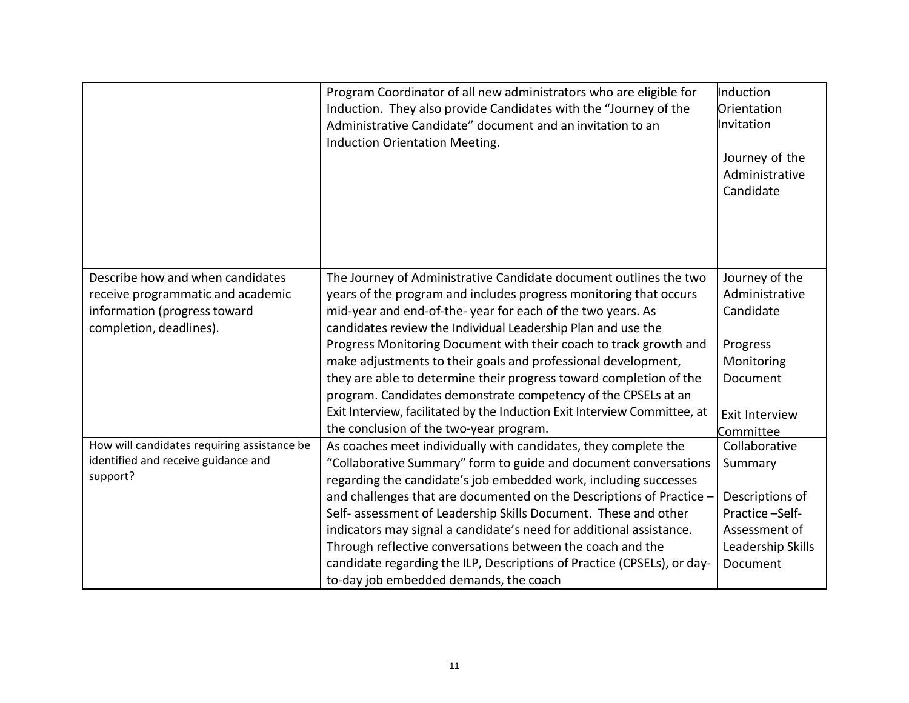| | | |
|---|---|---|
| | Program Coordinator of all new administrators who are eligible for Induction. They also provide Candidates with the "Journey of the Administrative Candidate" document and an invitation to an Induction Orientation Meeting. | Induction Orientation Invitation<br><br>Journey of the Administrative Candidate |
| Describe how and when candidates receive programmatic and academic information (progress toward completion, deadlines). | The Journey of Administrative Candidate document outlines the two years of the program and includes progress monitoring that occurs mid-year and end-of-the- year for each of the two years. As candidates review the Individual Leadership Plan and use the Progress Monitoring Document with their coach to track growth and make adjustments to their goals and professional development, they are able to determine their progress toward completion of the program. Candidates demonstrate competency of the CPSELs at an Exit Interview, facilitated by the Induction Exit Interview Committee, at the conclusion of the two-year program. | Journey of the Administrative Candidate<br><br>Progress Monitoring Document<br><br>Exit Interview Committee |
| How will candidates requiring assistance be identified and receive guidance and support? | As coaches meet individually with candidates, they complete the "Collaborative Summary" form to guide and document conversations regarding the candidate's job embedded work, including successes and challenges that are documented on the Descriptions of Practice – Self- assessment of Leadership Skills Document. These and other indicators may signal a candidate's need for additional assistance. Through reflective conversations between the coach and the candidate regarding the ILP, Descriptions of Practice (CPSELs), or day-to-day job embedded demands, the coach | Collaborative Summary<br><br>Descriptions of Practice –Self-Assessment of Leadership Skills Document |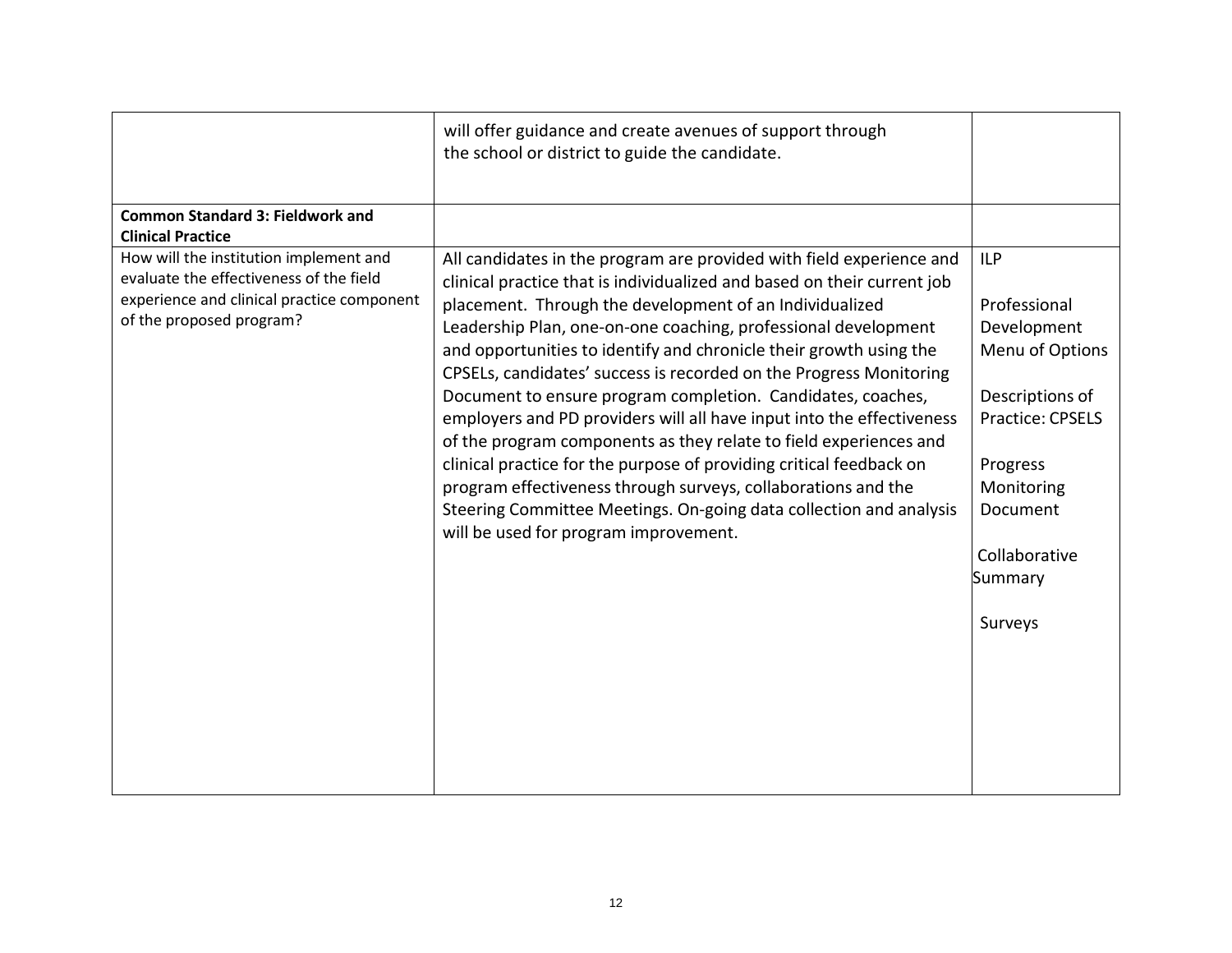| | | |
|---|---|---|
| | will offer guidance and create avenues of support through the school or district to guide the candidate. | |
| **Common Standard 3: Fieldwork and Clinical Practice** | | |
| How will the institution implement and evaluate the effectiveness of the field experience and clinical practice component of the proposed program? | All candidates in the program are provided with field experience and clinical practice that is individualized and based on their current job placement. Through the development of an Individualized Leadership Plan, one-on-one coaching, professional development and opportunities to identify and chronicle their growth using the CPSELs, candidates' success is recorded on the Progress Monitoring Document to ensure program completion. Candidates, coaches, employers and PD providers will all have input into the effectiveness of the program components as they relate to field experiences and clinical practice for the purpose of providing critical feedback on program effectiveness through surveys, collaborations and the Steering Committee Meetings. On-going data collection and analysis will be used for program improvement. | ILP<br><br>Professional Development Menu of Options<br><br>Descriptions of Practice: CPSELS<br><br>Progress Monitoring Document<br><br>Collaborative Summary<br><br>Surveys |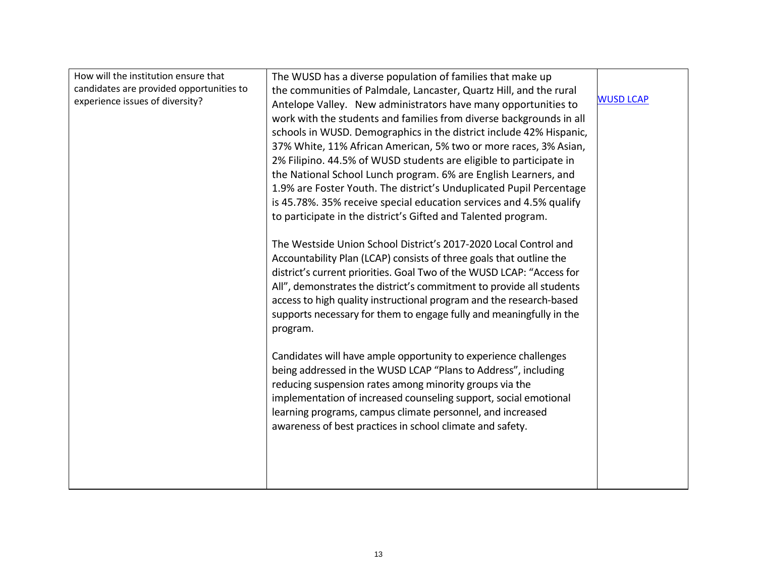| | | |
|---|---|---|
| How will the institution ensure that candidates are provided opportunities to experience issues of diversity? | The WUSD has a diverse population of families that make up the communities of Palmdale, Lancaster, Quartz Hill, and the rural Antelope Valley. New administrators have many opportunities to work with the students and families from diverse backgrounds in all schools in WUSD. Demographics in the district include 42% Hispanic, 37% White, 11% African American, 5% two or more races, 3% Asian, 2% Filipino. 44.5% of WUSD students are eligible to participate in the National School Lunch program. 6% are English Learners, and 1.9% are Foster Youth. The district's Unduplicated Pupil Percentage is 45.78%. 35% receive special education services and 4.5% qualify to participate in the district's Gifted and Talented program.<br><br>The Westside Union School District's 2017-2020 Local Control and Accountability Plan (LCAP) consists of three goals that outline the district's current priorities. Goal Two of the WUSD LCAP: "Access for All", demonstrates the district's commitment to provide all students access to high quality instructional program and the research-based supports necessary for them to engage fully and meaningfully in the program.<br><br>Candidates will have ample opportunity to experience challenges being addressed in the WUSD LCAP "Plans to Address", including reducing suspension rates among minority groups via the implementation of increased counseling support, social emotional learning programs, campus climate personnel, and increased awareness of best practices in school climate and safety. | WUSD LCAP |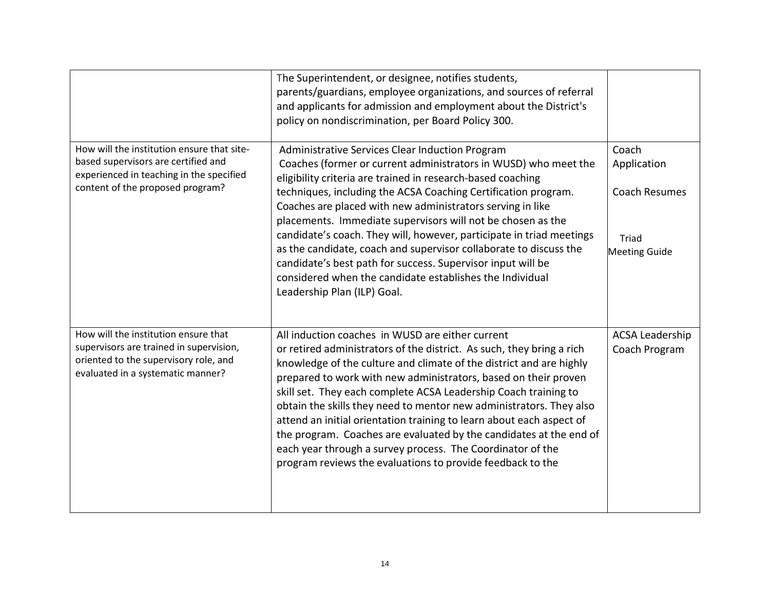| | | |
|---|---|---|
| | The Superintendent, or designee, notifies students, parents/guardians, employee organizations, and sources of referral and applicants for admission and employment about the District's policy on nondiscrimination, per Board Policy 300. | |
| How will the institution ensure that site-based supervisors are certified and experienced in teaching in the specified content of the proposed program? | Administrative Services Clear Induction Program<br>Coaches (former or current administrators in WUSD) who meet the eligibility criteria are trained in research-based coaching techniques, including the ACSA Coaching Certification program. Coaches are placed with new administrators serving in like placements. Immediate supervisors will not be chosen as the candidate's coach. They will, however, participate in triad meetings as the candidate, coach and supervisor collaborate to discuss the candidate's best path for success. Supervisor input will be considered when the candidate establishes the Individual Leadership Plan (ILP) Goal. | Coach Application<br><br>Coach Resumes<br><br>Triad Meeting Guide |
| How will the institution ensure that supervisors are trained in supervision, oriented to the supervisory role, and evaluated in a systematic manner? | All induction coaches in WUSD are either current or retired administrators of the district. As such, they bring a rich knowledge of the culture and climate of the district and are highly prepared to work with new administrators, based on their proven skill set. They each complete ACSA Leadership Coach training to obtain the skills they need to mentor new administrators. They also attend an initial orientation training to learn about each aspect of the program. Coaches are evaluated by the candidates at the end of each year through a survey process. The Coordinator of the program reviews the evaluations to provide feedback to the | ACSA Leadership Coach Program |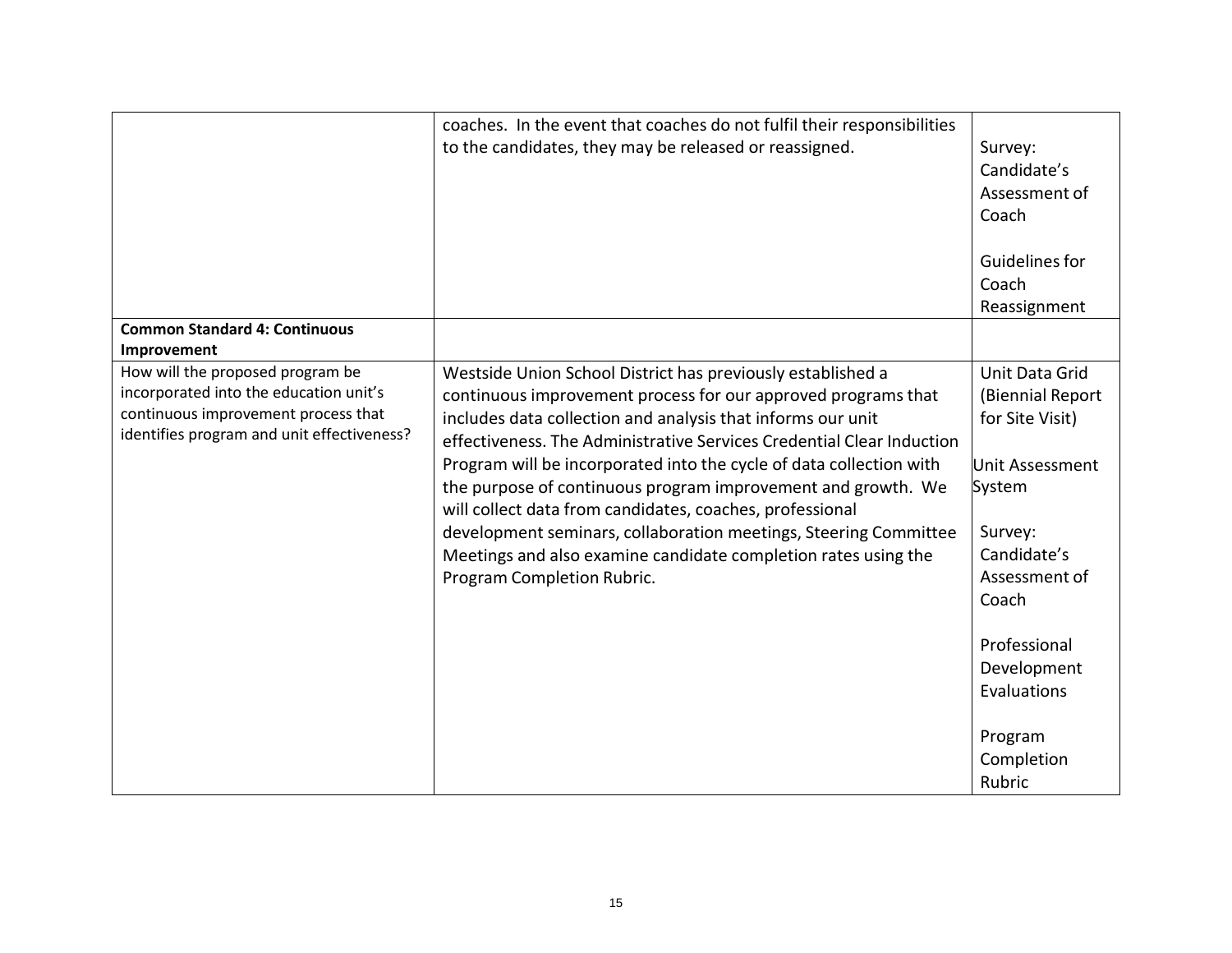| | | |
|---|---|---|
| | coaches. In the event that coaches do not fulfil their responsibilities to the candidates, they may be released or reassigned. | Survey: Candidate's Assessment of Coach<br><br>Guidelines for Coach Reassignment |
| **Common Standard 4: Continuous Improvement** | | |
| How will the proposed program be incorporated into the education unit's continuous improvement process that identifies program and unit effectiveness? | Westside Union School District has previously established a continuous improvement process for our approved programs that includes data collection and analysis that informs our unit effectiveness. The Administrative Services Credential Clear Induction Program will be incorporated into the cycle of data collection with the purpose of continuous program improvement and growth. We will collect data from candidates, coaches, professional development seminars, collaboration meetings, Steering Committee Meetings and also examine candidate completion rates using the Program Completion Rubric. | Unit Data Grid (Biennial Report for Site Visit)<br><br>Unit Assessment System<br><br>Survey: Candidate's Assessment of Coach<br><br>Professional Development Evaluations<br><br>Program Completion Rubric |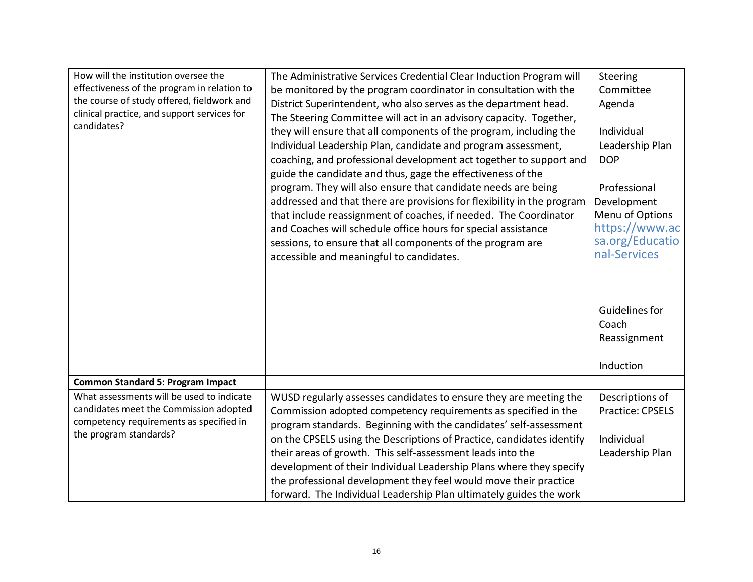| | | |
|---|---|---|
| How will the institution oversee the effectiveness of the program in relation to the course of study offered, fieldwork and clinical practice, and support services for candidates? | The Administrative Services Credential Clear Induction Program will be monitored by the program coordinator in consultation with the District Superintendent, who also serves as the department head. The Steering Committee will act in an advisory capacity. Together, they will ensure that all components of the program, including the Individual Leadership Plan, candidate and program assessment, coaching, and professional development act together to support and guide the candidate and thus, gage the effectiveness of the program. They will also ensure that candidate needs are being addressed and that there are provisions for flexibility in the program that include reassignment of coaches, if needed. The Coordinator and Coaches will schedule office hours for special assistance sessions, to ensure that all components of the program are accessible and meaningful to candidates. | Steering Committee Agenda<br><br>Individual Leadership Plan DOP<br><br>Professional Development Menu of Options https://www.acsa.org/Educational-Services<br><br>Guidelines for Coach Reassignment<br><br>Induction |
| **Common Standard 5: Program Impact** | | |
| What assessments will be used to indicate candidates meet the Commission adopted competency requirements as specified in the program standards? | WUSD regularly assesses candidates to ensure they are meeting the Commission adopted competency requirements as specified in the program standards. Beginning with the candidates' self-assessment on the CPSELS using the Descriptions of Practice, candidates identify their areas of growth. This self-assessment leads into the development of their Individual Leadership Plans where they specify the professional development they feel would move their practice forward. The Individual Leadership Plan ultimately guides the work | Descriptions of Practice: CPSELS<br><br>Individual Leadership Plan |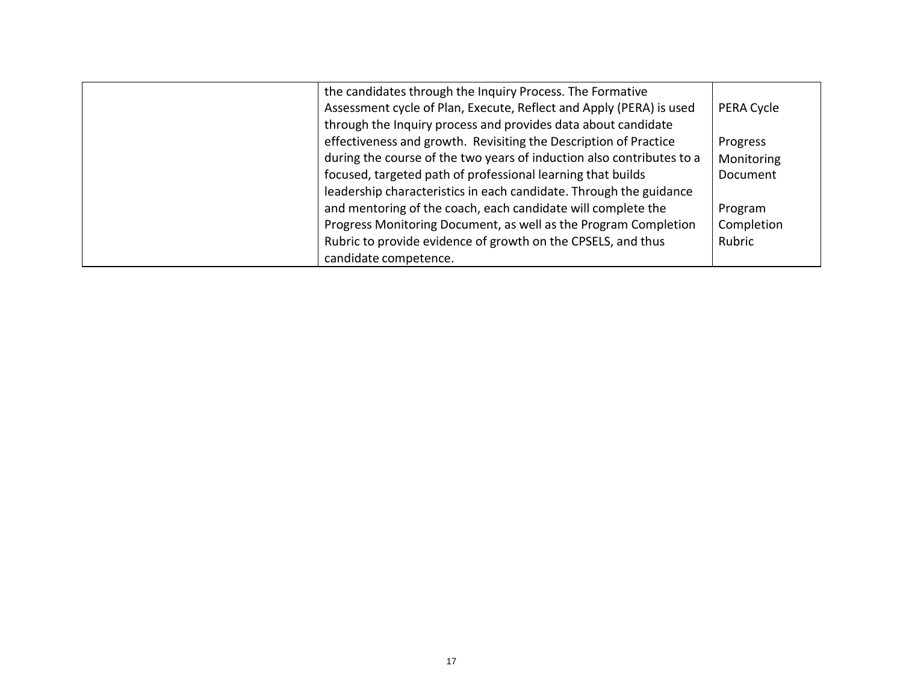|  | the candidates through the Inquiry Process. The Formative Assessment cycle of Plan, Execute, Reflect and Apply (PERA) is used through the Inquiry process and provides data about candidate effectiveness and growth. Revisiting the Description of Practice during the course of the two years of induction also contributes to a focused, targeted path of professional learning that builds leadership characteristics in each candidate. Through the guidance and mentoring of the coach, each candidate will complete the Progress Monitoring Document, as well as the Program Completion Rubric to provide evidence of growth on the CPSELS, and thus candidate competence. | PERA Cycle<br><br>Progress Monitoring Document<br><br>Program Completion Rubric |
|---|---|---|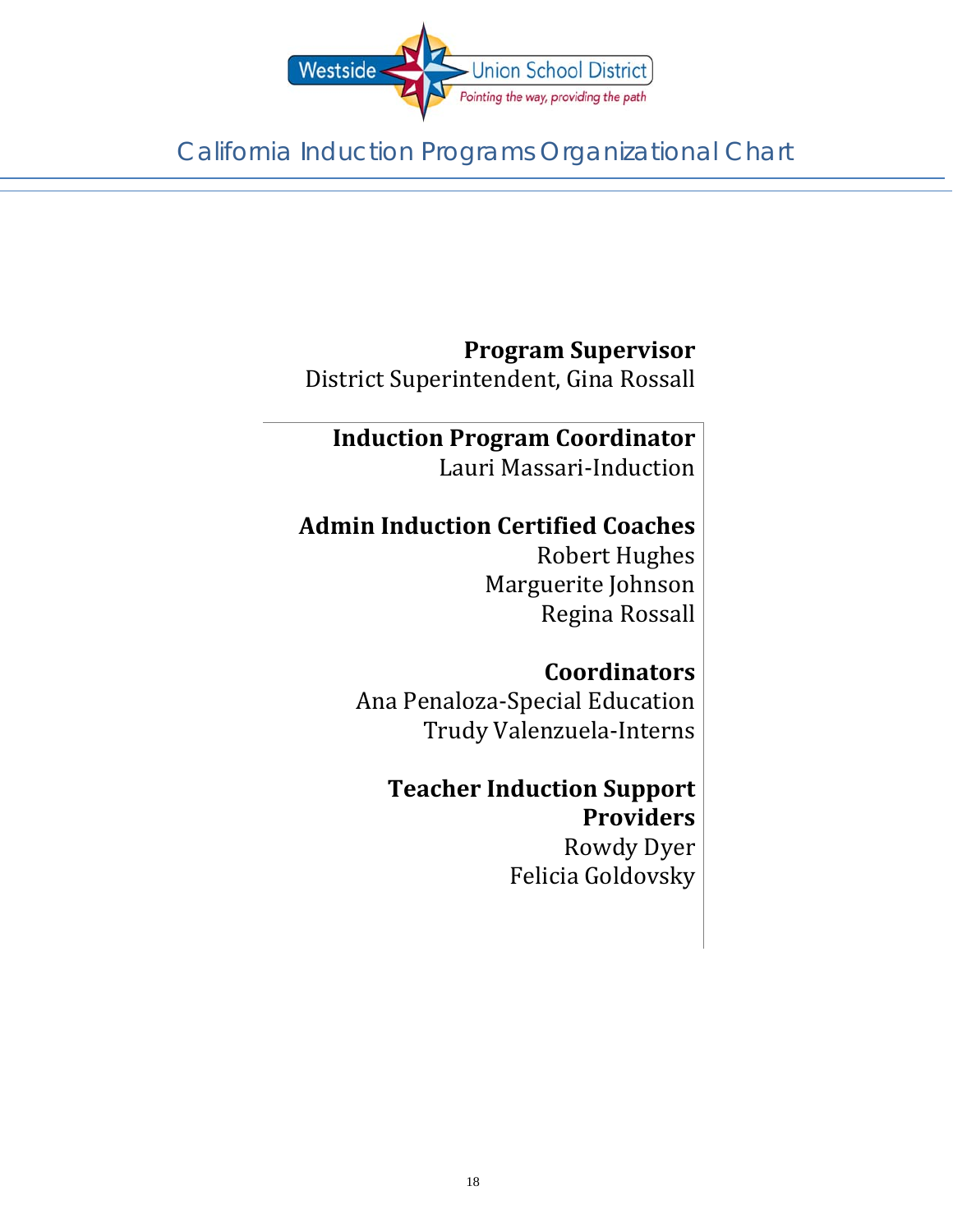Westside Union School District

Pointing the way, providing the path

# California Induction Programs Organizational Chart

**Program Supervisor**
District Superintendent, Gina Rossall

**Induction Program Coordinator**
Lauri Massari-Induction

**Admin Induction Certified Coaches**
Robert Hughes
Marguerite Johnson
Regina Rossall

**Coordinators**
Ana Penaloza-Special Education
Trudy Valenzuela-Interns

**Teacher Induction Support Providers**
Rowdy Dyer
Felicia Goldovsky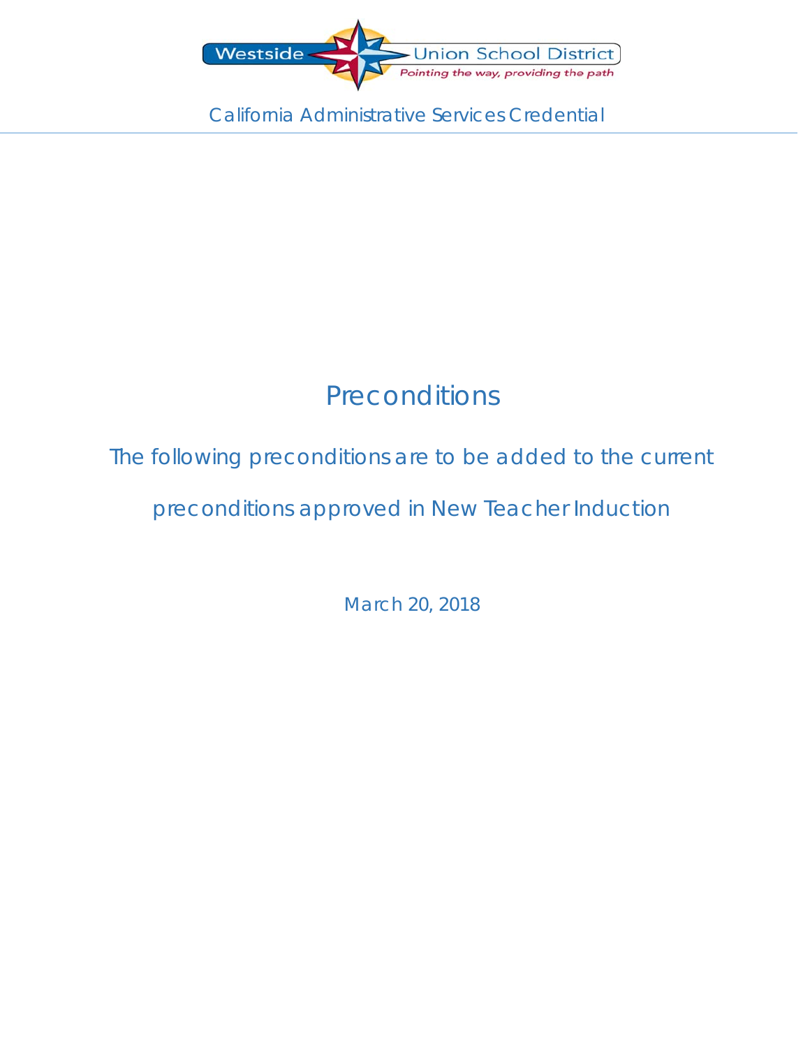Westside Union School District

Pointing the way, providing the path

California Administrative Services Credential

# Preconditions

## The following preconditions are to be added to the current preconditions approved in New Teacher Induction

March 20, 2018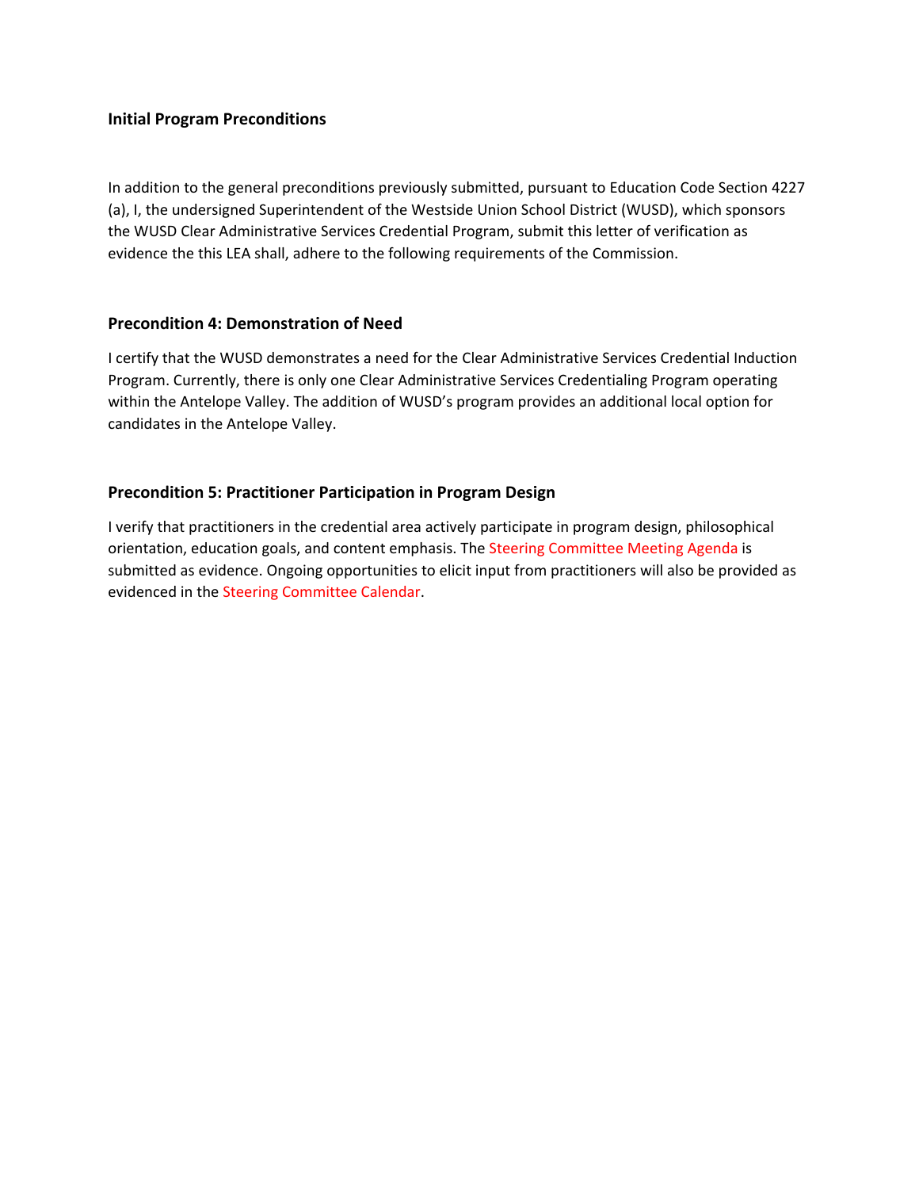### Initial Program Preconditions

In addition to the general preconditions previously submitted, pursuant to Education Code Section 4227 (a), I, the undersigned Superintendent of the Westside Union School District (WUSD), which sponsors the WUSD Clear Administrative Services Credential Program, submit this letter of verification as evidence the this LEA shall, adhere to the following requirements of the Commission.

### Precondition 4: Demonstration of Need

I certify that the WUSD demonstrates a need for the Clear Administrative Services Credential Induction Program. Currently, there is only one Clear Administrative Services Credentialing Program operating within the Antelope Valley. The addition of WUSD's program provides an additional local option for candidates in the Antelope Valley.

### Precondition 5: Practitioner Participation in Program Design

I verify that practitioners in the credential area actively participate in program design, philosophical orientation, education goals, and content emphasis. The Steering Committee Meeting Agenda is submitted as evidence. Ongoing opportunities to elicit input from practitioners will also be provided as evidenced in the Steering Committee Calendar.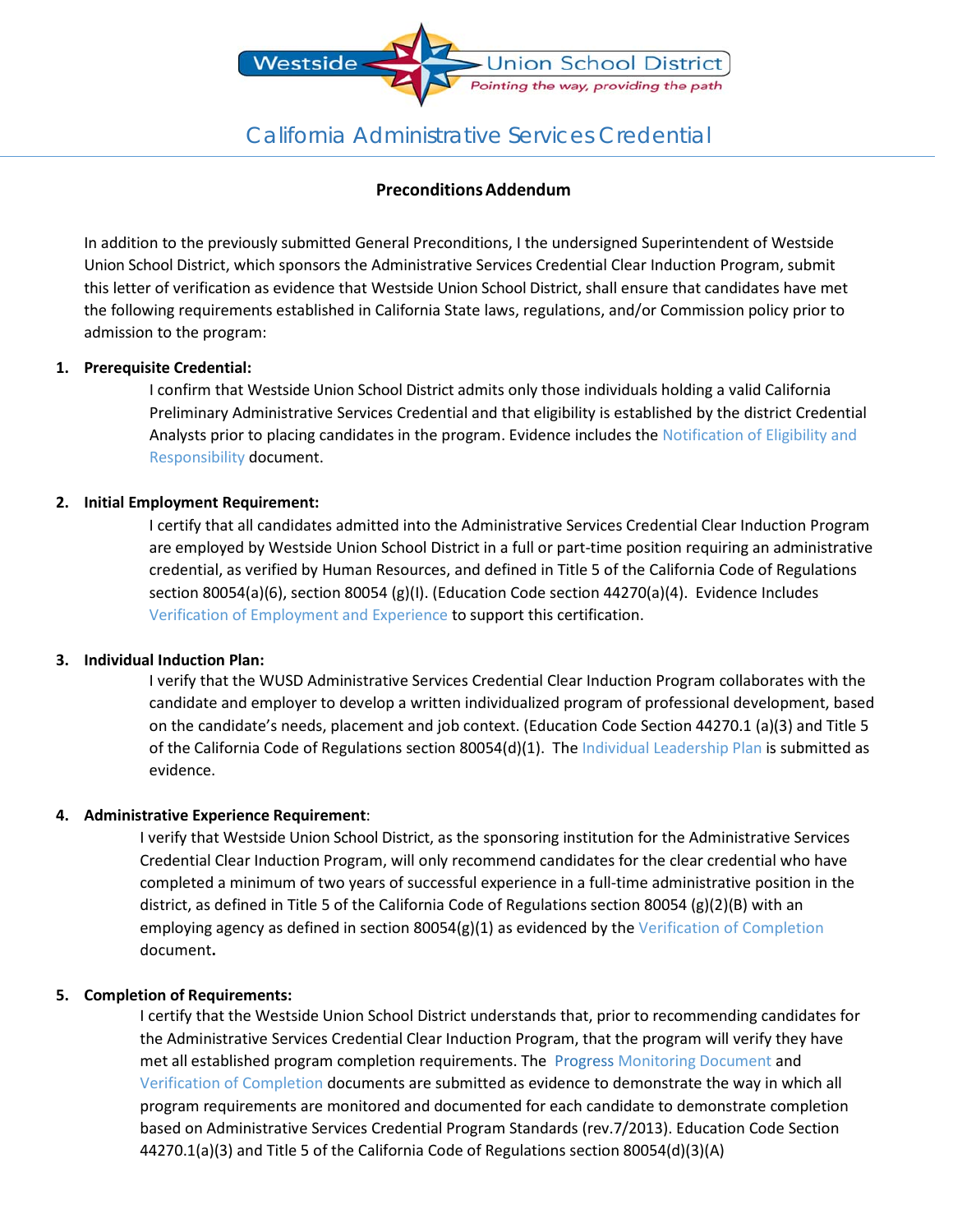Westside Union School District

Pointing the way, providing the path

# California Administrative Services Credential

## Preconditions Addendum

In addition to the previously submitted General Preconditions, I the undersigned Superintendent of Westside Union School District, which sponsors the Administrative Services Credential Clear Induction Program, submit this letter of verification as evidence that Westside Union School District, shall ensure that candidates have met the following requirements established in California State laws, regulations, and/or Commission policy prior to admission to the program:

1. **Prerequisite Credential:**

   I confirm that Westside Union School District admits only those individuals holding a valid California Preliminary Administrative Services Credential and that eligibility is established by the district Credential Analysts prior to placing candidates in the program. Evidence includes the Notification of Eligibility and Responsibility document.

2. **Initial Employment Requirement:**

   I certify that all candidates admitted into the Administrative Services Credential Clear Induction Program are employed by Westside Union School District in a full or part-time position requiring an administrative credential, as verified by Human Resources, and defined in Title 5 of the California Code of Regulations section 80054(a)(6), section 80054 (g)(I). (Education Code section 44270(a)(4). Evidence Includes Verification of Employment and Experience to support this certification.

3. **Individual Induction Plan:**

   I verify that the WUSD Administrative Services Credential Clear Induction Program collaborates with the candidate and employer to develop a written individualized program of professional development, based on the candidate's needs, placement and job context. (Education Code Section 44270.1 (a)(3) and Title 5 of the California Code of Regulations section 80054(d)(1). The Individual Leadership Plan is submitted as evidence.

4. **Administrative Experience Requirement**:

   I verify that Westside Union School District, as the sponsoring institution for the Administrative Services Credential Clear Induction Program, will only recommend candidates for the clear credential who have completed a minimum of two years of successful experience in a full-time administrative position in the district, as defined in Title 5 of the California Code of Regulations section 80054 (g)(2)(B) with an employing agency as defined in section 80054(g)(1) as evidenced by the Verification of Completion document**.**

5. **Completion of Requirements:**

   I certify that the Westside Union School District understands that, prior to recommending candidates for the Administrative Services Credential Clear Induction Program, that the program will verify they have met all established program completion requirements. The Progress Monitoring Document and Verification of Completion documents are submitted as evidence to demonstrate the way in which all program requirements are monitored and documented for each candidate to demonstrate completion based on Administrative Services Credential Program Standards (rev.7/2013). Education Code Section 44270.1(a)(3) and Title 5 of the California Code of Regulations section 80054(d)(3)(A)